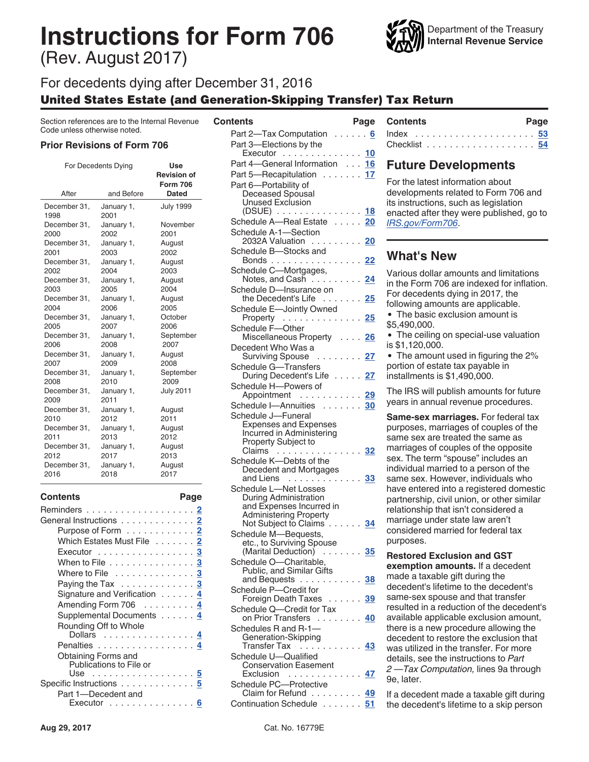# Instructions for Form 706

(Rev. August 2017)

Department of the Treasury
Internal Revenue Service

## For decedents dying after December 31, 2016

## United States Estate (and Generation-Skipping Transfer) Tax Return

Section references are to the Internal Revenue Code unless otherwise noted.

### Prior Revisions of Form 706

| For Decedents Dying | | Use Revision of Form 706 Dated |
|---|---|---|
| After | and Before | |
| December 31, 1998 | January 1, 2001 | July 1999 |
| December 31, 2000 | January 1, 2002 | November 2001 |
| December 31, 2001 | January 1, 2003 | August 2002 |
| December 31, 2002 | January 1, 2004 | August 2003 |
| December 31, 2003 | January 1, 2005 | August 2004 |
| December 31, 2004 | January 1, 2006 | August 2005 |
| December 31, 2005 | January 1, 2007 | October 2006 |
| December 31, 2006 | January 1, 2008 | September 2007 |
| December 31, 2007 | January 1, 2009 | August 2008 |
| December 31, 2008 | January 1, 2010 | September 2009 |
| December 31, 2009 | January 1, 2011 | July 2011 |
| December 31, 2010 | January 1, 2012 | August 2011 |
| December 31, 2011 | January 1, 2013 | August 2012 |
| December 31, 2012 | January 1, 2017 | August 2013 |
| December 31, 2016 | January 1, 2018 | August 2017 |

| Contents | Page |
|---|---|
| Reminders | 2 |
| General Instructions | 2 |
| Purpose of Form | 2 |
| Which Estates Must File | 2 |
| Executor | 3 |
| When to File | 3 |
| Where to File | 3 |
| Paying the Tax | 3 |
| Signature and Verification | 4 |
| Amending Form 706 | 4 |
| Supplemental Documents | 4 |
| Rounding Off to Whole Dollars | 4 |
| Penalties | 4 |
| Obtaining Forms and Publications to File or Use | 5 |
| Specific Instructions | 5 |
| Part 1—Decedent and Executor | 6 |
| Part 2—Tax Computation | 6 |
| Part 3—Elections by the Executor | 10 |
| Part 4—General Information | 16 |
| Part 5—Recapitulation | 17 |
| Part 6—Portability of Deceased Spousal Unused Exclusion (DSUE) | 18 |
| Schedule A—Real Estate | 20 |
| Schedule A-1—Section 2032A Valuation | 20 |
| Schedule B—Stocks and Bonds | 22 |
| Schedule C—Mortgages, Notes, and Cash | 24 |
| Schedule D—Insurance on the Decedent's Life | 25 |
| Schedule E—Jointly Owned Property | 25 |
| Schedule F—Other Miscellaneous Property | 26 |
| Decedent Who Was a Surviving Spouse | 27 |
| Schedule G—Transfers During Decedent's Life | 27 |
| Schedule H—Powers of Appointment | 29 |
| Schedule I—Annuities | 30 |
| Schedule J—Funeral Expenses and Expenses Incurred in Administering Property Subject to Claims | 32 |
| Schedule K—Debts of the Decedent and Mortgages and Liens | 33 |
| Schedule L—Net Losses During Administration and Expenses Incurred in Administering Property Not Subject to Claims | 34 |
| Schedule M—Bequests, etc., to Surviving Spouse (Marital Deduction) | 35 |
| Schedule O—Charitable, Public, and Similar Gifts and Bequests | 38 |
| Schedule P—Credit for Foreign Death Taxes | 39 |
| Schedule Q—Credit for Tax on Prior Transfers | 40 |
| Schedules R and R-1—Generation-Skipping Transfer Tax | 43 |
| Schedule U—Qualified Conservation Easement Exclusion | 47 |
| Schedule PC—Protective Claim for Refund | 49 |
| Continuation Schedule | 51 |
| Index | 53 |
| Checklist | 54 |

## Future Developments

For the latest information about developments related to Form 706 and its instructions, such as legislation enacted after they were published, go to *IRS.gov/Form706*.

## What's New

Various dollar amounts and limitations in the Form 706 are indexed for inflation. For decedents dying in 2017, the following amounts are applicable.

- The basic exclusion amount is $5,490,000.
- The ceiling on special-use valuation is $1,120,000.
- The amount used in figuring the 2% portion of estate tax payable in installments is $1,490,000.

The IRS will publish amounts for future years in annual revenue procedures.

**Same-sex marriages.** For federal tax purposes, marriages of couples of the same sex are treated the same as marriages of couples of the opposite sex. The term "spouse" includes an individual married to a person of the same sex. However, individuals who have entered into a registered domestic partnership, civil union, or other similar relationship that isn't considered a marriage under state law aren't considered married for federal tax purposes.

**Restored Exclusion and GST exemption amounts.** If a decedent made a taxable gift during the decedent's lifetime to the decedent's same-sex spouse and that transfer resulted in a reduction of the decedent's available applicable exclusion amount, there is a new procedure allowing the decedent to restore the exclusion that was utilized in the transfer. For more details, see the instructions to *Part 2 —Tax Computation,* lines 9a through 9e, later.

If a decedent made a taxable gift during the decedent's lifetime to a skip person

Aug 29, 2017 Cat. No. 16779E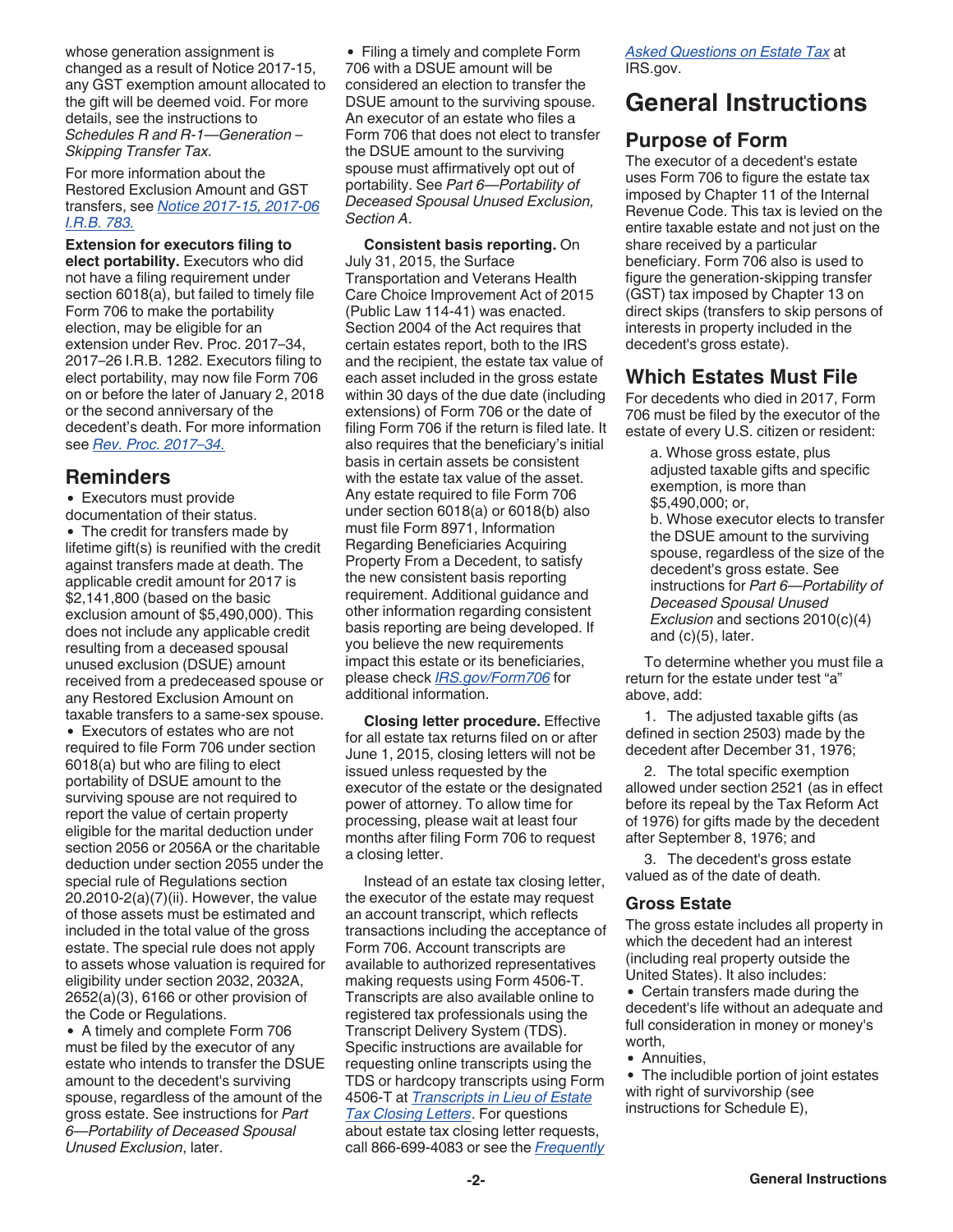whose generation assignment is changed as a result of Notice 2017-15, any GST exemption amount allocated to the gift will be deemed void. For more details, see the instructions to *Schedules R and R-1—Generation – Skipping Transfer Tax.*

For more information about the Restored Exclusion Amount and GST transfers, see Notice 2017-15, 2017-06 I.R.B. 783.

**Extension for executors filing to elect portability.** Executors who did not have a filing requirement under section 6018(a), but failed to timely file Form 706 to make the portability election, may be eligible for an extension under Rev. Proc. 2017–34, 2017–26 I.R.B. 1282. Executors filing to elect portability, may now file Form 706 on or before the later of January 2, 2018 or the second anniversary of the decedent's death. For more information see Rev. Proc. 2017–34.

## Reminders

- Executors must provide documentation of their status.
- The credit for transfers made by lifetime gift(s) is reunified with the credit against transfers made at death. The applicable credit amount for 2017 is $2,141,800 (based on the basic exclusion amount of $5,490,000). This does not include any applicable credit resulting from a deceased spousal unused exclusion (DSUE) amount received from a predeceased spouse or any Restored Exclusion Amount on taxable transfers to a same-sex spouse.
- Executors of estates who are not required to file Form 706 under section 6018(a) but who are filing to elect portability of DSUE amount to the surviving spouse are not required to report the value of certain property eligible for the marital deduction under section 2056 or 2056A or the charitable deduction under section 2055 under the special rule of Regulations section 20.2010-2(a)(7)(ii). However, the value of those assets must be estimated and included in the total value of the gross estate. The special rule does not apply to assets whose valuation is required for eligibility under section 2032, 2032A, 2652(a)(3), 6166 or other provision of the Code or Regulations.
- A timely and complete Form 706 must be filed by the executor of any estate who intends to transfer the DSUE amount to the decedent's surviving spouse, regardless of the amount of the gross estate. See instructions for *Part 6—Portability of Deceased Spousal Unused Exclusion*, later.
- Filing a timely and complete Form 706 with a DSUE amount will be considered an election to transfer the DSUE amount to the surviving spouse. An executor of an estate who files a Form 706 that does not elect to transfer the DSUE amount to the surviving spouse must affirmatively opt out of portability. See *Part 6—Portability of Deceased Spousal Unused Exclusion, Section A*.

**Consistent basis reporting.** On July 31, 2015, the Surface Transportation and Veterans Health Care Choice Improvement Act of 2015 (Public Law 114-41) was enacted. Section 2004 of the Act requires that certain estates report, both to the IRS and the recipient, the estate tax value of each asset included in the gross estate within 30 days of the due date (including extensions) of Form 706 or the date of filing Form 706 if the return is filed late. It also requires that the beneficiary's initial basis in certain assets be consistent with the estate tax value of the asset. Any estate required to file Form 706 under section 6018(a) or 6018(b) also must file Form 8971, Information Regarding Beneficiaries Acquiring Property From a Decedent, to satisfy the new consistent basis reporting requirement. Additional guidance and other information regarding consistent basis reporting are being developed. If you believe the new requirements impact this estate or its beneficiaries, please check *IRS.gov/Form706* for additional information.

**Closing letter procedure.** Effective for all estate tax returns filed on or after June 1, 2015, closing letters will not be issued unless requested by the executor of the estate or the designated power of attorney. To allow time for processing, please wait at least four months after filing Form 706 to request a closing letter.

Instead of an estate tax closing letter, the executor of the estate may request an account transcript, which reflects transactions including the acceptance of Form 706. Account transcripts are available to authorized representatives making requests using Form 4506-T. Transcripts are also available online to registered tax professionals using the Transcript Delivery System (TDS). Specific instructions are available for requesting online transcripts using the TDS or hardcopy transcripts using Form 4506-T at *Transcripts in Lieu of Estate Tax Closing Letters*. For questions about estate tax closing letter requests, call 866-699-4083 or see the *Frequently Asked Questions on Estate Tax* at IRS.gov.

# General Instructions

## Purpose of Form

The executor of a decedent's estate uses Form 706 to figure the estate tax imposed by Chapter 11 of the Internal Revenue Code. This tax is levied on the entire taxable estate and not just on the share received by a particular beneficiary. Form 706 also is used to figure the generation-skipping transfer (GST) tax imposed by Chapter 13 on direct skips (transfers to skip persons of interests in property included in the decedent's gross estate).

## Which Estates Must File

For decedents who died in 2017, Form 706 must be filed by the executor of the estate of every U.S. citizen or resident:

a. Whose gross estate, plus adjusted taxable gifts and specific exemption, is more than $5,490,000; or,

b. Whose executor elects to transfer the DSUE amount to the surviving spouse, regardless of the size of the decedent's gross estate. See instructions for *Part 6—Portability of Deceased Spousal Unused Exclusion* and sections 2010(c)(4) and (c)(5), later.

To determine whether you must file a return for the estate under test "a" above, add:

1. The adjusted taxable gifts (as defined in section 2503) made by the decedent after December 31, 1976;

2. The total specific exemption allowed under section 2521 (as in effect before its repeal by the Tax Reform Act of 1976) for gifts made by the decedent after September 8, 1976; and

3. The decedent's gross estate valued as of the date of death.

### Gross Estate

The gross estate includes all property in which the decedent had an interest (including real property outside the United States). It also includes:

- Certain transfers made during the decedent's life without an adequate and full consideration in money or money's worth,
- Annuities,
- The includible portion of joint estates with right of survivorship (see instructions for Schedule E),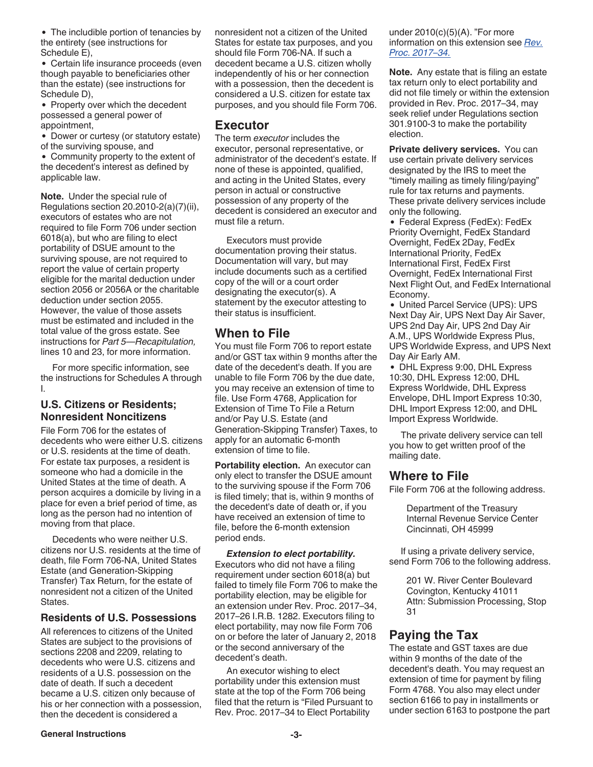- The includible portion of tenancies by the entirety (see instructions for Schedule E),
- Certain life insurance proceeds (even though payable to beneficiaries other than the estate) (see instructions for Schedule D),
- Property over which the decedent possessed a general power of appointment,
- Dower or curtesy (or statutory estate) of the surviving spouse, and
- Community property to the extent of the decedent's interest as defined by applicable law.

**Note.** Under the special rule of Regulations section 20.2010-2(a)(7)(ii), executors of estates who are not required to file Form 706 under section 6018(a), but who are filing to elect portability of DSUE amount to the surviving spouse, are not required to report the value of certain property eligible for the marital deduction under section 2056 or 2056A or the charitable deduction under section 2055. However, the value of those assets must be estimated and included in the total value of the gross estate. See instructions for *Part 5—Recapitulation,* lines 10 and 23, for more information.

For more specific information, see the instructions for Schedules A through I.

### U.S. Citizens or Residents; Nonresident Noncitizens

File Form 706 for the estates of decedents who were either U.S. citizens or U.S. residents at the time of death. For estate tax purposes, a resident is someone who had a domicile in the United States at the time of death. A person acquires a domicile by living in a place for even a brief period of time, as long as the person had no intention of moving from that place.

Decedents who were neither U.S. citizens nor U.S. residents at the time of death, file Form 706-NA, United States Estate (and Generation-Skipping Transfer) Tax Return, for the estate of nonresident not a citizen of the United States.

### Residents of U.S. Possessions

All references to citizens of the United States are subject to the provisions of sections 2208 and 2209, relating to decedents who were U.S. citizens and residents of a U.S. possession on the date of death. If such a decedent became a U.S. citizen only because of his or her connection with a possession, then the decedent is considered a nonresident not a citizen of the United States for estate tax purposes, and you should file Form 706-NA. If such a decedent became a U.S. citizen wholly independently of his or her connection with a possession, then the decedent is considered a U.S. citizen for estate tax purposes, and you should file Form 706.

## Executor

The term *executor* includes the executor, personal representative, or administrator of the decedent's estate. If none of these is appointed, qualified, and acting in the United States, every person in actual or constructive possession of any property of the decedent is considered an executor and must file a return.

Executors must provide documentation proving their status. Documentation will vary, but may include documents such as a certified copy of the will or a court order designating the executor(s). A statement by the executor attesting to their status is insufficient.

## When to File

You must file Form 706 to report estate and/or GST tax within 9 months after the date of the decedent's death. If you are unable to file Form 706 by the due date, you may receive an extension of time to file. Use Form 4768, Application for Extension of Time To File a Return and/or Pay U.S. Estate (and Generation-Skipping Transfer) Taxes, to apply for an automatic 6-month extension of time to file.

**Portability election.** An executor can only elect to transfer the DSUE amount to the surviving spouse if the Form 706 is filed timely; that is, within 9 months of the decedent's date of death or, if you have received an extension of time to file, before the 6-month extension period ends.

***Extension to elect portability.*** Executors who did not have a filing requirement under section 6018(a) but failed to timely file Form 706 to make the portability election, may be eligible for an extension under Rev. Proc. 2017–34, 2017–26 I.R.B. 1282. Executors filing to elect portability, may now file Form 706 on or before the later of January 2, 2018 or the second anniversary of the decedent's death.

An executor wishing to elect portability under this extension must state at the top of the Form 706 being filed that the return is "Filed Pursuant to Rev. Proc. 2017–34 to Elect Portability under 2010(c)(5)(A). "For more information on this extension see *Rev. Proc. 2017–34.*

**Note.** Any estate that is filing an estate tax return only to elect portability and did not file timely or within the extension provided in Rev. Proc. 2017–34, may seek relief under Regulations section 301.9100-3 to make the portability election.

**Private delivery services.** You can use certain private delivery services designated by the IRS to meet the "timely mailing as timely filing/paying" rule for tax returns and payments. These private delivery services include only the following.

- Federal Express (FedEx): FedEx Priority Overnight, FedEx Standard Overnight, FedEx 2Day, FedEx International Priority, FedEx International First, FedEx First Overnight, FedEx International First Next Flight Out, and FedEx International Economy.
- United Parcel Service (UPS): UPS Next Day Air, UPS Next Day Air Saver, UPS 2nd Day Air, UPS 2nd Day Air A.M., UPS Worldwide Express Plus, UPS Worldwide Express, and UPS Next Day Air Early AM.
- DHL Express 9:00, DHL Express 10:30, DHL Express 12:00, DHL Express Worldwide, DHL Express Envelope, DHL Import Express 10:30, DHL Import Express 12:00, and DHL Import Express Worldwide.

The private delivery service can tell you how to get written proof of the mailing date.

## Where to File

File Form 706 at the following address.

Department of the Treasury
Internal Revenue Service Center
Cincinnati, OH 45999

If using a private delivery service, send Form 706 to the following address.

201 W. River Center Boulevard
Covington, Kentucky 41011
Attn: Submission Processing, Stop 31

## Paying the Tax

The estate and GST taxes are due within 9 months of the date of the decedent's death. You may request an extension of time for payment by filing Form 4768. You also may elect under section 6166 to pay in installments or under section 6163 to postpone the part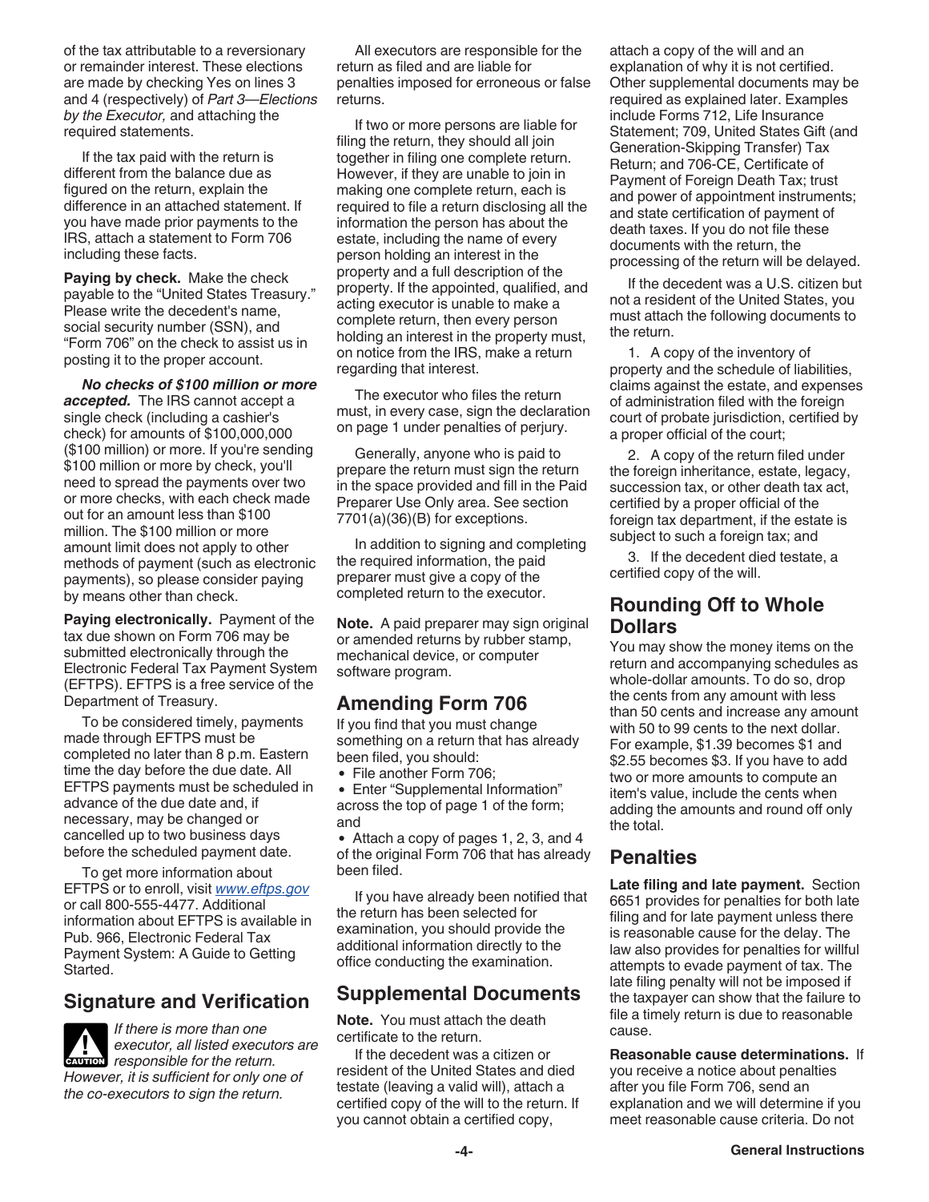of the tax attributable to a reversionary or remainder interest. These elections are made by checking Yes on lines 3 and 4 (respectively) of *Part 3—Elections by the Executor,* and attaching the required statements.

If the tax paid with the return is different from the balance due as figured on the return, explain the difference in an attached statement. If you have made prior payments to the IRS, attach a statement to Form 706 including these facts.

**Paying by check.** Make the check payable to the "United States Treasury." Please write the decedent's name, social security number (SSN), and "Form 706" on the check to assist us in posting it to the proper account.

***No checks of $100 million or more accepted.*** The IRS cannot accept a single check (including a cashier's check) for amounts of $100,000,000 ($100 million) or more. If you're sending $100 million or more by check, you'll need to spread the payments over two or more checks, with each check made out for an amount less than $100 million. The $100 million or more amount limit does not apply to other methods of payment (such as electronic payments), so please consider paying by means other than check.

**Paying electronically.** Payment of the tax due shown on Form 706 may be submitted electronically through the Electronic Federal Tax Payment System (EFTPS). EFTPS is a free service of the Department of Treasury.

To be considered timely, payments made through EFTPS must be completed no later than 8 p.m. Eastern time the day before the due date. All EFTPS payments must be scheduled in advance of the due date and, if necessary, may be changed or cancelled up to two business days before the scheduled payment date.

To get more information about EFTPS or to enroll, visit www.eftps.gov or call 800-555-4477. Additional information about EFTPS is available in Pub. 966, Electronic Federal Tax Payment System: A Guide to Getting Started.

## Signature and Verification

**CAUTION** *If there is more than one executor, all listed executors are responsible for the return. However, it is sufficient for only one of the co-executors to sign the return.*

All executors are responsible for the return as filed and are liable for penalties imposed for erroneous or false returns.

If two or more persons are liable for filing the return, they should all join together in filing one complete return. However, if they are unable to join in making one complete return, each is required to file a return disclosing all the information the person has about the estate, including the name of every person holding an interest in the property and a full description of the property. If the appointed, qualified, and acting executor is unable to make a complete return, then every person holding an interest in the property must, on notice from the IRS, make a return regarding that interest.

The executor who files the return must, in every case, sign the declaration on page 1 under penalties of perjury.

Generally, anyone who is paid to prepare the return must sign the return in the space provided and fill in the Paid Preparer Use Only area. See section 7701(a)(36)(B) for exceptions.

In addition to signing and completing the required information, the paid preparer must give a copy of the completed return to the executor.

**Note.** A paid preparer may sign original or amended returns by rubber stamp, mechanical device, or computer software program.

## Amending Form 706

If you find that you must change something on a return that has already been filed, you should:

- File another Form 706;
- Enter "Supplemental Information" across the top of page 1 of the form; and
- Attach a copy of pages 1, 2, 3, and 4 of the original Form 706 that has already been filed.

If you have already been notified that the return has been selected for examination, you should provide the additional information directly to the office conducting the examination.

## Supplemental Documents

**Note.** You must attach the death certificate to the return.

If the decedent was a citizen or resident of the United States and died testate (leaving a valid will), attach a certified copy of the will to the return. If you cannot obtain a certified copy, attach a copy of the will and an explanation of why it is not certified. Other supplemental documents may be required as explained later. Examples include Forms 712, Life Insurance Statement; 709, United States Gift (and Generation-Skipping Transfer) Tax Return; and 706-CE, Certificate of Payment of Foreign Death Tax; trust and power of appointment instruments; and state certification of payment of death taxes. If you do not file these documents with the return, the processing of the return will be delayed.

If the decedent was a U.S. citizen but not a resident of the United States, you must attach the following documents to the return.

1. A copy of the inventory of property and the schedule of liabilities, claims against the estate, and expenses of administration filed with the foreign court of probate jurisdiction, certified by a proper official of the court;

2. A copy of the return filed under the foreign inheritance, estate, legacy, succession tax, or other death tax act, certified by a proper official of the foreign tax department, if the estate is subject to such a foreign tax; and

3. If the decedent died testate, a certified copy of the will.

## Rounding Off to Whole Dollars

You may show the money items on the return and accompanying schedules as whole-dollar amounts. To do so, drop the cents from any amount with less than 50 cents and increase any amount with 50 to 99 cents to the next dollar. For example, $1.39 becomes $1 and $2.55 becomes $3. If you have to add two or more amounts to compute an item's value, include the cents when adding the amounts and round off only the total.

## Penalties

**Late filing and late payment.** Section 6651 provides for penalties for both late filing and for late payment unless there is reasonable cause for the delay. The law also provides for penalties for willful attempts to evade payment of tax. The late filing penalty will not be imposed if the taxpayer can show that the failure to file a timely return is due to reasonable cause.

**Reasonable cause determinations.** If you receive a notice about penalties after you file Form 706, send an explanation and we will determine if you meet reasonable cause criteria. Do not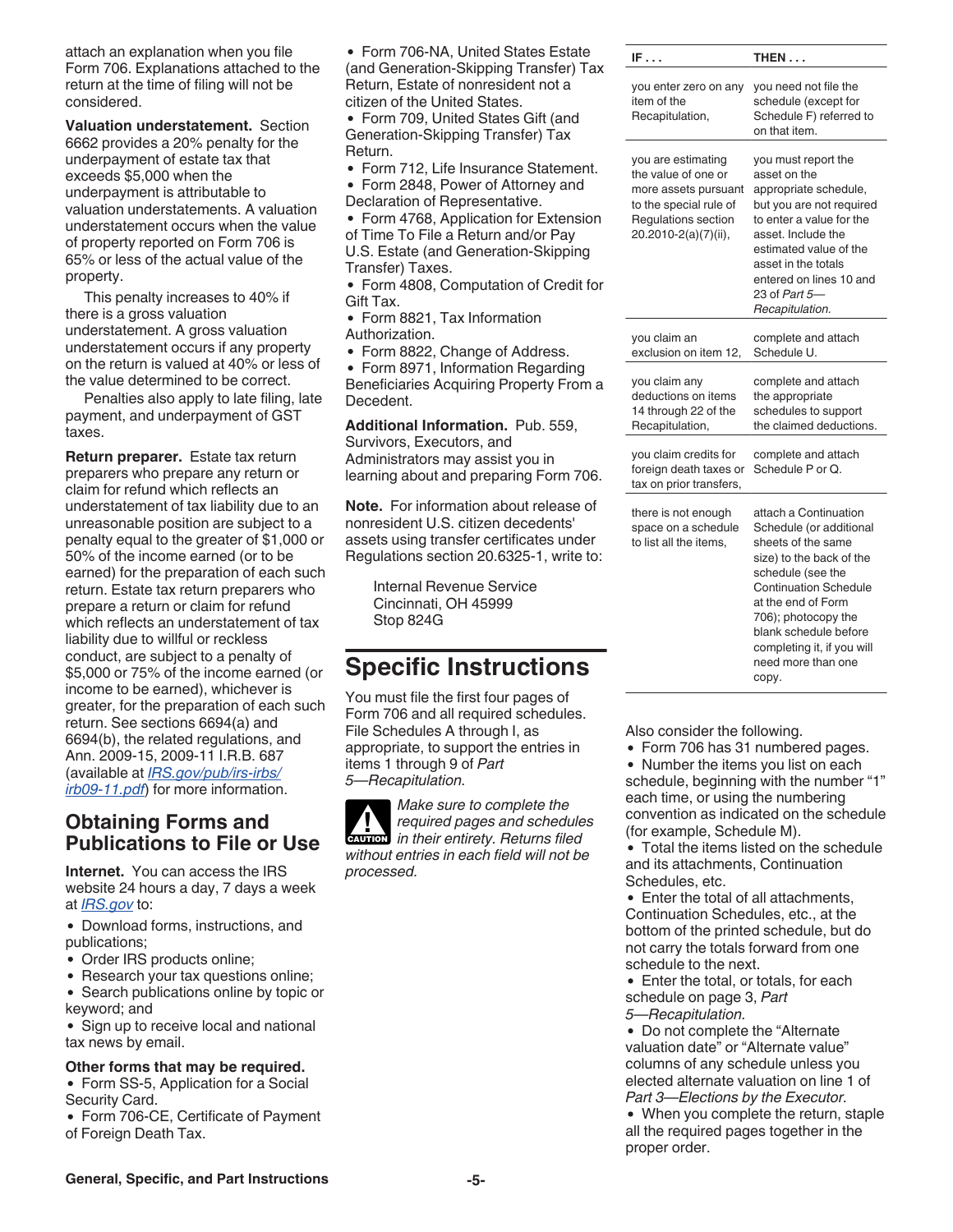attach an explanation when you file Form 706. Explanations attached to the return at the time of filing will not be considered.

**Valuation understatement.** Section 6662 provides a 20% penalty for the underpayment of estate tax that exceeds $5,000 when the underpayment is attributable to valuation understatements. A valuation understatement occurs when the value of property reported on Form 706 is 65% or less of the actual value of the property.

This penalty increases to 40% if there is a gross valuation understatement. A gross valuation understatement occurs if any property on the return is valued at 40% or less of the value determined to be correct.

Penalties also apply to late filing, late payment, and underpayment of GST taxes.

**Return preparer.** Estate tax return preparers who prepare any return or claim for refund which reflects an understatement of tax liability due to an unreasonable position are subject to a penalty equal to the greater of $1,000 or 50% of the income earned (or to be earned) for the preparation of each such return. Estate tax return preparers who prepare a return or claim for refund which reflects an understatement of tax liability due to willful or reckless conduct, are subject to a penalty of $5,000 or 75% of the income earned (or income to be earned), whichever is greater, for the preparation of each such return. See sections 6694(a) and 6694(b), the related regulations, and Ann. 2009-15, 2009-11 I.R.B. 687 (available at *IRS.gov/pub/irs-irbs/irb09-11.pdf*) for more information.

## Obtaining Forms and Publications to File or Use

**Internet.** You can access the IRS website 24 hours a day, 7 days a week at *IRS.gov* to:

- Download forms, instructions, and publications;
- Order IRS products online;
- Research your tax questions online;
- Search publications online by topic or keyword; and
- Sign up to receive local and national tax news by email.

**Other forms that may be required.**

- Form SS-5, Application for a Social Security Card.
- Form 706-CE, Certificate of Payment of Foreign Death Tax.
- Form 706-NA, United States Estate (and Generation-Skipping Transfer) Tax Return, Estate of nonresident not a citizen of the United States.
- Form 709, United States Gift (and Generation-Skipping Transfer) Tax Return.
- Form 712, Life Insurance Statement.
- Form 2848, Power of Attorney and Declaration of Representative.
- Form 4768, Application for Extension of Time To File a Return and/or Pay U.S. Estate (and Generation-Skipping Transfer) Taxes.
- Form 4808, Computation of Credit for Gift Tax.
- Form 8821, Tax Information Authorization.
- Form 8822, Change of Address.
- Form 8971, Information Regarding Beneficiaries Acquiring Property From a Decedent.

**Additional Information.** Pub. 559, Survivors, Executors, and Administrators may assist you in learning about and preparing Form 706.

**Note.** For information about release of nonresident U.S. citizen decedents' assets using transfer certificates under Regulations section 20.6325-1, write to:

Internal Revenue Service
Cincinnati, OH 45999
Stop 824G

# Specific Instructions

You must file the first four pages of Form 706 and all required schedules. File Schedules A through I, as appropriate, to support the entries in items 1 through 9 of *Part 5—Recapitulation.*

**CAUTION:** *Make sure to complete the required pages and schedules in their entirety. Returns filed without entries in each field will not be processed.*

| IF . . . | THEN . . . |
|---|---|
| you enter zero on any item of the Recapitulation, | you need not file the schedule (except for Schedule F) referred to on that item. |
| you are estimating the value of one or more assets pursuant to the special rule of Regulations section 20.2010-2(a)(7)(ii), | you must report the asset on the appropriate schedule, but you are not required to enter a value for the asset. Include the estimated value of the asset in the totals entered on lines 10 and 23 of *Part 5—Recapitulation.* |
| you claim an exclusion on item 12, | complete and attach Schedule U. |
| you claim any deductions on items 14 through 22 of the Recapitulation, | complete and attach the appropriate schedules to support the claimed deductions. |
| you claim credits for foreign death taxes or tax on prior transfers, | complete and attach Schedule P or Q. |
| there is not enough space on a schedule to list all the items, | attach a Continuation Schedule (or additional sheets of the same size) to the back of the schedule (see the Continuation Schedule at the end of Form 706); photocopy the blank schedule before completing it, if you will need more than one copy. |

Also consider the following.

- Form 706 has 31 numbered pages.
- Number the items you list on each schedule, beginning with the number "1" each time, or using the numbering convention as indicated on the schedule (for example, Schedule M).
- Total the items listed on the schedule and its attachments, Continuation Schedules, etc.
- Enter the total of all attachments, Continuation Schedules, etc., at the bottom of the printed schedule, but do not carry the totals forward from one schedule to the next.
- Enter the total, or totals, for each schedule on page 3, *Part 5—Recapitulation.*
- Do not complete the "Alternate valuation date" or "Alternate value" columns of any schedule unless you elected alternate valuation on line 1 of *Part 3—Elections by the Executor.*
- When you complete the return, staple all the required pages together in the proper order.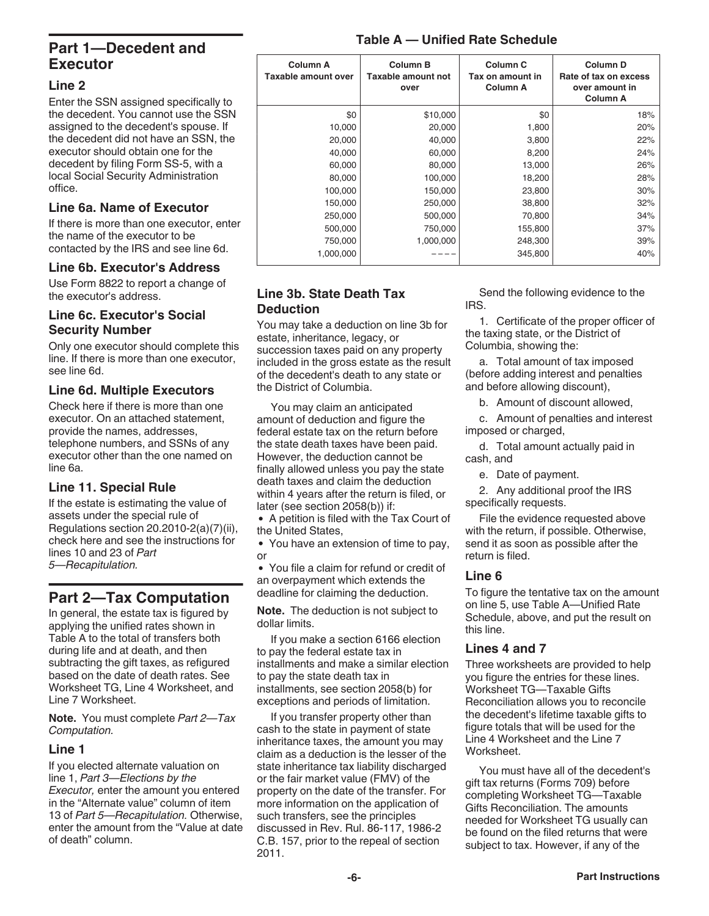## Part 1—Decedent and Executor

### Line 2

Enter the SSN assigned specifically to the decedent. You cannot use the SSN assigned to the decedent's spouse. If the decedent did not have an SSN, the executor should obtain one for the decedent by filing Form SS-5, with a local Social Security Administration office.

### Line 6a. Name of Executor

If there is more than one executor, enter the name of the executor to be contacted by the IRS and see line 6d.

### Line 6b. Executor's Address

Use Form 8822 to report a change of the executor's address.

### Line 6c. Executor's Social Security Number

Only one executor should complete this line. If there is more than one executor, see line 6d.

### Line 6d. Multiple Executors

Check here if there is more than one executor. On an attached statement, provide the names, addresses, telephone numbers, and SSNs of any executor other than the one named on line 6a.

### Line 11. Special Rule

If the estate is estimating the value of assets under the special rule of Regulations section 20.2010-2(a)(7)(ii), check here and see the instructions for lines 10 and 23 of *Part 5—Recapitulation.*

## Part 2—Tax Computation

In general, the estate tax is figured by applying the unified rates shown in Table A to the total of transfers both during life and at death, and then subtracting the gift taxes, as refigured based on the date of death rates. See Worksheet TG, Line 4 Worksheet, and Line 7 Worksheet.

**Note.** You must complete *Part 2—Tax Computation.*

### Line 1

If you elected alternate valuation on line 1, *Part 3—Elections by the Executor,* enter the amount you entered in the "Alternate value" column of item 13 of *Part 5—Recapitulation.* Otherwise, enter the amount from the "Value at date of death" column.

**Table A — Unified Rate Schedule**

| Column A Taxable amount over | Column B Taxable amount not over | Column C Tax on amount in Column A | Column D Rate of tax on excess over amount in Column A |
|---:|---:|---:|---:|
| $0 | $10,000 | $0 | 18% |
| 10,000 | 20,000 | 1,800 | 20% |
| 20,000 | 40,000 | 3,800 | 22% |
| 40,000 | 60,000 | 8,200 | 24% |
| 60,000 | 80,000 | 13,000 | 26% |
| 80,000 | 100,000 | 18,200 | 28% |
| 100,000 | 150,000 | 23,800 | 30% |
| 150,000 | 250,000 | 38,800 | 32% |
| 250,000 | 500,000 | 70,800 | 34% |
| 500,000 | 750,000 | 155,800 | 37% |
| 750,000 | 1,000,000 | 248,300 | 39% |
| 1,000,000 | ---- | 345,800 | 40% |

### Line 3b. State Death Tax Deduction

You may take a deduction on line 3b for estate, inheritance, legacy, or succession taxes paid on any property included in the gross estate as the result of the decedent's death to any state or the District of Columbia.

You may claim an anticipated amount of deduction and figure the federal estate tax on the return before the state death taxes have been paid. However, the deduction cannot be finally allowed unless you pay the state death taxes and claim the deduction within 4 years after the return is filed, or later (see section 2058(b)) if:

- A petition is filed with the Tax Court of the United States,
- You have an extension of time to pay, or
- You file a claim for refund or credit of an overpayment which extends the deadline for claiming the deduction.

**Note.** The deduction is not subject to dollar limits.

If you make a section 6166 election to pay the federal estate tax in installments and make a similar election to pay the state death tax in installments, see section 2058(b) for exceptions and periods of limitation.

If you transfer property other than cash to the state in payment of state inheritance taxes, the amount you may claim as a deduction is the lesser of the state inheritance tax liability discharged or the fair market value (FMV) of the property on the date of the transfer. For more information on the application of such transfers, see the principles discussed in Rev. Rul. 86-117, 1986-2 C.B. 157, prior to the repeal of section 2011.

Send the following evidence to the IRS.

1. Certificate of the proper officer of the taxing state, or the District of Columbia, showing the:

   a. Total amount of tax imposed (before adding interest and penalties and before allowing discount),

   b. Amount of discount allowed,

   c. Amount of penalties and interest imposed or charged,

   d. Total amount actually paid in cash, and

   e. Date of payment.

2. Any additional proof the IRS specifically requests.

File the evidence requested above with the return, if possible. Otherwise, send it as soon as possible after the return is filed.

### Line 6

To figure the tentative tax on the amount on line 5, use Table A—Unified Rate Schedule, above, and put the result on this line.

### Lines 4 and 7

Three worksheets are provided to help you figure the entries for these lines. Worksheet TG—Taxable Gifts Reconciliation allows you to reconcile the decedent's lifetime taxable gifts to figure totals that will be used for the Line 4 Worksheet and the Line 7 Worksheet.

You must have all of the decedent's gift tax returns (Forms 709) before completing Worksheet TG—Taxable Gifts Reconciliation. The amounts needed for Worksheet TG usually can be found on the filed returns that were subject to tax. However, if any of the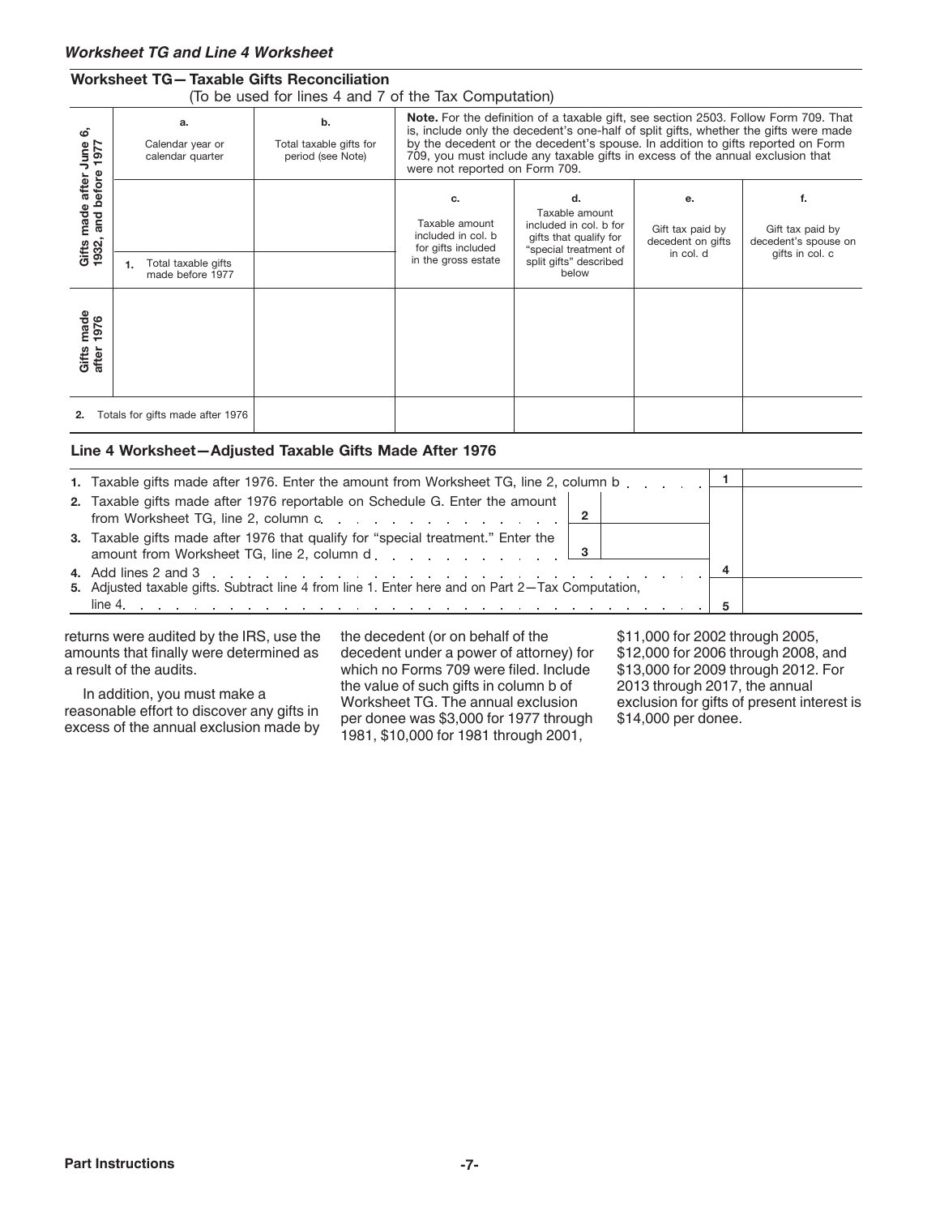### Worksheet TG and Line 4 Worksheet

#### Worksheet TG— Taxable Gifts Reconciliation

(To be used for lines 4 and 7 of the Tax Computation)

| | a. Calendar year or calendar quarter | b. Total taxable gifts for period (see Note) | **Note.** For the definition of a taxable gift, see section 2503. Follow Form 709. That is, include only the decedent's one-half of split gifts, whether the gifts were made by the decedent or the decedent's spouse. In addition to gifts reported on Form 709, you must include any taxable gifts in excess of the annual exclusion that were not reported on Form 709. | | | |
|---|---|---|---|---|---|---|
| Gifts made after June 6, 1932, and before 1977 | | | c. Taxable amount included in col. b for gifts included in the gross estate | d. Taxable amount included in col. b for gifts that qualify for "special treatment of split gifts" described below | e. Gift tax paid by decedent on gifts in col. d | f. Gift tax paid by decedent's spouse on gifts in col. c |
| | 1. Total taxable gifts made before 1977 | | | | | |
| Gifts made after 1976 | | | | | | |
| 2. Totals for gifts made after 1976 | | | | | | |

#### Line 4 Worksheet—Adjusted Taxable Gifts Made After 1976

| | | | | |
|---|---|---|---|---|
| 1. Taxable gifts made after 1976. Enter the amount from Worksheet TG, line 2, column b | | | 1 | |
| 2. Taxable gifts made after 1976 reportable on Schedule G. Enter the amount from Worksheet TG, line 2, column c | 2 | | | |
| 3. Taxable gifts made after 1976 that qualify for "special treatment." Enter the amount from Worksheet TG, line 2, column d | 3 | | | |
| 4. Add lines 2 and 3 | | | 4 | |
| 5. Adjusted taxable gifts. Subtract line 4 from line 1. Enter here and on Part 2—Tax Computation, line 4 | | | 5 | |

returns were audited by the IRS, use the amounts that finally were determined as a result of the audits.

In addition, you must make a reasonable effort to discover any gifts in excess of the annual exclusion made by the decedent (or on behalf of the decedent under a power of attorney) for which no Forms 709 were filed. Include the value of such gifts in column b of Worksheet TG. The annual exclusion per donee was $3,000 for 1977 through 1981, $10,000 for 1981 through 2001, $11,000 for 2002 through 2005, $12,000 for 2006 through 2008, and $13,000 for 2009 through 2012. For 2013 through 2017, the annual exclusion for gifts of present interest is $14,000 per donee.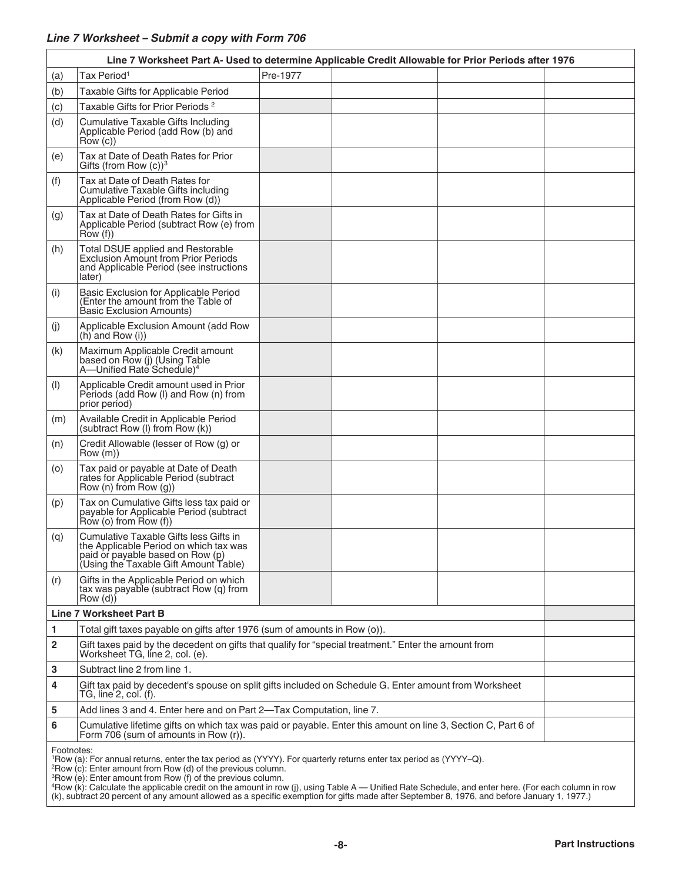### *Line 7 Worksheet – Submit a copy with Form 706*

| Line 7 Worksheet Part A- Used to determine Applicable Credit Allowable for Prior Periods after 1976 | | | | | |
|---|---|---|---|---|---|
| (a) | Tax Period[1] | Pre-1977 | | | |
| (b) | Taxable Gifts for Applicable Period | | | | |
| (c) | Taxable Gifts for Prior Periods [2] | | | | |
| (d) | Cumulative Taxable Gifts Including Applicable Period (add Row (b) and Row (c)) | | | | |
| (e) | Tax at Date of Death Rates for Prior Gifts (from Row (c))[3] | | | | |
| (f) | Tax at Date of Death Rates for Cumulative Taxable Gifts including Applicable Period (from Row (d)) | | | | |
| (g) | Tax at Date of Death Rates for Gifts in Applicable Period (subtract Row (e) from Row (f)) | | | | |
| (h) | Total DSUE applied and Restorable Exclusion Amount from Prior Periods and Applicable Period (see instructions later) | | | | |
| (i) | Basic Exclusion for Applicable Period (Enter the amount from the Table of Basic Exclusion Amounts) | | | | |
| (j) | Applicable Exclusion Amount (add Row (h) and Row (i)) | | | | |
| (k) | Maximum Applicable Credit amount based on Row (j) (Using Table A—Unified Rate Schedule)[4] | | | | |
| (l) | Applicable Credit amount used in Prior Periods (add Row (l) and Row (n) from prior period) | | | | |
| (m) | Available Credit in Applicable Period (subtract Row (l) from Row (k)) | | | | |
| (n) | Credit Allowable (lesser of Row (g) or Row (m)) | | | | |
| (o) | Tax paid or payable at Date of Death rates for Applicable Period (subtract Row (n) from Row (g)) | | | | |
| (p) | Tax on Cumulative Gifts less tax paid or payable for Applicable Period (subtract Row (o) from Row (f)) | | | | |
| (q) | Cumulative Taxable Gifts less Gifts in the Applicable Period on which tax was paid or payable based on Row (p) (Using the Taxable Gift Amount Table) | | | | |
| (r) | Gifts in the Applicable Period on which tax was payable (subtract Row (q) from Row (d)) | | | | |

| Line 7 Worksheet Part B | | |
|---|---|---|
| 1 | Total gift taxes payable on gifts after 1976 (sum of amounts in Row (o)). | |
| 2 | Gift taxes paid by the decedent on gifts that qualify for "special treatment." Enter the amount from Worksheet TG, line 2, col. (e). | |
| 3 | Subtract line 2 from line 1. | |
| 4 | Gift tax paid by decedent's spouse on split gifts included on Schedule G. Enter amount from Worksheet TG, line 2, col. (f). | |
| 5 | Add lines 3 and 4. Enter here and on Part 2—Tax Computation, line 7. | |
| 6 | Cumulative lifetime gifts on which tax was paid or payable. Enter this amount on line 3, Section C, Part 6 of Form 706 (sum of amounts in Row (r)). | |

Footnotes:
[1]Row (a): For annual returns, enter the tax period as (YYYY). For quarterly returns enter tax period as (YYYY–Q).
[2]Row (c): Enter amount from Row (d) of the previous column.
[3]Row (e): Enter amount from Row (f) of the previous column.
[4]Row (k): Calculate the applicable credit on the amount in row (j), using Table A — Unified Rate Schedule, and enter here. (For each column in row (k), subtract 20 percent of any amount allowed as a specific exemption for gifts made after September 8, 1976, and before January 1, 1977.)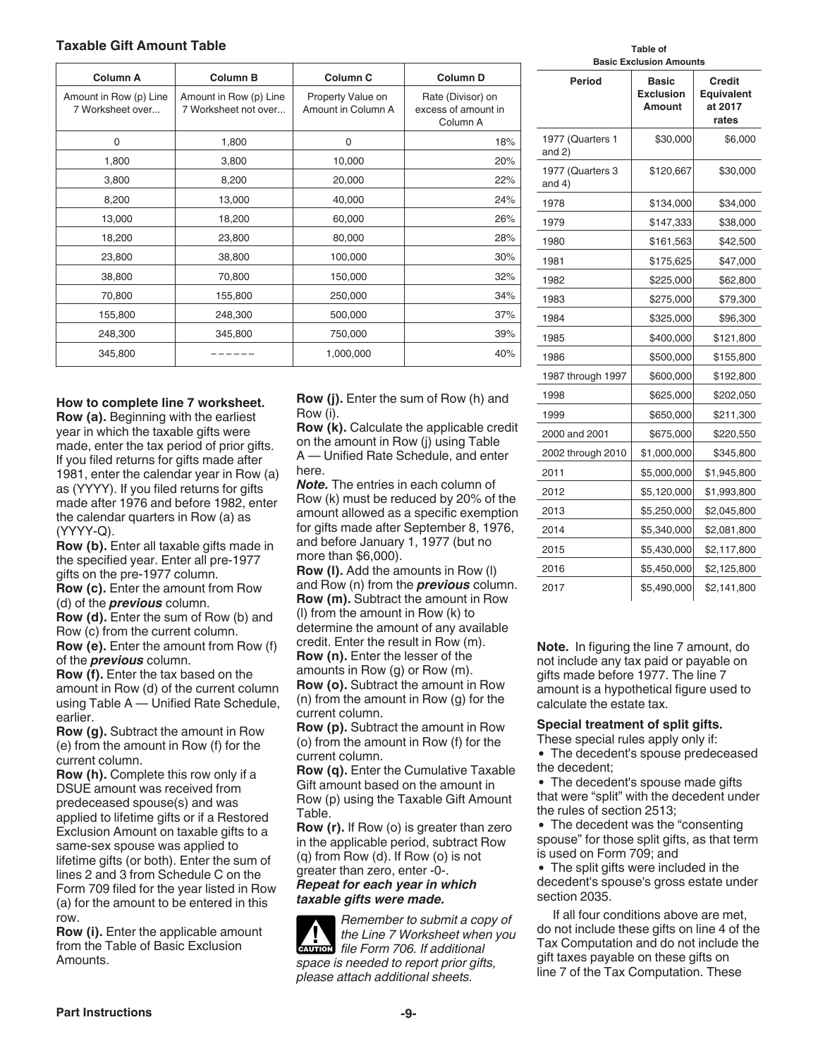### Taxable Gift Amount Table

| Column A | Column B | Column C | Column D |
|---|---|---|---|
| Amount in Row (p) Line 7 Worksheet over... | Amount in Row (p) Line 7 Worksheet not over... | Property Value on Amount in Column A | Rate (Divisor) on excess of amount in Column A |
| 0 | 1,800 | 0 | 18% |
| 1,800 | 3,800 | 10,000 | 20% |
| 3,800 | 8,200 | 20,000 | 22% |
| 8,200 | 13,000 | 40,000 | 24% |
| 13,000 | 18,200 | 60,000 | 26% |
| 18,200 | 23,800 | 80,000 | 28% |
| 23,800 | 38,800 | 100,000 | 30% |
| 38,800 | 70,800 | 150,000 | 32% |
| 70,800 | 155,800 | 250,000 | 34% |
| 155,800 | 248,300 | 500,000 | 37% |
| 248,300 | 345,800 | 750,000 | 39% |
| 345,800 | ------ | 1,000,000 | 40% |

**How to complete line 7 worksheet.**

**Row (a).** Beginning with the earliest year in which the taxable gifts were made, enter the tax period of prior gifts. If you filed returns for gifts made after 1981, enter the calendar year in Row (a) as (YYYY). If you filed returns for gifts made after 1976 and before 1982, enter the calendar quarters in Row (a) as (YYYY-Q).

**Row (b).** Enter all taxable gifts made in the specified year. Enter all pre-1977 gifts on the pre-1977 column.

**Row (c).** Enter the amount from Row (d) of the ***previous*** column.

**Row (d).** Enter the sum of Row (b) and Row (c) from the current column.

**Row (e).** Enter the amount from Row (f) of the ***previous*** column.

**Row (f).** Enter the tax based on the amount in Row (d) of the current column using Table A — Unified Rate Schedule, earlier.

**Row (g).** Subtract the amount in Row (e) from the amount in Row (f) for the current column.

**Row (h).** Complete this row only if a DSUE amount was received from predeceased spouse(s) and was applied to lifetime gifts or if a Restored Exclusion Amount on taxable gifts to a same-sex spouse was applied to lifetime gifts (or both). Enter the sum of lines 2 and 3 from Schedule C on the Form 709 filed for the year listed in Row (a) for the amount to be entered in this row.

**Row (i).** Enter the applicable amount from the Table of Basic Exclusion Amounts.

**Row (j).** Enter the sum of Row (h) and Row (i).

**Row (k).** Calculate the applicable credit on the amount in Row (j) using Table A — Unified Rate Schedule, and enter here.

***Note.*** The entries in each column of Row (k) must be reduced by 20% of the amount allowed as a specific exemption for gifts made after September 8, 1976, and before January 1, 1977 (but no more than $6,000).

**Row (l).** Add the amounts in Row (l) and Row (n) from the ***previous*** column.

**Row (m).** Subtract the amount in Row (l) from the amount in Row (k) to determine the amount of any available credit. Enter the result in Row (m).

**Row (n).** Enter the lesser of the amounts in Row (g) or Row (m).

**Row (o).** Subtract the amount in Row (n) from the amount in Row (g) for the current column.

**Row (p).** Subtract the amount in Row (o) from the amount in Row (f) for the current column.

**Row (q).** Enter the Cumulative Taxable Gift amount based on the amount in Row (p) using the Taxable Gift Amount Table.

**Row (r).** If Row (o) is greater than zero in the applicable period, subtract Row (q) from Row (d). If Row (o) is not greater than zero, enter -0-.

***Repeat for each year in which taxable gifts were made.***

**CAUTION** *Remember to submit a copy of the Line 7 Worksheet when you file Form 706. If additional space is needed to report prior gifts, please attach additional sheets.*

**Table of Basic Exclusion Amounts**

| Period | Basic Exclusion Amount | Credit Equivalent at 2017 rates |
|---|---|---|
| 1977 (Quarters 1 and 2) | $30,000 | $6,000 |
| 1977 (Quarters 3 and 4) | $120,667 | $30,000 |
| 1978 | $134,000 | $34,000 |
| 1979 | $147,333 | $38,000 |
| 1980 | $161,563 | $42,500 |
| 1981 | $175,625 | $47,000 |
| 1982 | $225,000 | $62,800 |
| 1983 | $275,000 | $79,300 |
| 1984 | $325,000 | $96,300 |
| 1985 | $400,000 | $121,800 |
| 1986 | $500,000 | $155,800 |
| 1987 through 1997 | $600,000 | $192,800 |
| 1998 | $625,000 | $202,050 |
| 1999 | $650,000 | $211,300 |
| 2000 and 2001 | $675,000 | $220,550 |
| 2002 through 2010 | $1,000,000 | $345,800 |
| 2011 | $5,000,000 | $1,945,800 |
| 2012 | $5,120,000 | $1,993,800 |
| 2013 | $5,250,000 | $2,045,800 |
| 2014 | $5,340,000 | $2,081,800 |
| 2015 | $5,430,000 | $2,117,800 |
| 2016 | $5,450,000 | $2,125,800 |
| 2017 | $5,490,000 | $2,141,800 |

**Note.** In figuring the line 7 amount, do not include any tax paid or payable on gifts made before 1977. The line 7 amount is a hypothetical figure used to calculate the estate tax.

**Special treatment of split gifts.** These special rules apply only if:

- The decedent's spouse predeceased the decedent;
- The decedent's spouse made gifts that were "split" with the decedent under the rules of section 2513;
- The decedent was the "consenting spouse" for those split gifts, as that term is used on Form 709; and
- The split gifts were included in the decedent's spouse's gross estate under section 2035.

If all four conditions above are met, do not include these gifts on line 4 of the Tax Computation and do not include the gift taxes payable on these gifts on line 7 of the Tax Computation. These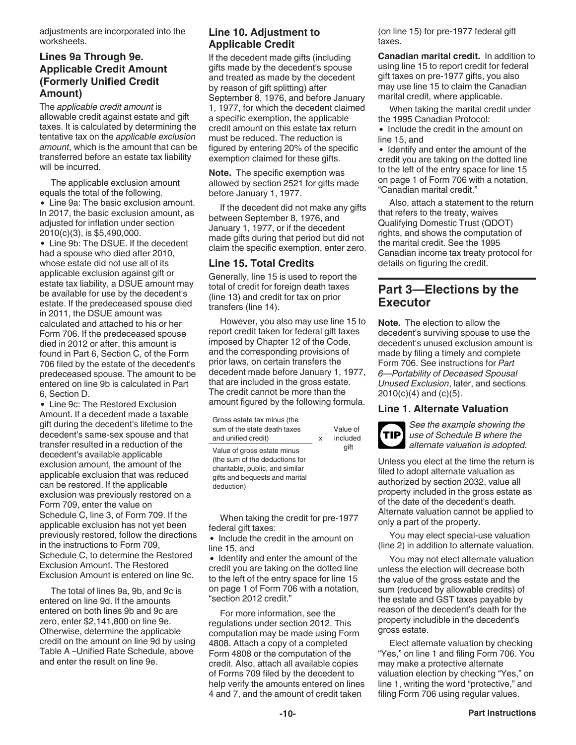adjustments are incorporated into the worksheets.

### Lines 9a Through 9e. Applicable Credit Amount (Formerly Unified Credit Amount)

The *applicable credit amount* is allowable credit against estate and gift taxes. It is calculated by determining the tentative tax on the *applicable exclusion amount*, which is the amount that can be transferred before an estate tax liability will be incurred.

The applicable exclusion amount equals the total of the following.

- Line 9a: The basic exclusion amount. In 2017, the basic exclusion amount, as adjusted for inflation under section 2010(c)(3), is $5,490,000.
- Line 9b: The DSUE. If the decedent had a spouse who died after 2010, whose estate did not use all of its applicable exclusion against gift or estate tax liability, a DSUE amount may be available for use by the decedent's estate. If the predeceased spouse died in 2011, the DSUE amount was calculated and attached to his or her Form 706. If the predeceased spouse died in 2012 or after, this amount is found in Part 6, Section C, of the Form 706 filed by the estate of the decedent's predeceased spouse. The amount to be entered on line 9b is calculated in Part 6, Section D.
- Line 9c: The Restored Exclusion Amount. If a decedent made a taxable gift during the decedent's lifetime to the decedent's same-sex spouse and that transfer resulted in a reduction of the decedent's available applicable exclusion amount, the amount of the applicable exclusion that was reduced can be restored. If the applicable exclusion was previously restored on a Form 709, enter the value on Schedule C, line 3, of Form 709. If the applicable exclusion has not yet been previously restored, follow the directions in the instructions to Form 709, Schedule C, to determine the Restored Exclusion Amount. The Restored Exclusion Amount is entered on line 9c.

The total of lines 9a, 9b, and 9c is entered on line 9d. If the amounts entered on both lines 9b and 9c are zero, enter $2,141,800 on line 9e. Otherwise, determine the applicable credit on the amount on line 9d by using Table A –Unified Rate Schedule, above and enter the result on line 9e.

### Line 10. Adjustment to Applicable Credit

If the decedent made gifts (including gifts made by the decedent's spouse and treated as made by the decedent by reason of gift splitting) after September 8, 1976, and before January 1, 1977, for which the decedent claimed a specific exemption, the applicable credit amount on this estate tax return must be reduced. The reduction is figured by entering 20% of the specific exemption claimed for these gifts.

**Note.** The specific exemption was allowed by section 2521 for gifts made before January 1, 1977.

If the decedent did not make any gifts between September 8, 1976, and January 1, 1977, or if the decedent made gifts during that period but did not claim the specific exemption, enter zero.

### Line 15. Total Credits

Generally, line 15 is used to report the total of credit for foreign death taxes (line 13) and credit for tax on prior transfers (line 14).

However, you also may use line 15 to report credit taken for federal gift taxes imposed by Chapter 12 of the Code, and the corresponding provisions of prior laws, on certain transfers the decedent made before January 1, 1977, that are included in the gross estate. The credit cannot be more than the amount figured by the following formula.

$$\frac{\text{Gross estate tax minus (the sum of the state death taxes and unified credit)}}{\text{Value of gross estate minus (the sum of the deductions for charitable, public, and similar gifts and bequests and marital deduction)}} \times \text{Value of included gift}$$

When taking the credit for pre-1977 federal gift taxes:

- Include the credit in the amount on line 15, and
- Identify and enter the amount of the credit you are taking on the dotted line to the left of the entry space for line 15 on page 1 of Form 706 with a notation, "section 2012 credit."

For more information, see the regulations under section 2012. This computation may be made using Form 4808. Attach a copy of a completed Form 4808 or the computation of the credit. Also, attach all available copies of Forms 709 filed by the decedent to help verify the amounts entered on lines 4 and 7, and the amount of credit taken (on line 15) for pre-1977 federal gift taxes.

**Canadian marital credit.** In addition to using line 15 to report credit for federal gift taxes on pre-1977 gifts, you also may use line 15 to claim the Canadian marital credit, where applicable.

When taking the marital credit under the 1995 Canadian Protocol:

- Include the credit in the amount on line 15, and
- Identify and enter the amount of the credit you are taking on the dotted line to the left of the entry space for line 15 on page 1 of Form 706 with a notation, "Canadian marital credit."

Also, attach a statement to the return that refers to the treaty, waives Qualifying Domestic Trust (QDOT) rights, and shows the computation of the marital credit. See the 1995 Canadian income tax treaty protocol for details on figuring the credit.

## Part 3—Elections by the Executor

**Note.** The election to allow the decedent's surviving spouse to use the decedent's unused exclusion amount is made by filing a timely and complete Form 706. See instructions for *Part 6—Portability of Deceased Spousal Unused Exclusion*, later, and sections 2010(c)(4) and (c)(5).

### Line 1. Alternate Valuation

**TIP** *See the example showing the use of Schedule B where the alternate valuation is adopted.*

Unless you elect at the time the return is filed to adopt alternate valuation as authorized by section 2032, value all property included in the gross estate as of the date of the decedent's death. Alternate valuation cannot be applied to only a part of the property.

You may elect special-use valuation (line 2) in addition to alternate valuation.

You may not elect alternate valuation unless the election will decrease both the value of the gross estate and the sum (reduced by allowable credits) of the estate and GST taxes payable by reason of the decedent's death for the property includible in the decedent's gross estate.

Elect alternate valuation by checking "Yes," on line 1 and filing Form 706. You may make a protective alternate valuation election by checking "Yes," on line 1, writing the word "protective," and filing Form 706 using regular values.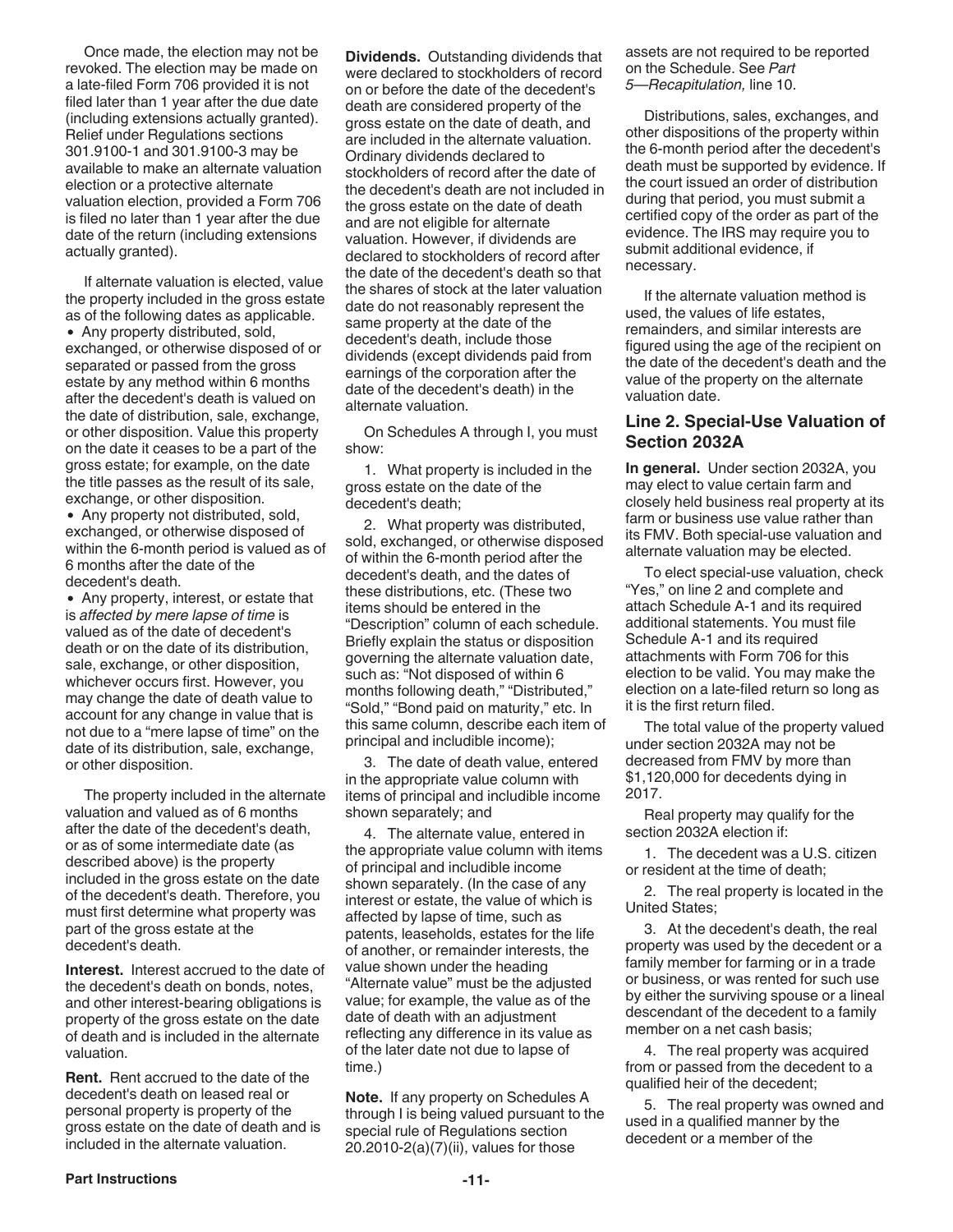Once made, the election may not be revoked. The election may be made on a late-filed Form 706 provided it is not filed later than 1 year after the due date (including extensions actually granted). Relief under Regulations sections 301.9100-1 and 301.9100-3 may be available to make an alternate valuation election or a protective alternate valuation election, provided a Form 706 is filed no later than 1 year after the due date of the return (including extensions actually granted).

If alternate valuation is elected, value the property included in the gross estate as of the following dates as applicable.

- Any property distributed, sold, exchanged, or otherwise disposed of or separated or passed from the gross estate by any method within 6 months after the decedent's death is valued on the date of distribution, sale, exchange, or other disposition. Value this property on the date it ceases to be a part of the gross estate; for example, on the date the title passes as the result of its sale, exchange, or other disposition.
- Any property not distributed, sold, exchanged, or otherwise disposed of within the 6-month period is valued as of 6 months after the date of the decedent's death.
- Any property, interest, or estate that is *affected by mere lapse of time* is valued as of the date of decedent's death or on the date of its distribution, sale, exchange, or other disposition, whichever occurs first. However, you may change the date of death value to account for any change in value that is not due to a "mere lapse of time" on the date of its distribution, sale, exchange, or other disposition.

The property included in the alternate valuation and valued as of 6 months after the date of the decedent's death, or as of some intermediate date (as described above) is the property included in the gross estate on the date of the decedent's death. Therefore, you must first determine what property was part of the gross estate at the decedent's death.

**Interest.** Interest accrued to the date of the decedent's death on bonds, notes, and other interest-bearing obligations is property of the gross estate on the date of death and is included in the alternate valuation.

**Rent.** Rent accrued to the date of the decedent's death on leased real or personal property is property of the gross estate on the date of death and is included in the alternate valuation.

**Dividends.** Outstanding dividends that were declared to stockholders of record on or before the date of the decedent's death are considered property of the gross estate on the date of death, and are included in the alternate valuation. Ordinary dividends declared to stockholders of record after the date of the decedent's death are not included in the gross estate on the date of death and are not eligible for alternate valuation. However, if dividends are declared to stockholders of record after the date of the decedent's death so that the shares of stock at the later valuation date do not reasonably represent the same property at the date of the decedent's death, include those dividends (except dividends paid from earnings of the corporation after the date of the decedent's death) in the alternate valuation.

On Schedules A through I, you must show:

1. What property is included in the gross estate on the date of the decedent's death;
2. What property was distributed, sold, exchanged, or otherwise disposed of within the 6-month period after the decedent's death, and the dates of these distributions, etc. (These two items should be entered in the "Description" column of each schedule. Briefly explain the status or disposition governing the alternate valuation date, such as: "Not disposed of within 6 months following death," "Distributed," "Sold," "Bond paid on maturity," etc. In this same column, describe each item of principal and includible income);
3. The date of death value, entered in the appropriate value column with items of principal and includible income shown separately; and
4. The alternate value, entered in the appropriate value column with items of principal and includible income shown separately. (In the case of any interest or estate, the value of which is affected by lapse of time, such as patents, leaseholds, estates for the life of another, or remainder interests, the value shown under the heading "Alternate value" must be the adjusted value; for example, the value as of the date of death with an adjustment reflecting any difference in its value as of the later date not due to lapse of time.)

**Note.** If any property on Schedules A through I is being valued pursuant to the special rule of Regulations section 20.2010-2(a)(7)(ii), values for those assets are not required to be reported on the Schedule. See *Part 5—Recapitulation,* line 10.

Distributions, sales, exchanges, and other dispositions of the property within the 6-month period after the decedent's death must be supported by evidence. If the court issued an order of distribution during that period, you must submit a certified copy of the order as part of the evidence. The IRS may require you to submit additional evidence, if necessary.

If the alternate valuation method is used, the values of life estates, remainders, and similar interests are figured using the age of the recipient on the date of the decedent's death and the value of the property on the alternate valuation date.

## Line 2. Special-Use Valuation of Section 2032A

**In general.** Under section 2032A, you may elect to value certain farm and closely held business real property at its farm or business use value rather than its FMV. Both special-use valuation and alternate valuation may be elected.

To elect special-use valuation, check "Yes," on line 2 and complete and attach Schedule A-1 and its required additional statements. You must file Schedule A-1 and its required attachments with Form 706 for this election to be valid. You may make the election on a late-filed return so long as it is the first return filed.

The total value of the property valued under section 2032A may not be decreased from FMV by more than $1,120,000 for decedents dying in 2017.

Real property may qualify for the section 2032A election if:

1. The decedent was a U.S. citizen or resident at the time of death;
2. The real property is located in the United States;
3. At the decedent's death, the real property was used by the decedent or a family member for farming or in a trade or business, or was rented for such use by either the surviving spouse or a lineal descendant of the decedent to a family member on a net cash basis;
4. The real property was acquired from or passed from the decedent to a qualified heir of the decedent;
5. The real property was owned and used in a qualified manner by the decedent or a member of the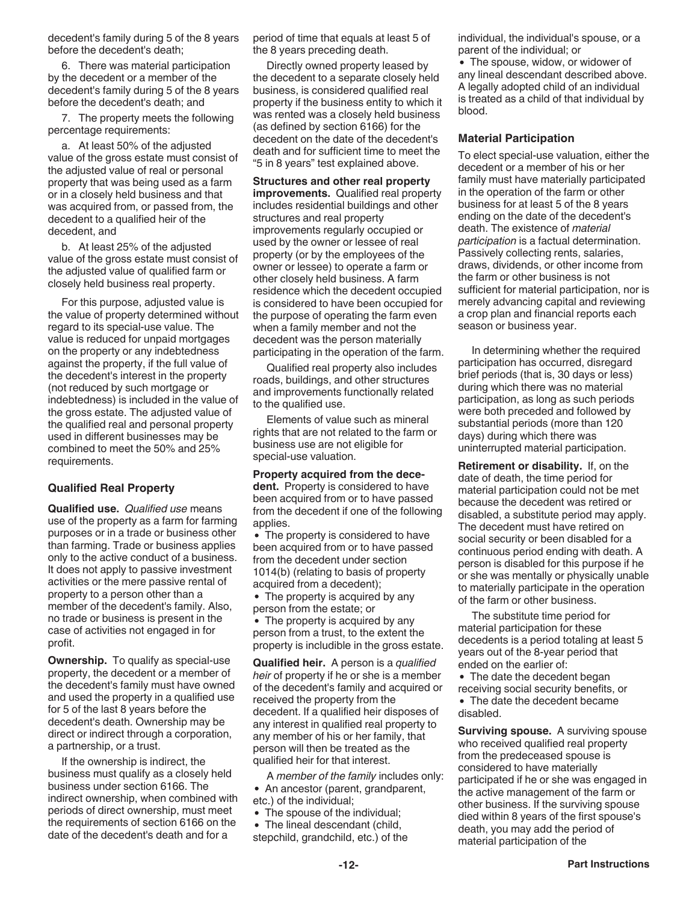decedent's family during 5 of the 8 years before the decedent's death;

6. There was material participation by the decedent or a member of the decedent's family during 5 of the 8 years before the decedent's death; and

7. The property meets the following percentage requirements:

a. At least 50% of the adjusted value of the gross estate must consist of the adjusted value of real or personal property that was being used as a farm or in a closely held business and that was acquired from, or passed from, the decedent to a qualified heir of the decedent, and

b. At least 25% of the adjusted value of the gross estate must consist of the adjusted value of qualified farm or closely held business real property.

For this purpose, adjusted value is the value of property determined without regard to its special-use value. The value is reduced for unpaid mortgages on the property or any indebtedness against the property, if the full value of the decedent's interest in the property (not reduced by such mortgage or indebtedness) is included in the value of the gross estate. The adjusted value of the qualified real and personal property used in different businesses may be combined to meet the 50% and 25% requirements.

## Qualified Real Property

**Qualified use.** *Qualified use* means use of the property as a farm for farming purposes or in a trade or business other than farming. Trade or business applies only to the active conduct of a business. It does not apply to passive investment activities or the mere passive rental of property to a person other than a member of the decedent's family. Also, no trade or business is present in the case of activities not engaged in for profit.

**Ownership.** To qualify as special-use property, the decedent or a member of the decedent's family must have owned and used the property in a qualified use for 5 of the last 8 years before the decedent's death. Ownership may be direct or indirect through a corporation, a partnership, or a trust.

If the ownership is indirect, the business must qualify as a closely held business under section 6166. The indirect ownership, when combined with periods of direct ownership, must meet the requirements of section 6166 on the date of the decedent's death and for a period of time that equals at least 5 of the 8 years preceding death.

Directly owned property leased by the decedent to a separate closely held business, is considered qualified real property if the business entity to which it was rented was a closely held business (as defined by section 6166) for the decedent on the date of the decedent's death and for sufficient time to meet the "5 in 8 years" test explained above.

**Structures and other real property improvements.** Qualified real property includes residential buildings and other structures and real property improvements regularly occupied or used by the owner or lessee of real property (or by the employees of the owner or lessee) to operate a farm or other closely held business. A farm residence which the decedent occupied is considered to have been occupied for the purpose of operating the farm even when a family member and not the decedent was the person materially participating in the operation of the farm.

Qualified real property also includes roads, buildings, and other structures and improvements functionally related to the qualified use.

Elements of value such as mineral rights that are not related to the farm or business use are not eligible for special-use valuation.

**Property acquired from the decedent.** Property is considered to have been acquired from or to have passed from the decedent if one of the following applies.

- The property is considered to have been acquired from or to have passed from the decedent under section 1014(b) (relating to basis of property acquired from a decedent);
- The property is acquired by any person from the estate; or
- The property is acquired by any person from a trust, to the extent the property is includible in the gross estate.

**Qualified heir.** A person is a *qualified heir* of property if he or she is a member of the decedent's family and acquired or received the property from the decedent. If a qualified heir disposes of any interest in qualified real property to any member of his or her family, that person will then be treated as the qualified heir for that interest.

A *member of the family* includes only:

- An ancestor (parent, grandparent, etc.) of the individual;
- The spouse of the individual;
- The lineal descendant (child, stepchild, grandchild, etc.) of the individual, the individual's spouse, or a parent of the individual; or
- The spouse, widow, or widower of any lineal descendant described above.

A legally adopted child of an individual is treated as a child of that individual by blood.

## Material Participation

To elect special-use valuation, either the decedent or a member of his or her family must have materially participated in the operation of the farm or other business for at least 5 of the 8 years ending on the date of the decedent's death. The existence of *material participation* is a factual determination. Passively collecting rents, salaries, draws, dividends, or other income from the farm or other business is not sufficient for material participation, nor is merely advancing capital and reviewing a crop plan and financial reports each season or business year.

In determining whether the required participation has occurred, disregard brief periods (that is, 30 days or less) during which there was no material participation, as long as such periods were both preceded and followed by substantial periods (more than 120 days) during which there was uninterrupted material participation.

**Retirement or disability.** If, on the date of death, the time period for material participation could not be met because the decedent was retired or disabled, a substitute period may apply. The decedent must have retired on social security or been disabled for a continuous period ending with death. A person is disabled for this purpose if he or she was mentally or physically unable to materially participate in the operation of the farm or other business.

The substitute time period for material participation for these decedents is a period totaling at least 5 years out of the 8-year period that ended on the earlier of:

- The date the decedent began receiving social security benefits, or
- The date the decedent became disabled.

**Surviving spouse.** A surviving spouse who received qualified real property from the predeceased spouse is considered to have materially participated if he or she was engaged in the active management of the farm or other business. If the surviving spouse died within 8 years of the first spouse's death, you may add the period of material participation of the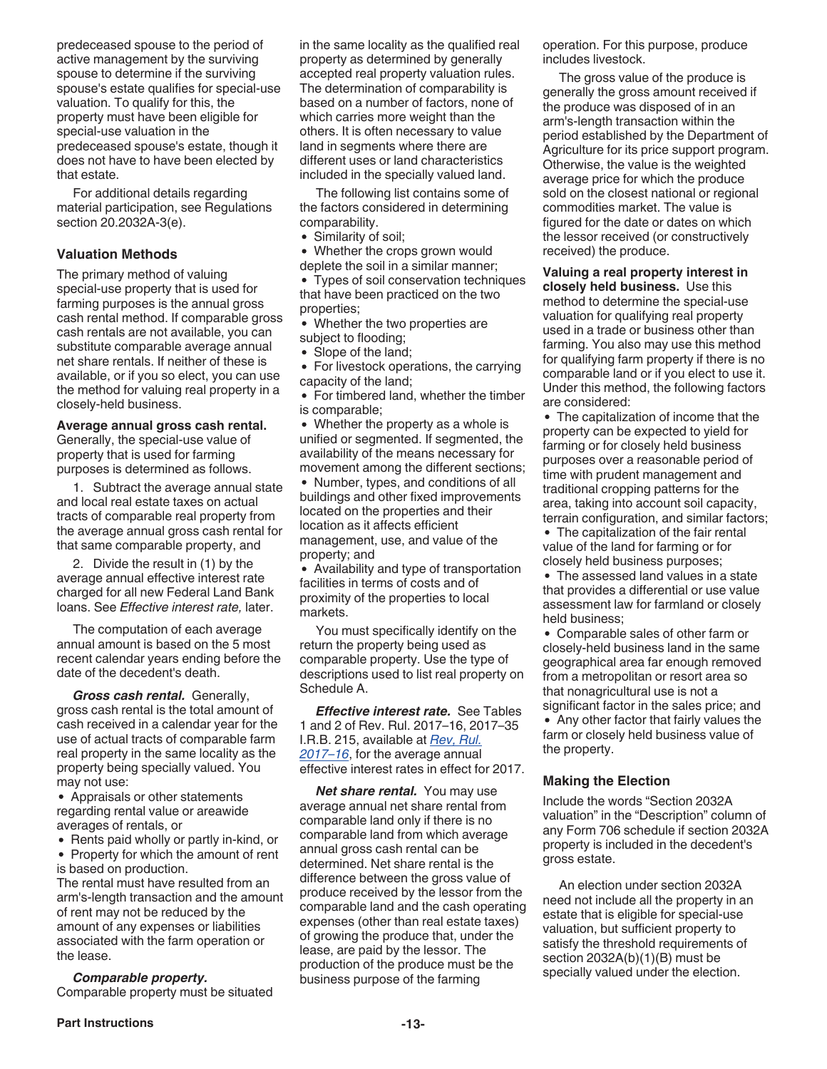predeceased spouse to the period of active management by the surviving spouse to determine if the surviving spouse's estate qualifies for special-use valuation. To qualify for this, the property must have been eligible for special-use valuation in the predeceased spouse's estate, though it does not have to have been elected by that estate.

For additional details regarding material participation, see Regulations section 20.2032A-3(e).

### Valuation Methods

The primary method of valuing special-use property that is used for farming purposes is the annual gross cash rental method. If comparable gross cash rentals are not available, you can substitute comparable average annual net share rentals. If neither of these is available, or if you so elect, you can use the method for valuing real property in a closely-held business.

**Average annual gross cash rental.** Generally, the special-use value of property that is used for farming purposes is determined as follows.

1. Subtract the average annual state and local real estate taxes on actual tracts of comparable real property from the average annual gross cash rental for that same comparable property, and

2. Divide the result in (1) by the average annual effective interest rate charged for all new Federal Land Bank loans. See *Effective interest rate,* later.

The computation of each average annual amount is based on the 5 most recent calendar years ending before the date of the decedent's death.

***Gross cash rental.*** Generally, gross cash rental is the total amount of cash received in a calendar year for the use of actual tracts of comparable farm real property in the same locality as the property being specially valued. You may not use:

- Appraisals or other statements regarding rental value or areawide averages of rentals, or
- Rents paid wholly or partly in-kind, or
- Property for which the amount of rent is based on production.

The rental must have resulted from an arm's-length transaction and the amount of rent may not be reduced by the amount of any expenses or liabilities associated with the farm operation or the lease.

***Comparable property.*** Comparable property must be situated in the same locality as the qualified real property as determined by generally accepted real property valuation rules. The determination of comparability is based on a number of factors, none of which carries more weight than the others. It is often necessary to value land in segments where there are different uses or land characteristics included in the specially valued land.

The following list contains some of the factors considered in determining comparability.

- Similarity of soil;
- Whether the crops grown would deplete the soil in a similar manner;
- Types of soil conservation techniques that have been practiced on the two properties;
- Whether the two properties are subject to flooding;
- Slope of the land;
- For livestock operations, the carrying capacity of the land;
- For timbered land, whether the timber is comparable;
- Whether the property as a whole is unified or segmented. If segmented, the availability of the means necessary for movement among the different sections;
- Number, types, and conditions of all buildings and other fixed improvements located on the properties and their location as it affects efficient management, use, and value of the property; and
- Availability and type of transportation facilities in terms of costs and of proximity of the properties to local markets.

You must specifically identify on the return the property being used as comparable property. Use the type of descriptions used to list real property on Schedule A.

***Effective interest rate.*** See Tables 1 and 2 of Rev. Rul. 2017–16, 2017–35 I.R.B. 215, available at [Rev, Rul. 2017–16](Rev, Rul. 2017–16), for the average annual effective interest rates in effect for 2017.

***Net share rental.*** You may use average annual net share rental from comparable land only if there is no comparable land from which average annual gross cash rental can be determined. Net share rental is the difference between the gross value of produce received by the lessor from the comparable land and the cash operating expenses (other than real estate taxes) of growing the produce that, under the lease, are paid by the lessor. The production of the produce must be the business purpose of the farming operation. For this purpose, produce includes livestock.

The gross value of the produce is generally the gross amount received if the produce was disposed of in an arm's-length transaction within the period established by the Department of Agriculture for its price support program. Otherwise, the value is the weighted average price for which the produce sold on the closest national or regional commodities market. The value is figured for the date or dates on which the lessor received (or constructively received) the produce.

**Valuing a real property interest in closely held business.** Use this method to determine the special-use valuation for qualifying real property used in a trade or business other than farming. You also may use this method for qualifying farm property if there is no comparable land or if you elect to use it. Under this method, the following factors are considered:

- The capitalization of income that the property can be expected to yield for farming or for closely held business purposes over a reasonable period of time with prudent management and traditional cropping patterns for the area, taking into account soil capacity, terrain configuration, and similar factors;
- The capitalization of the fair rental value of the land for farming or for closely held business purposes;
- The assessed land values in a state that provides a differential or use value assessment law for farmland or closely held business;
- Comparable sales of other farm or closely-held business land in the same geographical area far enough removed from a metropolitan or resort area so that nonagricultural use is not a significant factor in the sales price; and
- Any other factor that fairly values the farm or closely held business value of the property.

### Making the Election

Include the words "Section 2032A valuation" in the "Description" column of any Form 706 schedule if section 2032A property is included in the decedent's gross estate.

An election under section 2032A need not include all the property in an estate that is eligible for special-use valuation, but sufficient property to satisfy the threshold requirements of section 2032A(b)(1)(B) must be specially valued under the election.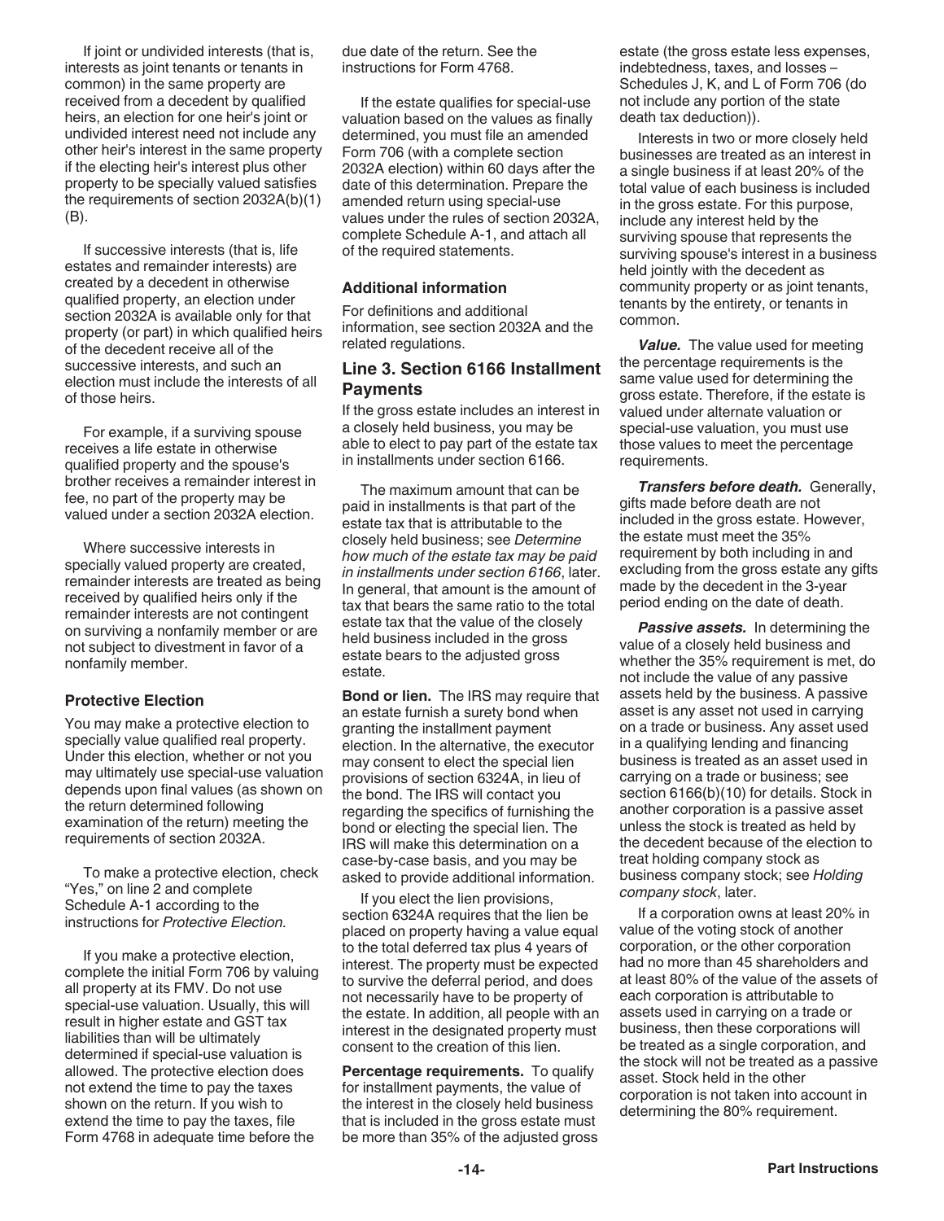If joint or undivided interests (that is, interests as joint tenants or tenants in common) in the same property are received from a decedent by qualified heirs, an election for one heir's joint or undivided interest need not include any other heir's interest in the same property if the electing heir's interest plus other property to be specially valued satisfies the requirements of section 2032A(b)(1)(B).

If successive interests (that is, life estates and remainder interests) are created by a decedent in otherwise qualified property, an election under section 2032A is available only for that property (or part) in which qualified heirs of the decedent receive all of the successive interests, and such an election must include the interests of all of those heirs.

For example, if a surviving spouse receives a life estate in otherwise qualified property and the spouse's brother receives a remainder interest in fee, no part of the property may be valued under a section 2032A election.

Where successive interests in specially valued property are created, remainder interests are treated as being received by qualified heirs only if the remainder interests are not contingent on surviving a nonfamily member or are not subject to divestment in favor of a nonfamily member.

### Protective Election

You may make a protective election to specially value qualified real property. Under this election, whether or not you may ultimately use special-use valuation depends upon final values (as shown on the return determined following examination of the return) meeting the requirements of section 2032A.

To make a protective election, check "Yes," on line 2 and complete Schedule A-1 according to the instructions for *Protective Election.*

If you make a protective election, complete the initial Form 706 by valuing all property at its FMV. Do not use special-use valuation. Usually, this will result in higher estate and GST tax liabilities than will be ultimately determined if special-use valuation is allowed. The protective election does not extend the time to pay the taxes shown on the return. If you wish to extend the time to pay the taxes, file Form 4768 in adequate time before the due date of the return. See the instructions for Form 4768.

If the estate qualifies for special-use valuation based on the values as finally determined, you must file an amended Form 706 (with a complete section 2032A election) within 60 days after the date of this determination. Prepare the amended return using special-use values under the rules of section 2032A, complete Schedule A-1, and attach all of the required statements.

### Additional information

For definitions and additional information, see section 2032A and the related regulations.

## Line 3. Section 6166 Installment Payments

If the gross estate includes an interest in a closely held business, you may be able to elect to pay part of the estate tax in installments under section 6166.

The maximum amount that can be paid in installments is that part of the estate tax that is attributable to the closely held business; see *Determine how much of the estate tax may be paid in installments under section 6166*, later. In general, that amount is the amount of tax that bears the same ratio to the total estate tax that the value of the closely held business included in the gross estate bears to the adjusted gross estate.

**Bond or lien.** The IRS may require that an estate furnish a surety bond when granting the installment payment election. In the alternative, the executor may consent to elect the special lien provisions of section 6324A, in lieu of the bond. The IRS will contact you regarding the specifics of furnishing the bond or electing the special lien. The IRS will make this determination on a case-by-case basis, and you may be asked to provide additional information.

If you elect the lien provisions, section 6324A requires that the lien be placed on property having a value equal to the total deferred tax plus 4 years of interest. The property must be expected to survive the deferral period, and does not necessarily have to be property of the estate. In addition, all people with an interest in the designated property must consent to the creation of this lien.

**Percentage requirements.** To qualify for installment payments, the value of the interest in the closely held business that is included in the gross estate must be more than 35% of the adjusted gross estate (the gross estate less expenses, indebtedness, taxes, and losses – Schedules J, K, and L of Form 706 (do not include any portion of the state death tax deduction)).

Interests in two or more closely held businesses are treated as an interest in a single business if at least 20% of the total value of each business is included in the gross estate. For this purpose, include any interest held by the surviving spouse that represents the surviving spouse's interest in a business held jointly with the decedent as community property or as joint tenants, tenants by the entirety, or tenants in common.

***Value.*** The value used for meeting the percentage requirements is the same value used for determining the gross estate. Therefore, if the estate is valued under alternate valuation or special-use valuation, you must use those values to meet the percentage requirements.

***Transfers before death.*** Generally, gifts made before death are not included in the gross estate. However, the estate must meet the 35% requirement by both including in and excluding from the gross estate any gifts made by the decedent in the 3-year period ending on the date of death.

***Passive assets.*** In determining the value of a closely held business and whether the 35% requirement is met, do not include the value of any passive assets held by the business. A passive asset is any asset not used in carrying on a trade or business. Any asset used in a qualifying lending and financing business is treated as an asset used in carrying on a trade or business; see section 6166(b)(10) for details. Stock in another corporation is a passive asset unless the stock is treated as held by the decedent because of the election to treat holding company stock as business company stock; see *Holding company stock*, later.

If a corporation owns at least 20% in value of the voting stock of another corporation, or the other corporation had no more than 45 shareholders and at least 80% of the value of the assets of each corporation is attributable to assets used in carrying on a trade or business, then these corporations will be treated as a single corporation, and the stock will not be treated as a passive asset. Stock held in the other corporation is not taken into account in determining the 80% requirement.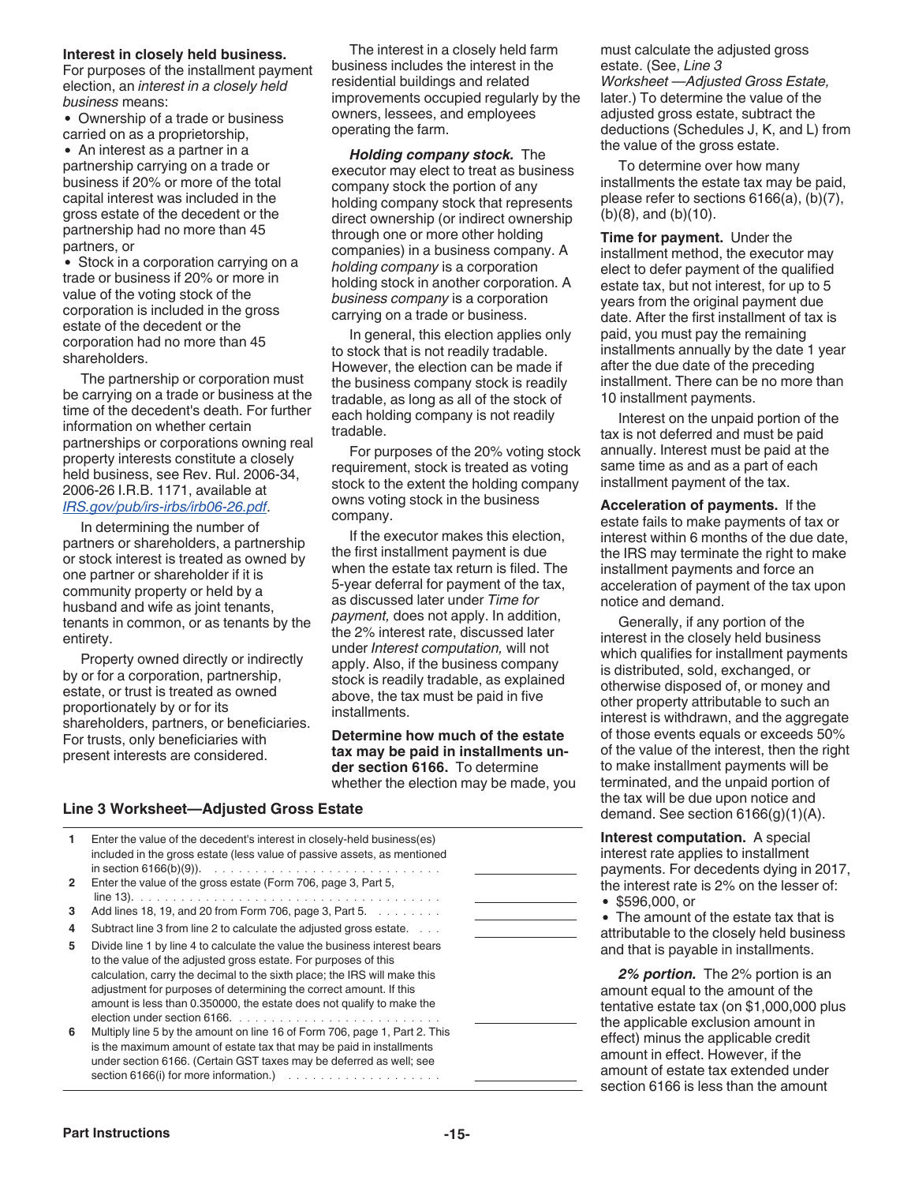**Interest in closely held business.** For purposes of the installment payment election, an *interest in a closely held business* means:

- Ownership of a trade or business carried on as a proprietorship,
- An interest as a partner in a partnership carrying on a trade or business if 20% or more of the total capital interest was included in the gross estate of the decedent or the partnership had no more than 45 partners, or
- Stock in a corporation carrying on a trade or business if 20% or more in value of the voting stock of the corporation is included in the gross estate of the decedent or the corporation had no more than 45 shareholders.

The partnership or corporation must be carrying on a trade or business at the time of the decedent's death. For further information on whether certain partnerships or corporations owning real property interests constitute a closely held business, see Rev. Rul. 2006-34, 2006-26 I.R.B. 1171, available at *IRS.gov/pub/irs-irbs/irb06-26.pdf*.

In determining the number of partners or shareholders, a partnership or stock interest is treated as owned by one partner or shareholder if it is community property or held by a husband and wife as joint tenants, tenants in common, or as tenants by the entirety.

Property owned directly or indirectly by or for a corporation, partnership, estate, or trust is treated as owned proportionately by or for its shareholders, partners, or beneficiaries. For trusts, only beneficiaries with present interests are considered.

The interest in a closely held farm business includes the interest in the residential buildings and related improvements occupied regularly by the owners, lessees, and employees operating the farm.

***Holding company stock.*** The executor may elect to treat as business company stock the portion of any holding company stock that represents direct ownership (or indirect ownership through one or more other holding companies) in a business company. A *holding company* is a corporation holding stock in another corporation. A *business company* is a corporation carrying on a trade or business.

In general, this election applies only to stock that is not readily tradable. However, the election can be made if the business company stock is readily tradable, as long as all of the stock of each holding company is not readily tradable.

For purposes of the 20% voting stock requirement, stock is treated as voting stock to the extent the holding company owns voting stock in the business company.

If the executor makes this election, the first installment payment is due when the estate tax return is filed. The 5-year deferral for payment of the tax, as discussed later under *Time for payment,* does not apply. In addition, the 2% interest rate, discussed later under *Interest computation,* will not apply. Also, if the business company stock is readily tradable, as explained above, the tax must be paid in five installments.

**Determine how much of the estate tax may be paid in installments under section 6166.** To determine whether the election may be made, you must calculate the adjusted gross estate. (See, *Line 3 Worksheet —Adjusted Gross Estate,* later.) To determine the value of the adjusted gross estate, subtract the deductions (Schedules J, K, and L) from the value of the gross estate.

To determine over how many installments the estate tax may be paid, please refer to sections 6166(a), (b)(7), (b)(8), and (b)(10).

**Time for payment.** Under the installment method, the executor may elect to defer payment of the qualified estate tax, but not interest, for up to 5 years from the original payment due date. After the first installment of tax is paid, you must pay the remaining installments annually by the date 1 year after the due date of the preceding installment. There can be no more than 10 installment payments.

Interest on the unpaid portion of the tax is not deferred and must be paid annually. Interest must be paid at the same time as and as a part of each installment payment of the tax.

**Acceleration of payments.** If the estate fails to make payments of tax or interest within 6 months of the due date, the IRS may terminate the right to make installment payments and force an acceleration of payment of the tax upon notice and demand.

Generally, if any portion of the interest in the closely held business which qualifies for installment payments is distributed, sold, exchanged, or otherwise disposed of, or money and other property attributable to such an interest is withdrawn, and the aggregate of those events equals or exceeds 50% of the value of the interest, then the right to make installment payments will be terminated, and the unpaid portion of the tax will be due upon notice and demand. See section 6166(g)(1)(A).

**Interest computation.** A special interest rate applies to installment payments. For decedents dying in 2017, the interest rate is 2% on the lesser of:

- $596,000, or
- The amount of the estate tax that is attributable to the closely held business and that is payable in installments.

***2% portion.*** The 2% portion is an amount equal to the amount of the tentative estate tax (on $1,000,000 plus the applicable exclusion amount in effect) minus the applicable credit amount in effect. However, if the amount of estate tax extended under section 6166 is less than the amount

**Line 3 Worksheet—Adjusted Gross Estate**

| | | |
|---|---|---|
| 1 | Enter the value of the decedent's interest in closely-held business(es) included in the gross estate (less value of passive assets, as mentioned in section 6166(b)(9)). | |
| 2 | Enter the value of the gross estate (Form 706, page 3, Part 5, line 13). | |
| 3 | Add lines 18, 19, and 20 from Form 706, page 3, Part 5. | |
| 4 | Subtract line 3 from line 2 to calculate the adjusted gross estate. | |
| 5 | Divide line 1 by line 4 to calculate the value the business interest bears to the value of the adjusted gross estate. For purposes of this calculation, carry the decimal to the sixth place; the IRS will make this adjustment for purposes of determining the correct amount. If this amount is less than 0.350000, the estate does not qualify to make the election under section 6166. | |
| 6 | Multiply line 5 by the amount on line 16 of Form 706, page 1, Part 2. This is the maximum amount of estate tax that may be paid in installments under section 6166. (Certain GST taxes may be deferred as well; see section 6166(i) for more information.) | |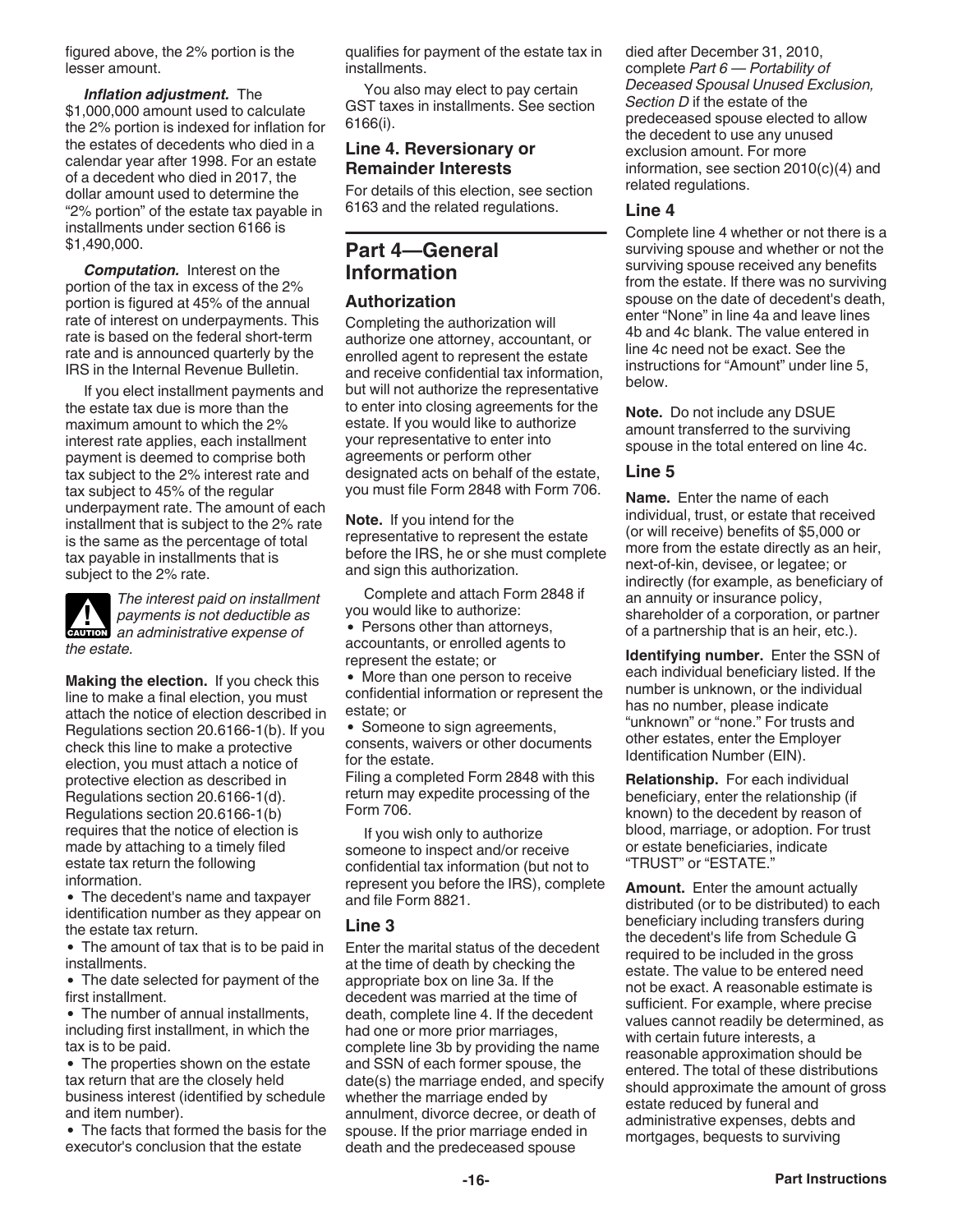figured above, the 2% portion is the lesser amount.

***Inflation adjustment.*** The $1,000,000 amount used to calculate the 2% portion is indexed for inflation for the estates of decedents who died in a calendar year after 1998. For an estate of a decedent who died in 2017, the dollar amount used to determine the "2% portion" of the estate tax payable in installments under section 6166 is $1,490,000.

***Computation.*** Interest on the portion of the tax in excess of the 2% portion is figured at 45% of the annual rate of interest on underpayments. This rate is based on the federal short-term rate and is announced quarterly by the IRS in the Internal Revenue Bulletin.

If you elect installment payments and the estate tax due is more than the maximum amount to which the 2% interest rate applies, each installment payment is deemed to comprise both tax subject to the 2% interest rate and tax subject to 45% of the regular underpayment rate. The amount of each installment that is subject to the 2% rate is the same as the percentage of total tax payable in installments that is subject to the 2% rate.

**CAUTION** *The interest paid on installment payments is not deductible as an administrative expense of the estate.*

**Making the election.** If you check this line to make a final election, you must attach the notice of election described in Regulations section 20.6166-1(b). If you check this line to make a protective election, you must attach a notice of protective election as described in Regulations section 20.6166-1(d). Regulations section 20.6166-1(b) requires that the notice of election is made by attaching to a timely filed estate tax return the following information.

- The decedent's name and taxpayer identification number as they appear on the estate tax return.
- The amount of tax that is to be paid in installments.
- The date selected for payment of the first installment.
- The number of annual installments, including first installment, in which the tax is to be paid.
- The properties shown on the estate tax return that are the closely held business interest (identified by schedule and item number).
- The facts that formed the basis for the executor's conclusion that the estate qualifies for payment of the estate tax in installments.

You also may elect to pay certain GST taxes in installments. See section 6166(i).

### Line 4. Reversionary or Remainder Interests

For details of this election, see section 6163 and the related regulations.

## Part 4—General Information

### Authorization

Completing the authorization will authorize one attorney, accountant, or enrolled agent to represent the estate and receive confidential tax information, but will not authorize the representative to enter into closing agreements for the estate. If you would like to authorize your representative to enter into agreements or perform other designated acts on behalf of the estate, you must file Form 2848 with Form 706.

**Note.** If you intend for the representative to represent the estate before the IRS, he or she must complete and sign this authorization.

Complete and attach Form 2848 if you would like to authorize:

- Persons other than attorneys, accountants, or enrolled agents to represent the estate; or
- More than one person to receive confidential information or represent the estate; or
- Someone to sign agreements, consents, waivers or other documents for the estate.

Filing a completed Form 2848 with this return may expedite processing of the Form 706.

If you wish only to authorize someone to inspect and/or receive confidential tax information (but not to represent you before the IRS), complete and file Form 8821.

### Line 3

Enter the marital status of the decedent at the time of death by checking the appropriate box on line 3a. If the decedent was married at the time of death, complete line 4. If the decedent had one or more prior marriages, complete line 3b by providing the name and SSN of each former spouse, the date(s) the marriage ended, and specify whether the marriage ended by annulment, divorce decree, or death of spouse. If the prior marriage ended in death and the predeceased spouse died after December 31, 2010, complete *Part 6 — Portability of Deceased Spousal Unused Exclusion, Section D* if the estate of the predeceased spouse elected to allow the decedent to use any unused exclusion amount. For more information, see section 2010(c)(4) and related regulations.

### Line 4

Complete line 4 whether or not there is a surviving spouse and whether or not the surviving spouse received any benefits from the estate. If there was no surviving spouse on the date of decedent's death, enter "None" in line 4a and leave lines 4b and 4c blank. The value entered in line 4c need not be exact. See the instructions for "Amount" under line 5, below.

**Note.** Do not include any DSUE amount transferred to the surviving spouse in the total entered on line 4c.

### Line 5

**Name.** Enter the name of each individual, trust, or estate that received (or will receive) benefits of $5,000 or more from the estate directly as an heir, next-of-kin, devisee, or legatee; or indirectly (for example, as beneficiary of an annuity or insurance policy, shareholder of a corporation, or partner of a partnership that is an heir, etc.).

**Identifying number.** Enter the SSN of each individual beneficiary listed. If the number is unknown, or the individual has no number, please indicate "unknown" or "none." For trusts and other estates, enter the Employer Identification Number (EIN).

**Relationship.** For each individual beneficiary, enter the relationship (if known) to the decedent by reason of blood, marriage, or adoption. For trust or estate beneficiaries, indicate "TRUST" or "ESTATE."

**Amount.** Enter the amount actually distributed (or to be distributed) to each beneficiary including transfers during the decedent's life from Schedule G required to be included in the gross estate. The value to be entered need not be exact. A reasonable estimate is sufficient. For example, where precise values cannot readily be determined, as with certain future interests, a reasonable approximation should be entered. The total of these distributions should approximate the amount of gross estate reduced by funeral and administrative expenses, debts and mortgages, bequests to surviving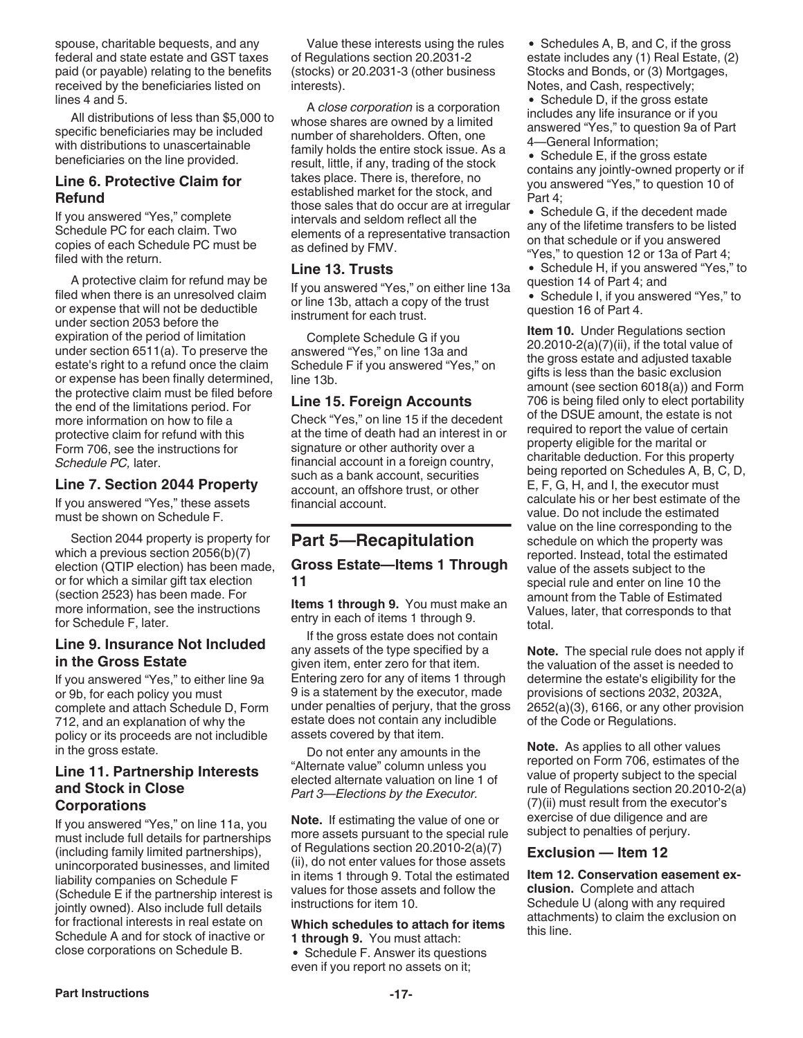spouse, charitable bequests, and any federal and state estate and GST taxes paid (or payable) relating to the benefits received by the beneficiaries listed on lines 4 and 5.

All distributions of less than $5,000 to specific beneficiaries may be included with distributions to unascertainable beneficiaries on the line provided.

### Line 6. Protective Claim for Refund

If you answered "Yes," complete Schedule PC for each claim. Two copies of each Schedule PC must be filed with the return.

A protective claim for refund may be filed when there is an unresolved claim or expense that will not be deductible under section 2053 before the expiration of the period of limitation under section 6511(a). To preserve the estate's right to a refund once the claim or expense has been finally determined, the protective claim must be filed before the end of the limitations period. For more information on how to file a protective claim for refund with this Form 706, see the instructions for *Schedule PC,* later.

### Line 7. Section 2044 Property

If you answered "Yes," these assets must be shown on Schedule F.

Section 2044 property is property for which a previous section 2056(b)(7) election (QTIP election) has been made, or for which a similar gift tax election (section 2523) has been made. For more information, see the instructions for Schedule F, later.

### Line 9. Insurance Not Included in the Gross Estate

If you answered "Yes," to either line 9a or 9b, for each policy you must complete and attach Schedule D, Form 712, and an explanation of why the policy or its proceeds are not includible in the gross estate.

### Line 11. Partnership Interests and Stock in Close Corporations

If you answered "Yes," on line 11a, you must include full details for partnerships (including family limited partnerships), unincorporated businesses, and limited liability companies on Schedule F (Schedule E if the partnership interest is jointly owned). Also include full details for fractional interests in real estate on Schedule A and for stock of inactive or close corporations on Schedule B.

Value these interests using the rules of Regulations section 20.2031-2 (stocks) or 20.2031-3 (other business interests).

A *close corporation* is a corporation whose shares are owned by a limited number of shareholders. Often, one family holds the entire stock issue. As a result, little, if any, trading of the stock takes place. There is, therefore, no established market for the stock, and those sales that do occur are at irregular intervals and seldom reflect all the elements of a representative transaction as defined by FMV.

### Line 13. Trusts

If you answered "Yes," on either line 13a or line 13b, attach a copy of the trust instrument for each trust.

Complete Schedule G if you answered "Yes," on line 13a and Schedule F if you answered "Yes," on line 13b.

### Line 15. Foreign Accounts

Check "Yes," on line 15 if the decedent at the time of death had an interest in or signature or other authority over a financial account in a foreign country, such as a bank account, securities account, an offshore trust, or other financial account.

## Part 5—Recapitulation

### Gross Estate—Items 1 Through 11

**Items 1 through 9.** You must make an entry in each of items 1 through 9.

If the gross estate does not contain any assets of the type specified by a given item, enter zero for that item. Entering zero for any of items 1 through 9 is a statement by the executor, made under penalties of perjury, that the gross estate does not contain any includible assets covered by that item.

Do not enter any amounts in the "Alternate value" column unless you elected alternate valuation on line 1 of *Part 3—Elections by the Executor.*

**Note.** If estimating the value of one or more assets pursuant to the special rule of Regulations section 20.2010-2(a)(7)(ii), do not enter values for those assets in items 1 through 9. Total the estimated values for those assets and follow the instructions for item 10.

**Which schedules to attach for items 1 through 9.** You must attach:

- Schedule F. Answer its questions even if you report no assets on it;
- Schedules A, B, and C, if the gross estate includes any (1) Real Estate, (2) Stocks and Bonds, or (3) Mortgages, Notes, and Cash, respectively;
- Schedule D, if the gross estate includes any life insurance or if you answered "Yes," to question 9a of Part 4—General Information;
- Schedule E, if the gross estate contains any jointly-owned property or if you answered "Yes," to question 10 of Part 4;
- Schedule G, if the decedent made any of the lifetime transfers to be listed on that schedule or if you answered "Yes," to question 12 or 13a of Part 4;
- Schedule H, if you answered "Yes," to question 14 of Part 4; and
- Schedule I, if you answered "Yes," to question 16 of Part 4.

**Item 10.** Under Regulations section 20.2010-2(a)(7)(ii), if the total value of the gross estate and adjusted taxable gifts is less than the basic exclusion amount (see section 6018(a)) and Form 706 is being filed only to elect portability of the DSUE amount, the estate is not required to report the value of certain property eligible for the marital or charitable deduction. For this property being reported on Schedules A, B, C, D, E, F, G, H, and I, the executor must calculate his or her best estimate of the value. Do not include the estimated value on the line corresponding to the schedule on which the property was reported. Instead, total the estimated value of the assets subject to the special rule and enter on line 10 the amount from the Table of Estimated Values, later, that corresponds to that total.

**Note.** The special rule does not apply if the valuation of the asset is needed to determine the estate's eligibility for the provisions of sections 2032, 2032A, 2652(a)(3), 6166, or any other provision of the Code or Regulations.

**Note.** As applies to all other values reported on Form 706, estimates of the value of property subject to the special rule of Regulations section 20.2010-2(a)(7)(ii) must result from the executor's exercise of due diligence and are subject to penalties of perjury.

### Exclusion — Item 12

**Item 12. Conservation easement exclusion.** Complete and attach Schedule U (along with any required attachments) to claim the exclusion on this line.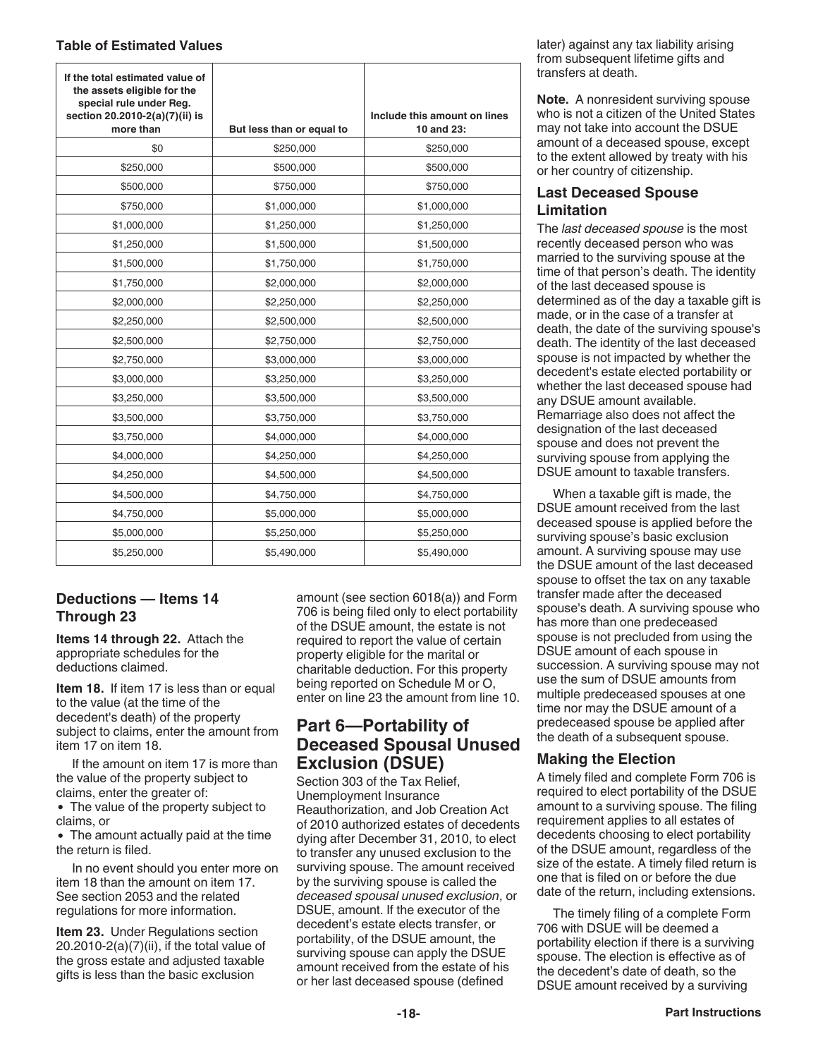**Table of Estimated Values**

| If the total estimated value of the assets eligible for the special rule under Reg. section 20.2010-2(a)(7)(ii) is more than | But less than or equal to | Include this amount on lines 10 and 23: |
|---|---|---|
| $0 | $250,000 | $250,000 |
| $250,000 | $500,000 | $500,000 |
| $500,000 | $750,000 | $750,000 |
| $750,000 | $1,000,000 | $1,000,000 |
| $1,000,000 | $1,250,000 | $1,250,000 |
| $1,250,000 | $1,500,000 | $1,500,000 |
| $1,500,000 | $1,750,000 | $1,750,000 |
| $1,750,000 | $2,000,000 | $2,000,000 |
| $2,000,000 | $2,250,000 | $2,250,000 |
| $2,250,000 | $2,500,000 | $2,500,000 |
| $2,500,000 | $2,750,000 | $2,750,000 |
| $2,750,000 | $3,000,000 | $3,000,000 |
| $3,000,000 | $3,250,000 | $3,250,000 |
| $3,250,000 | $3,500,000 | $3,500,000 |
| $3,500,000 | $3,750,000 | $3,750,000 |
| $3,750,000 | $4,000,000 | $4,000,000 |
| $4,000,000 | $4,250,000 | $4,250,000 |
| $4,250,000 | $4,500,000 | $4,500,000 |
| $4,500,000 | $4,750,000 | $4,750,000 |
| $4,750,000 | $5,000,000 | $5,000,000 |
| $5,000,000 | $5,250,000 | $5,250,000 |
| $5,250,000 | $5,490,000 | $5,490,000 |

### Deductions — Items 14 Through 23

**Items 14 through 22.** Attach the appropriate schedules for the deductions claimed.

**Item 18.** If item 17 is less than or equal to the value (at the time of the decedent's death) of the property subject to claims, enter the amount from item 17 on item 18.

If the amount on item 17 is more than the value of the property subject to claims, enter the greater of:

- The value of the property subject to claims, or
- The amount actually paid at the time the return is filed.

In no event should you enter more on item 18 than the amount on item 17. See section 2053 and the related regulations for more information.

**Item 23.** Under Regulations section 20.2010-2(a)(7)(ii), if the total value of the gross estate and adjusted taxable gifts is less than the basic exclusion amount (see section 6018(a)) and Form 706 is being filed only to elect portability of the DSUE amount, the estate is not required to report the value of certain property eligible for the marital or charitable deduction. For this property being reported on Schedule M or O, enter on line 23 the amount from line 10.

## Part 6—Portability of Deceased Spousal Unused Exclusion (DSUE)

Section 303 of the Tax Relief, Unemployment Insurance Reauthorization, and Job Creation Act of 2010 authorized estates of decedents dying after December 31, 2010, to elect to transfer any unused exclusion to the surviving spouse. The amount received by the surviving spouse is called the *deceased spousal unused exclusion*, or DSUE, amount. If the executor of the decedent's estate elects transfer, or portability, of the DSUE amount, the surviving spouse can apply the DSUE amount received from the estate of his or her last deceased spouse (defined later) against any tax liability arising from subsequent lifetime gifts and transfers at death.

**Note.** A nonresident surviving spouse who is not a citizen of the United States may not take into account the DSUE amount of a deceased spouse, except to the extent allowed by treaty with his or her country of citizenship.

### Last Deceased Spouse Limitation

The *last deceased spouse* is the most recently deceased person who was married to the surviving spouse at the time of that person's death. The identity of the last deceased spouse is determined as of the day a taxable gift is made, or in the case of a transfer at death, the date of the surviving spouse's death. The identity of the last deceased spouse is not impacted by whether the decedent's estate elected portability or whether the last deceased spouse had any DSUE amount available. Remarriage also does not affect the designation of the last deceased spouse and does not prevent the surviving spouse from applying the DSUE amount to taxable transfers.

When a taxable gift is made, the DSUE amount received from the last deceased spouse is applied before the surviving spouse's basic exclusion amount. A surviving spouse may use the DSUE amount of the last deceased spouse to offset the tax on any taxable transfer made after the deceased spouse's death. A surviving spouse who has more than one predeceased spouse is not precluded from using the DSUE amount of each spouse in succession. A surviving spouse may not use the sum of DSUE amounts from multiple predeceased spouses at one time nor may the DSUE amount of a predeceased spouse be applied after the death of a subsequent spouse.

### Making the Election

A timely filed and complete Form 706 is required to elect portability of the DSUE amount to a surviving spouse. The filing requirement applies to all estates of decedents choosing to elect portability of the DSUE amount, regardless of the size of the estate. A timely filed return is one that is filed on or before the due date of the return, including extensions.

The timely filing of a complete Form 706 with DSUE will be deemed a portability election if there is a surviving spouse. The election is effective as of the decedent's date of death, so the DSUE amount received by a surviving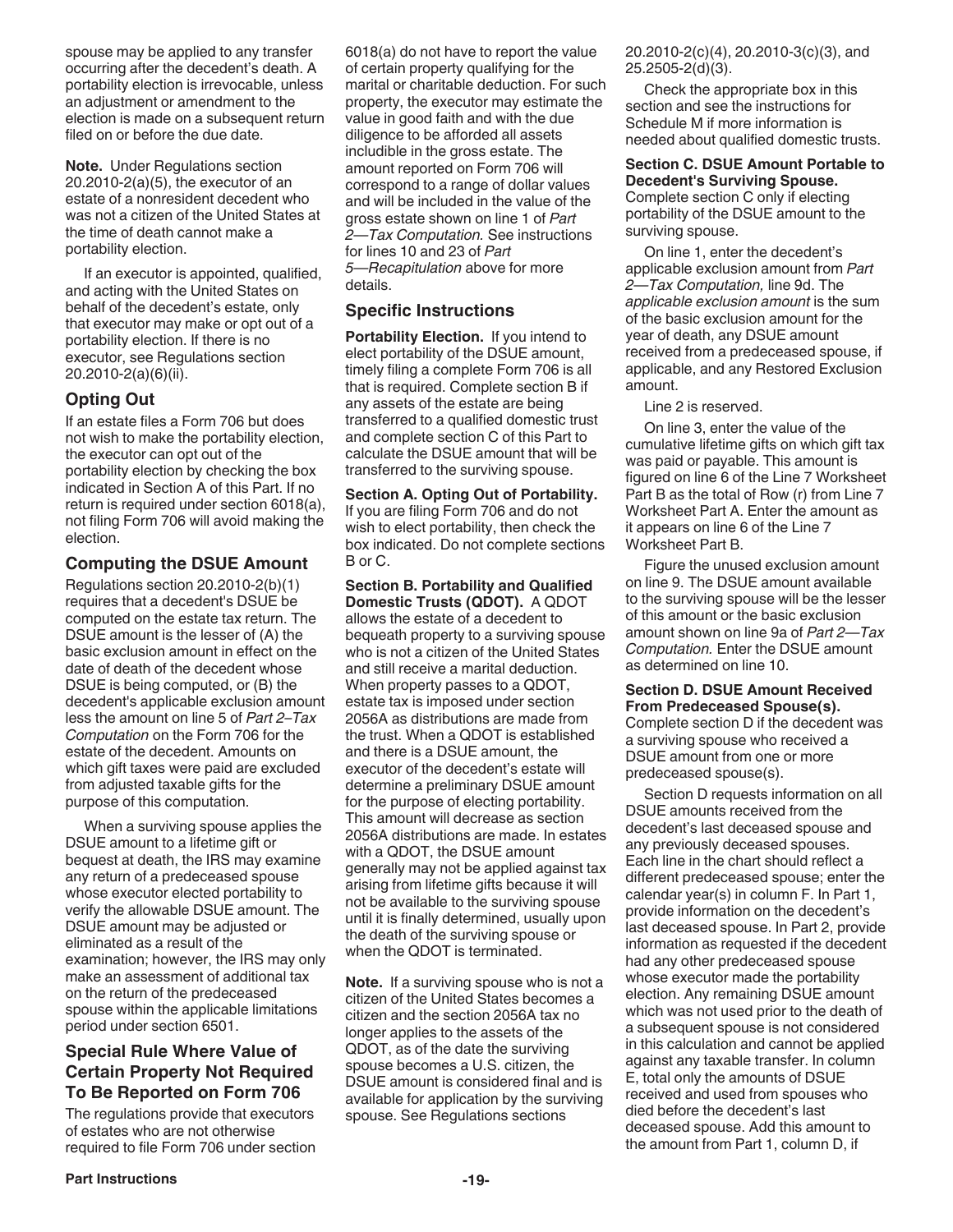spouse may be applied to any transfer occurring after the decedent's death. A portability election is irrevocable, unless an adjustment or amendment to the election is made on a subsequent return filed on or before the due date.

**Note.** Under Regulations section 20.2010-2(a)(5), the executor of an estate of a nonresident decedent who was not a citizen of the United States at the time of death cannot make a portability election.

If an executor is appointed, qualified, and acting with the United States on behalf of the decedent's estate, only that executor may make or opt out of a portability election. If there is no executor, see Regulations section 20.2010-2(a)(6)(ii).

### Opting Out

If an estate files a Form 706 but does not wish to make the portability election, the executor can opt out of the portability election by checking the box indicated in Section A of this Part. If no return is required under section 6018(a), not filing Form 706 will avoid making the election.

### Computing the DSUE Amount

Regulations section 20.2010-2(b)(1) requires that a decedent's DSUE be computed on the estate tax return. The DSUE amount is the lesser of (A) the basic exclusion amount in effect on the date of death of the decedent whose DSUE is being computed, or (B) the decedent's applicable exclusion amount less the amount on line 5 of *Part 2–Tax Computation* on the Form 706 for the estate of the decedent. Amounts on which gift taxes were paid are excluded from adjusted taxable gifts for the purpose of this computation.

When a surviving spouse applies the DSUE amount to a lifetime gift or bequest at death, the IRS may examine any return of a predeceased spouse whose executor elected portability to verify the allowable DSUE amount. The DSUE amount may be adjusted or eliminated as a result of the examination; however, the IRS may only make an assessment of additional tax on the return of the predeceased spouse within the applicable limitations period under section 6501.

### Special Rule Where Value of Certain Property Not Required To Be Reported on Form 706

The regulations provide that executors of estates who are not otherwise required to file Form 706 under section 6018(a) do not have to report the value of certain property qualifying for the marital or charitable deduction. For such property, the executor may estimate the value in good faith and with the due diligence to be afforded all assets includible in the gross estate. The amount reported on Form 706 will correspond to a range of dollar values and will be included in the value of the gross estate shown on line 1 of *Part 2—Tax Computation.* See instructions for lines 10 and 23 of *Part 5—Recapitulation* above for more details.

### Specific Instructions

**Portability Election.** If you intend to elect portability of the DSUE amount, timely filing a complete Form 706 is all that is required. Complete section B if any assets of the estate are being transferred to a qualified domestic trust and complete section C of this Part to calculate the DSUE amount that will be transferred to the surviving spouse.

**Section A. Opting Out of Portability.** If you are filing Form 706 and do not wish to elect portability, then check the box indicated. Do not complete sections B or C.

**Section B. Portability and Qualified Domestic Trusts (QDOT).** A QDOT allows the estate of a decedent to bequeath property to a surviving spouse who is not a citizen of the United States and still receive a marital deduction. When property passes to a QDOT, estate tax is imposed under section 2056A as distributions are made from the trust. When a QDOT is established and there is a DSUE amount, the executor of the decedent's estate will determine a preliminary DSUE amount for the purpose of electing portability. This amount will decrease as section 2056A distributions are made. In estates with a QDOT, the DSUE amount generally may not be applied against tax arising from lifetime gifts because it will not be available to the surviving spouse until it is finally determined, usually upon the death of the surviving spouse or when the QDOT is terminated.

**Note.** If a surviving spouse who is not a citizen of the United States becomes a citizen and the section 2056A tax no longer applies to the assets of the QDOT, as of the date the surviving spouse becomes a U.S. citizen, the DSUE amount is considered final and is available for application by the surviving spouse. See Regulations sections 20.2010-2(c)(4), 20.2010-3(c)(3), and 25.2505-2(d)(3).

Check the appropriate box in this section and see the instructions for Schedule M if more information is needed about qualified domestic trusts.

**Section C. DSUE Amount Portable to Decedent's Surviving Spouse.** Complete section C only if electing portability of the DSUE amount to the surviving spouse.

On line 1, enter the decedent's applicable exclusion amount from *Part 2—Tax Computation,* line 9d. The *applicable exclusion amount* is the sum of the basic exclusion amount for the year of death, any DSUE amount received from a predeceased spouse, if applicable, and any Restored Exclusion amount.

Line 2 is reserved.

On line 3, enter the value of the cumulative lifetime gifts on which gift tax was paid or payable. This amount is figured on line 6 of the Line 7 Worksheet Part B as the total of Row (r) from Line 7 Worksheet Part A. Enter the amount as it appears on line 6 of the Line 7 Worksheet Part B.

Figure the unused exclusion amount on line 9. The DSUE amount available to the surviving spouse will be the lesser of this amount or the basic exclusion amount shown on line 9a of *Part 2—Tax Computation.* Enter the DSUE amount as determined on line 10.

**Section D. DSUE Amount Received From Predeceased Spouse(s).** Complete section D if the decedent was a surviving spouse who received a DSUE amount from one or more predeceased spouse(s).

Section D requests information on all DSUE amounts received from the decedent's last deceased spouse and any previously deceased spouses. Each line in the chart should reflect a different predeceased spouse; enter the calendar year(s) in column F. In Part 1, provide information on the decedent's last deceased spouse. In Part 2, provide information as requested if the decedent had any other predeceased spouse whose executor made the portability election. Any remaining DSUE amount which was not used prior to the death of a subsequent spouse is not considered in this calculation and cannot be applied against any taxable transfer. In column E, total only the amounts of DSUE received and used from spouses who died before the decedent's last deceased spouse. Add this amount to the amount from Part 1, column D, if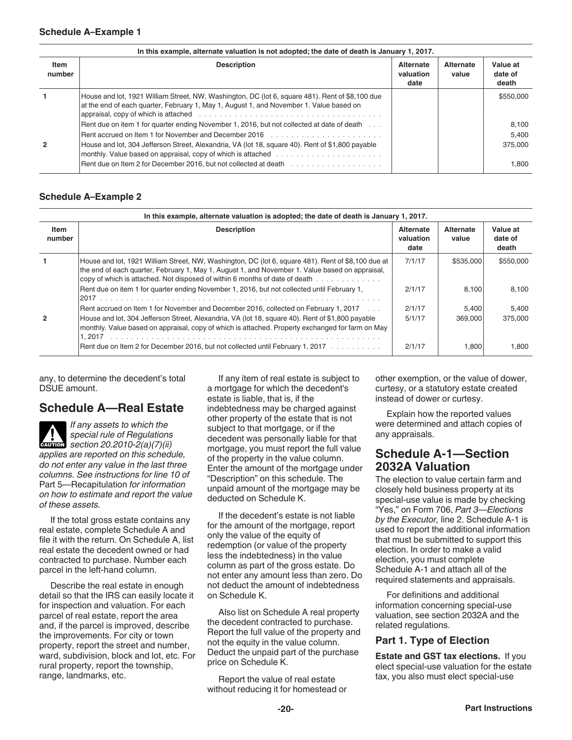**Schedule A–Example 1**

| In this example, alternate valuation is not adopted; the date of death is January 1, 2017. | | | | |
|---|---|---|---|---|
| **Item number** | **Description** | **Alternate valuation date** | **Alternate value** | **Value at date of death** |
| 1 | House and lot, 1921 William Street, NW, Washington, DC (lot 6, square 481). Rent of $8,100 due at the end of each quarter, February 1, May 1, August 1, and November 1. Value based on appraisal, copy of which is attached | | | $550,000 |
| | Rent due on item 1 for quarter ending November 1, 2016, but not collected at date of death | | | 8,100 |
| | Rent accrued on Item 1 for November and December 2016 | | | 5,400 |
| 2 | House and lot, 304 Jefferson Street, Alexandria, VA (lot 18, square 40). Rent of $1,800 payable monthly. Value based on appraisal, copy of which is attached | | | 375,000 |
| | Rent due on Item 2 for December 2016, but not collected at death | | | 1,800 |

**Schedule A–Example 2**

| In this example, alternate valuation is adopted; the date of death is January 1, 2017. | | | | |
|---|---|---|---|---|
| **Item number** | **Description** | **Alternate valuation date** | **Alternate value** | **Value at date of death** |
| 1 | House and lot, 1921 William Street, NW, Washington, DC (lot 6, square 481). Rent of $8,100 due at the end of each quarter, February 1, May 1, August 1, and November 1. Value based on appraisal, copy of which is attached. Not disposed of within 6 months of date of death | 7/1/17 | $535,000 | $550,000 |
| | Rent due on item 1 for quarter ending November 1, 2016, but not collected until February 1, 2017 | 2/1/17 | 8,100 | 8,100 |
| | Rent accrued on Item 1 for November and December 2016, collected on February 1, 2017 | 2/1/17 | 5,400 | 5,400 |
| 2 | House and lot, 304 Jefferson Street, Alexandria, VA (lot 18, square 40). Rent of $1,800 payable monthly. Value based on appraisal, copy of which is attached. Property exchanged for farm on May 1, 2017 | 5/1/17 | 369,000 | 375,000 |
| | Rent due on Item 2 for December 2016, but not collected until February 1, 2017 | 2/1/17 | 1,800 | 1,800 |

any, to determine the decedent's total DSUE amount.

## Schedule A—Real Estate

**CAUTION** *If any assets to which the special rule of Regulations section 20.2010-2(a)(7)(ii) applies are reported on this schedule, do not enter any value in the last three columns. See instructions for line 10 of* Part 5—Recapitulation *for information on how to estimate and report the value of these assets.*

If the total gross estate contains any real estate, complete Schedule A and file it with the return. On Schedule A, list real estate the decedent owned or had contracted to purchase. Number each parcel in the left-hand column.

Describe the real estate in enough detail so that the IRS can easily locate it for inspection and valuation. For each parcel of real estate, report the area and, if the parcel is improved, describe the improvements. For city or town property, report the street and number, ward, subdivision, block and lot, etc. For rural property, report the township, range, landmarks, etc.

If any item of real estate is subject to a mortgage for which the decedent's estate is liable, that is, if the indebtedness may be charged against other property of the estate that is not subject to that mortgage, or if the decedent was personally liable for that mortgage, you must report the full value of the property in the value column. Enter the amount of the mortgage under "Description" on this schedule. The unpaid amount of the mortgage may be deducted on Schedule K.

If the decedent's estate is not liable for the amount of the mortgage, report only the value of the equity of redemption (or value of the property less the indebtedness) in the value column as part of the gross estate. Do not enter any amount less than zero. Do not deduct the amount of indebtedness on Schedule K.

Also list on Schedule A real property the decedent contracted to purchase. Report the full value of the property and not the equity in the value column. Deduct the unpaid part of the purchase price on Schedule K.

Report the value of real estate without reducing it for homestead or other exemption, or the value of dower, curtesy, or a statutory estate created instead of dower or curtesy.

Explain how the reported values were determined and attach copies of any appraisals.

## Schedule A-1—Section 2032A Valuation

The election to value certain farm and closely held business property at its special-use value is made by checking "Yes," on Form 706, *Part 3—Elections by the Executor,* line 2. Schedule A-1 is used to report the additional information that must be submitted to support this election. In order to make a valid election, you must complete Schedule A-1 and attach all of the required statements and appraisals.

For definitions and additional information concerning special-use valuation, see section 2032A and the related regulations.

### Part 1. Type of Election

**Estate and GST tax elections.** If you elect special-use valuation for the estate tax, you also must elect special-use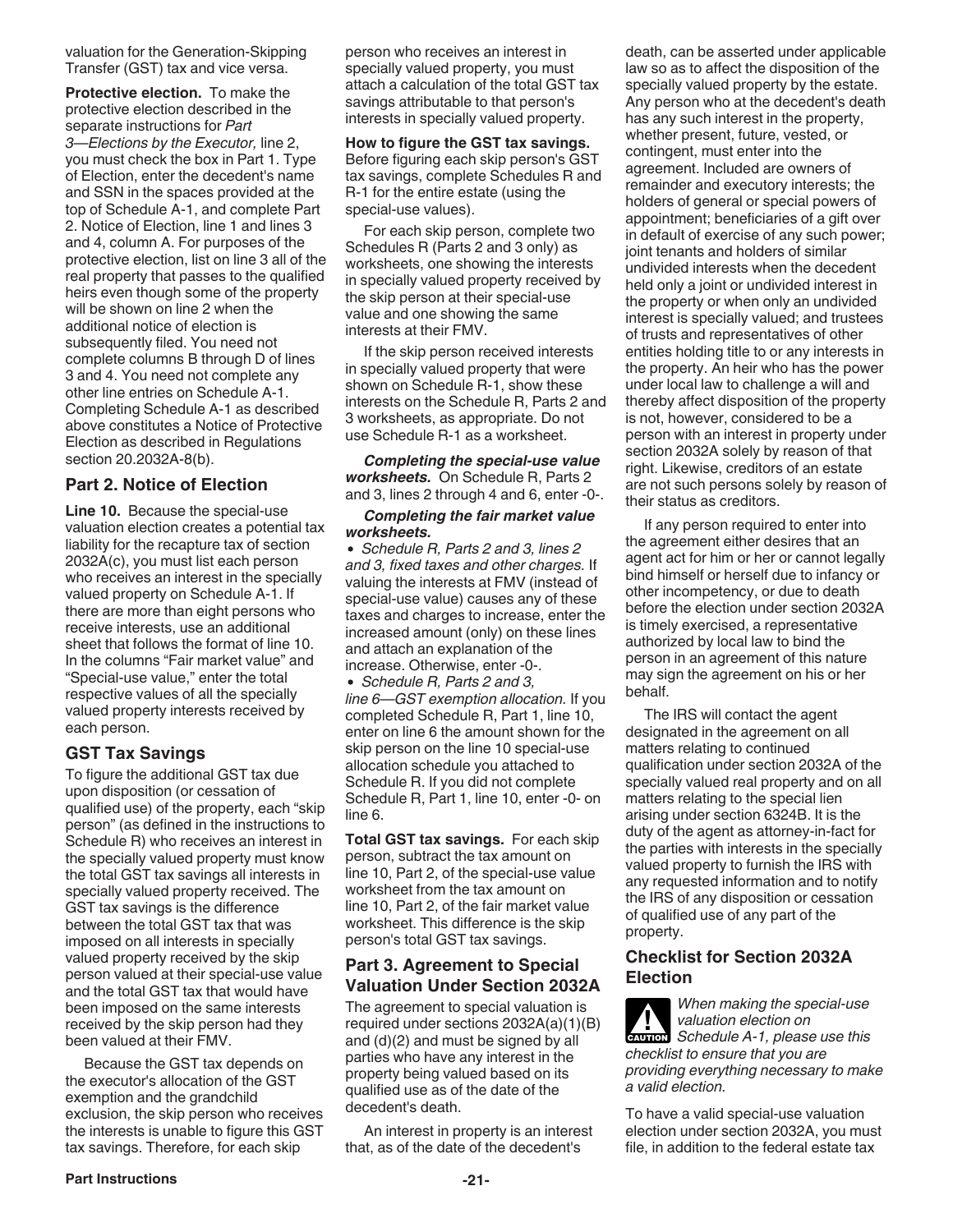valuation for the Generation-Skipping Transfer (GST) tax and vice versa.

**Protective election.** To make the protective election described in the separate instructions for *Part 3—Elections by the Executor,* line 2, you must check the box in Part 1. Type of Election, enter the decedent's name and SSN in the spaces provided at the top of Schedule A-1, and complete Part 2. Notice of Election, line 1 and lines 3 and 4, column A. For purposes of the protective election, list on line 3 all of the real property that passes to the qualified heirs even though some of the property will be shown on line 2 when the additional notice of election is subsequently filed. You need not complete columns B through D of lines 3 and 4. You need not complete any other line entries on Schedule A-1. Completing Schedule A-1 as described above constitutes a Notice of Protective Election as described in Regulations section 20.2032A-8(b).

### Part 2. Notice of Election

**Line 10.** Because the special-use valuation election creates a potential tax liability for the recapture tax of section 2032A(c), you must list each person who receives an interest in the specially valued property on Schedule A-1. If there are more than eight persons who receive interests, use an additional sheet that follows the format of line 10. In the columns "Fair market value" and "Special-use value," enter the total respective values of all the specially valued property interests received by each person.

### GST Tax Savings

To figure the additional GST tax due upon disposition (or cessation of qualified use) of the property, each "skip person" (as defined in the instructions to Schedule R) who receives an interest in the specially valued property must know the total GST tax savings all interests in specially valued property received. The GST tax savings is the difference between the total GST tax that was imposed on all interests in specially valued property received by the skip person valued at their special-use value and the total GST tax that would have been imposed on the same interests received by the skip person had they been valued at their FMV.

Because the GST tax depends on the executor's allocation of the GST exemption and the grandchild exclusion, the skip person who receives the interests is unable to figure this GST tax savings. Therefore, for each skip person who receives an interest in specially valued property, you must attach a calculation of the total GST tax savings attributable to that person's interests in specially valued property.

**How to figure the GST tax savings.** Before figuring each skip person's GST tax savings, complete Schedules R and R-1 for the entire estate (using the special-use values).

For each skip person, complete two Schedules R (Parts 2 and 3 only) as worksheets, one showing the interests in specially valued property received by the skip person at their special-use value and one showing the same interests at their FMV.

If the skip person received interests in specially valued property that were shown on Schedule R-1, show these interests on the Schedule R, Parts 2 and 3 worksheets, as appropriate. Do not use Schedule R-1 as a worksheet.

***Completing the special-use value worksheets.*** On Schedule R, Parts 2 and 3, lines 2 through 4 and 6, enter -0-.

***Completing the fair market value worksheets.***

- *Schedule R, Parts 2 and 3, lines 2 and 3, fixed taxes and other charges.* If valuing the interests at FMV (instead of special-use value) causes any of these taxes and charges to increase, enter the increased amount (only) on these lines and attach an explanation of the increase. Otherwise, enter -0-.
- *Schedule R, Parts 2 and 3, line 6—GST exemption allocation.* If you completed Schedule R, Part 1, line 10, enter on line 6 the amount shown for the skip person on the line 10 special-use allocation schedule you attached to Schedule R. If you did not complete Schedule R, Part 1, line 10, enter -0- on line 6.

**Total GST tax savings.** For each skip person, subtract the tax amount on line 10, Part 2, of the special-use value worksheet from the tax amount on line 10, Part 2, of the fair market value worksheet. This difference is the skip person's total GST tax savings.

### Part 3. Agreement to Special Valuation Under Section 2032A

The agreement to special valuation is required under sections 2032A(a)(1)(B) and (d)(2) and must be signed by all parties who have any interest in the property being valued based on its qualified use as of the date of the decedent's death.

An interest in property is an interest that, as of the date of the decedent's death, can be asserted under applicable law so as to affect the disposition of the specially valued property by the estate. Any person who at the decedent's death has any such interest in the property, whether present, future, vested, or contingent, must enter into the agreement. Included are owners of remainder and executory interests; the holders of general or special powers of appointment; beneficiaries of a gift over in default of exercise of any such power; joint tenants and holders of similar undivided interests when the decedent held only a joint or undivided interest in the property or when only an undivided interest is specially valued; and trustees of trusts and representatives of other entities holding title to or any interests in the property. An heir who has the power under local law to challenge a will and thereby affect disposition of the property is not, however, considered to be a person with an interest in property under section 2032A solely by reason of that right. Likewise, creditors of an estate are not such persons solely by reason of their status as creditors.

If any person required to enter into the agreement either desires that an agent act for him or her or cannot legally bind himself or herself due to infancy or other incompetency, or due to death before the election under section 2032A is timely exercised, a representative authorized by local law to bind the person in an agreement of this nature may sign the agreement on his or her behalf.

The IRS will contact the agent designated in the agreement on all matters relating to continued qualification under section 2032A of the specially valued real property and on all matters relating to the special lien arising under section 6324B. It is the duty of the agent as attorney-in-fact for the parties with interests in the specially valued property to furnish the IRS with any requested information and to notify the IRS of any disposition or cessation of qualified use of any part of the property.

### Checklist for Section 2032A Election

**CAUTION** *When making the special-use valuation election on Schedule A-1, please use this checklist to ensure that you are providing everything necessary to make a valid election.*

To have a valid special-use valuation election under section 2032A, you must file, in addition to the federal estate tax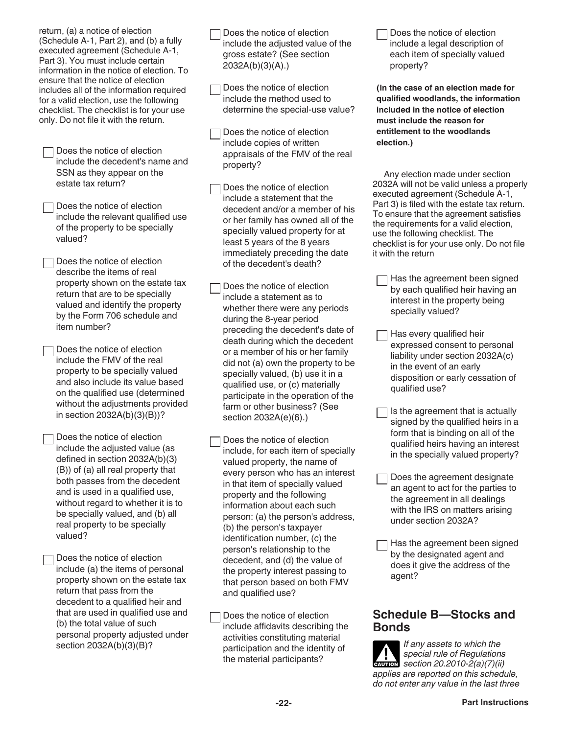return, (a) a notice of election (Schedule A-1, Part 2), and (b) a fully executed agreement (Schedule A-1, Part 3). You must include certain information in the notice of election. To ensure that the notice of election includes all of the information required for a valid election, use the following checklist. The checklist is for your use only. Do not file it with the return.

- [ ] Does the notice of election include the decedent's name and SSN as they appear on the estate tax return?
- [ ] Does the notice of election include the relevant qualified use of the property to be specially valued?
- [ ] Does the notice of election describe the items of real property shown on the estate tax return that are to be specially valued and identify the property by the Form 706 schedule and item number?
- [ ] Does the notice of election include the FMV of the real property to be specially valued and also include its value based on the qualified use (determined without the adjustments provided in section 2032A(b)(3)(B))?
- [ ] Does the notice of election include the adjusted value (as defined in section 2032A(b)(3)(B)) of (a) all real property that both passes from the decedent and is used in a qualified use, without regard to whether it is to be specially valued, and (b) all real property to be specially valued?
- [ ] Does the notice of election include (a) the items of personal property shown on the estate tax return that pass from the decedent to a qualified heir and that are used in qualified use and (b) the total value of such personal property adjusted under section 2032A(b)(3)(B)?
- [ ] Does the notice of election include the adjusted value of the gross estate? (See section 2032A(b)(3)(A).)
- [ ] Does the notice of election include the method used to determine the special-use value?
- [ ] Does the notice of election include copies of written appraisals of the FMV of the real property?
- [ ] Does the notice of election include a statement that the decedent and/or a member of his or her family has owned all of the specially valued property for at least 5 years of the 8 years immediately preceding the date of the decedent's death?
- [ ] Does the notice of election include a statement as to whether there were any periods during the 8-year period preceding the decedent's date of death during which the decedent or a member of his or her family did not (a) own the property to be specially valued, (b) use it in a qualified use, or (c) materially participate in the operation of the farm or other business? (See section 2032A(e)(6).)
- [ ] Does the notice of election include, for each item of specially valued property, the name of every person who has an interest in that item of specially valued property and the following information about each such person: (a) the person's address, (b) the person's taxpayer identification number, (c) the person's relationship to the decedent, and (d) the value of the property interest passing to that person based on both FMV and qualified use?
- [ ] Does the notice of election include affidavits describing the activities constituting material participation and the identity of the material participants?
- [ ] Does the notice of election include a legal description of each item of specially valued property?

**(In the case of an election made for qualified woodlands, the information included in the notice of election must include the reason for entitlement to the woodlands election.)**

Any election made under section 2032A will not be valid unless a properly executed agreement (Schedule A-1, Part 3) is filed with the estate tax return. To ensure that the agreement satisfies the requirements for a valid election, use the following checklist. The checklist is for your use only. Do not file it with the return

- [ ] Has the agreement been signed by each qualified heir having an interest in the property being specially valued?
- [ ] Has every qualified heir expressed consent to personal liability under section 2032A(c) in the event of an early disposition or early cessation of qualified use?
- [ ] Is the agreement that is actually signed by the qualified heirs in a form that is binding on all of the qualified heirs having an interest in the specially valued property?
- [ ] Does the agreement designate an agent to act for the parties to the agreement in all dealings with the IRS on matters arising under section 2032A?
- [ ] Has the agreement been signed by the designated agent and does it give the address of the agent?

## Schedule B—Stocks and Bonds

**CAUTION** *If any assets to which the special rule of Regulations section 20.2010-2(a)(7)(ii) applies are reported on this schedule, do not enter any value in the last three*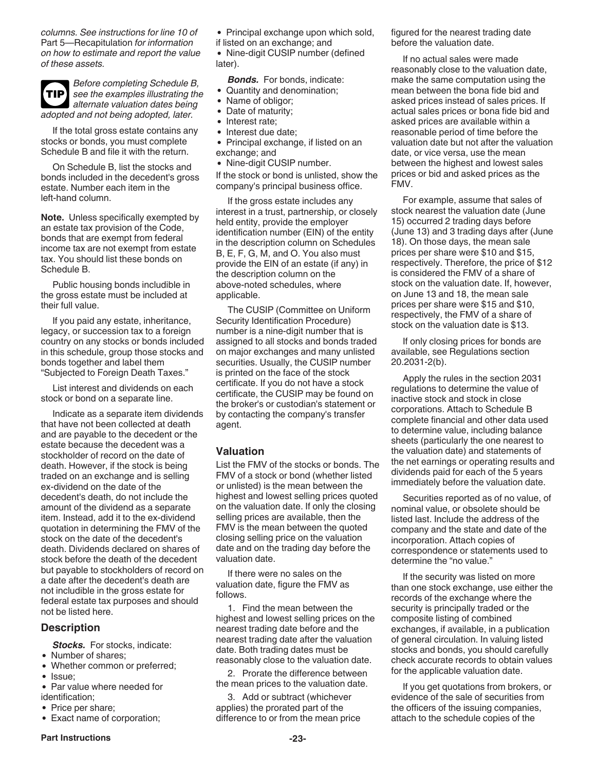*columns. See instructions for line 10 of* Part 5—Recapitulation *for information on how to estimate and report the value of these assets.*

**TIP** *Before completing Schedule B, see the examples illustrating the alternate valuation dates being adopted and not being adopted, later.*

If the total gross estate contains any stocks or bonds, you must complete Schedule B and file it with the return.

On Schedule B, list the stocks and bonds included in the decedent's gross estate. Number each item in the left-hand column.

**Note.** Unless specifically exempted by an estate tax provision of the Code, bonds that are exempt from federal income tax are not exempt from estate tax. You should list these bonds on Schedule B.

Public housing bonds includible in the gross estate must be included at their full value.

If you paid any estate, inheritance, legacy, or succession tax to a foreign country on any stocks or bonds included in this schedule, group those stocks and bonds together and label them "Subjected to Foreign Death Taxes."

List interest and dividends on each stock or bond on a separate line.

Indicate as a separate item dividends that have not been collected at death and are payable to the decedent or the estate because the decedent was a stockholder of record on the date of death. However, if the stock is being traded on an exchange and is selling ex-dividend on the date of the decedent's death, do not include the amount of the dividend as a separate item. Instead, add it to the ex-dividend quotation in determining the FMV of the stock on the date of the decedent's death. Dividends declared on shares of stock before the death of the decedent but payable to stockholders of record on a date after the decedent's death are not includible in the gross estate for federal estate tax purposes and should not be listed here.

## Description

***Stocks.*** For stocks, indicate:

- Number of shares;
- Whether common or preferred;
- Issue;
- Par value where needed for identification;
- Price per share;
- Exact name of corporation;
- Principal exchange upon which sold, if listed on an exchange; and
- Nine-digit CUSIP number (defined later).

***Bonds.*** For bonds, indicate:

- Quantity and denomination;
- Name of obligor;
- Date of maturity;
- Interest rate;
- Interest due date;
- Principal exchange, if listed on an exchange; and
- Nine-digit CUSIP number.

If the stock or bond is unlisted, show the company's principal business office.

If the gross estate includes any interest in a trust, partnership, or closely held entity, provide the employer identification number (EIN) of the entity in the description column on Schedules B, E, F, G, M, and O. You also must provide the EIN of an estate (if any) in the description column on the above-noted schedules, where applicable.

The CUSIP (Committee on Uniform Security Identification Procedure) number is a nine-digit number that is assigned to all stocks and bonds traded on major exchanges and many unlisted securities. Usually, the CUSIP number is printed on the face of the stock certificate. If you do not have a stock certificate, the CUSIP may be found on the broker's or custodian's statement or by contacting the company's transfer agent.

## Valuation

List the FMV of the stocks or bonds. The FMV of a stock or bond (whether listed or unlisted) is the mean between the highest and lowest selling prices quoted on the valuation date. If only the closing selling prices are available, then the FMV is the mean between the quoted closing selling price on the valuation date and on the trading day before the valuation date.

If there were no sales on the valuation date, figure the FMV as follows.

1. Find the mean between the highest and lowest selling prices on the nearest trading date before and the nearest trading date after the valuation date. Both trading dates must be reasonably close to the valuation date.
2. Prorate the difference between the mean prices to the valuation date.
3. Add or subtract (whichever applies) the prorated part of the difference to or from the mean price figured for the nearest trading date before the valuation date.

If no actual sales were made reasonably close to the valuation date, make the same computation using the mean between the bona fide bid and asked prices instead of sales prices. If actual sales prices or bona fide bid and asked prices are available within a reasonable period of time before the valuation date but not after the valuation date, or vice versa, use the mean between the highest and lowest sales prices or bid and asked prices as the FMV.

For example, assume that sales of stock nearest the valuation date (June 15) occurred 2 trading days before (June 13) and 3 trading days after (June 18). On those days, the mean sale prices per share were $10 and $15, respectively. Therefore, the price of $12 is considered the FMV of a share of stock on the valuation date. If, however, on June 13 and 18, the mean sale prices per share were $15 and $10, respectively, the FMV of a share of stock on the valuation date is $13.

If only closing prices for bonds are available, see Regulations section 20.2031-2(b).

Apply the rules in the section 2031 regulations to determine the value of inactive stock and stock in close corporations. Attach to Schedule B complete financial and other data used to determine value, including balance sheets (particularly the one nearest to the valuation date) and statements of the net earnings or operating results and dividends paid for each of the 5 years immediately before the valuation date.

Securities reported as of no value, of nominal value, or obsolete should be listed last. Include the address of the company and the state and date of the incorporation. Attach copies of correspondence or statements used to determine the "no value."

If the security was listed on more than one stock exchange, use either the records of the exchange where the security is principally traded or the composite listing of combined exchanges, if available, in a publication of general circulation. In valuing listed stocks and bonds, you should carefully check accurate records to obtain values for the applicable valuation date.

If you get quotations from brokers, or evidence of the sale of securities from the officers of the issuing companies, attach to the schedule copies of the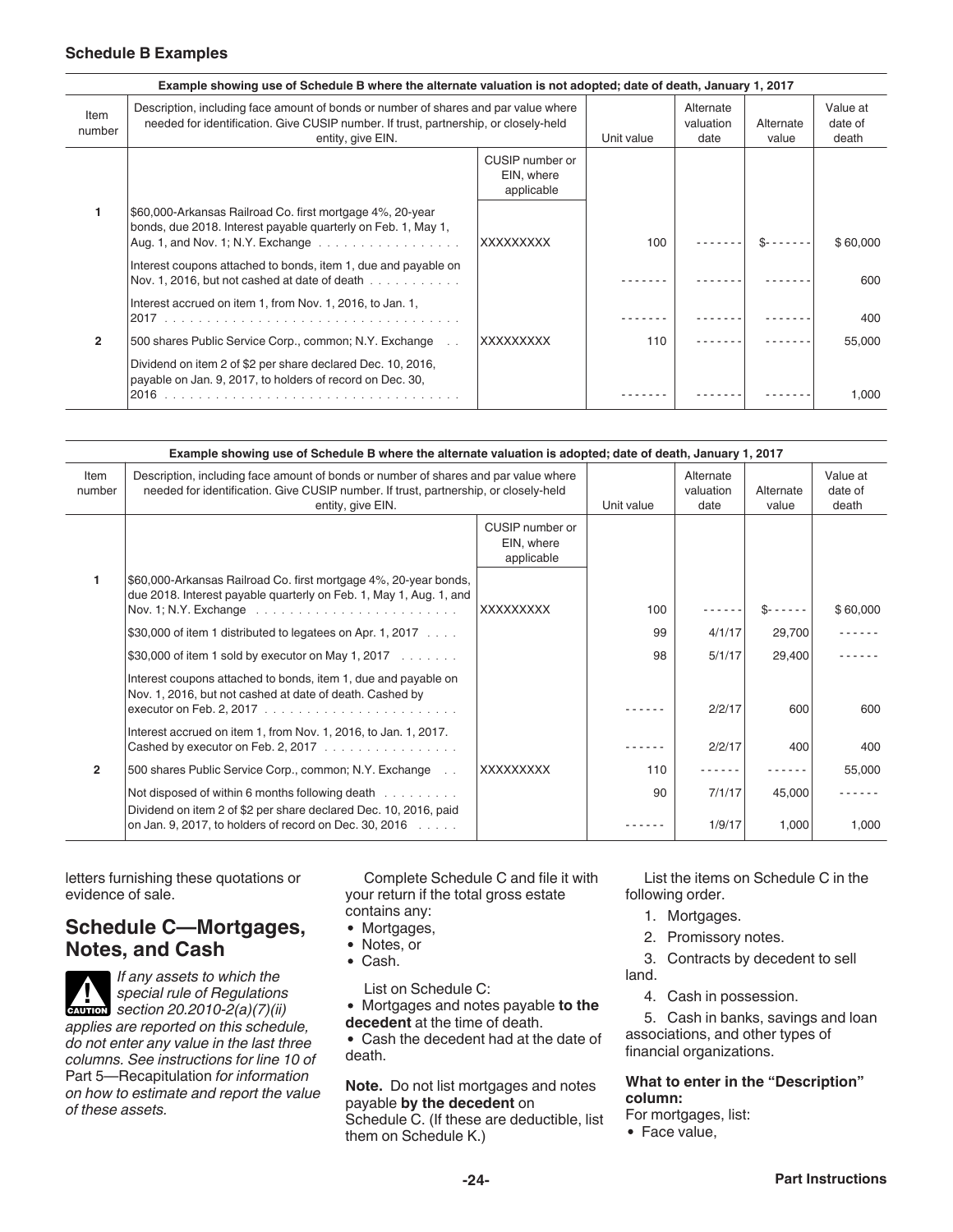### Schedule B Examples

**Example showing use of Schedule B where the alternate valuation is not adopted; date of death, January 1, 2017**

| Item number | Description, including face amount of bonds or number of shares and par value where needed for identification. Give CUSIP number. If trust, partnership, or closely-held entity, give EIN. | CUSIP number or EIN, where applicable | Unit value | Alternate valuation date | Alternate value | Value at date of death |
|---|---|---|---|---|---|---|
| 1 | $60,000-Arkansas Railroad Co. first mortgage 4%, 20-year bonds, due 2018. Interest payable quarterly on Feb. 1, May 1, Aug. 1, and Nov. 1; N.Y. Exchange | XXXXXXXXX | 100 | ------- | $------- | $ 60,000 |
| | Interest coupons attached to bonds, item 1, due and payable on Nov. 1, 2016, but not cashed at date of death | | ------- | ------- | ------- | 600 |
| | Interest accrued on item 1, from Nov. 1, 2016, to Jan. 1, 2017 | | ------- | ------- | ------- | 400 |
| 2 | 500 shares Public Service Corp., common; N.Y. Exchange | XXXXXXXXX | 110 | ------- | ------- | 55,000 |
| | Dividend on item 2 of $2 per share declared Dec. 10, 2016, payable on Jan. 9, 2017, to holders of record on Dec. 30, 2016 | | ------- | ------- | ------- | 1,000 |

**Example showing use of Schedule B where the alternate valuation is adopted; date of death, January 1, 2017**

| Item number | Description, including face amount of bonds or number of shares and par value where needed for identification. Give CUSIP number. If trust, partnership, or closely-held entity, give EIN. | CUSIP number or EIN, where applicable | Unit value | Alternate valuation date | Alternate value | Value at date of death |
|---|---|---|---|---|---|---|
| 1 | $60,000-Arkansas Railroad Co. first mortgage 4%, 20-year bonds, due 2018. Interest payable quarterly on Feb. 1, May 1, Aug. 1, and Nov. 1; N.Y. Exchange | XXXXXXXXX | 100 | ------ | $------ | $ 60,000 |
| | $30,000 of item 1 distributed to legatees on Apr. 1, 2017 | | 99 | 4/1/17 | 29,700 | ------ |
| | $30,000 of item 1 sold by executor on May 1, 2017 | | 98 | 5/1/17 | 29,400 | ------ |
| | Interest coupons attached to bonds, item 1, due and payable on Nov. 1, 2016, but not cashed at date of death. Cashed by executor on Feb. 2, 2017 | | ------ | 2/2/17 | 600 | 600 |
| | Interest accrued on item 1, from Nov. 1, 2016, to Jan. 1, 2017. Cashed by executor on Feb. 2, 2017 | | ------ | 2/2/17 | 400 | 400 |
| 2 | 500 shares Public Service Corp., common; N.Y. Exchange | XXXXXXXXX | 110 | ------ | ------ | 55,000 |
| | Not disposed of within 6 months following death | | 90 | 7/1/17 | 45,000 | ------ |
| | Dividend on item 2 of $2 per share declared Dec. 10, 2016, paid on Jan. 9, 2017, to holders of record on Dec. 30, 2016 | | ------ | 1/9/17 | 1,000 | 1,000 |

letters furnishing these quotations or evidence of sale.

## Schedule C—Mortgages, Notes, and Cash

*If any assets to which the special rule of Regulations section 20.2010-2(a)(7)(ii) applies are reported on this schedule, do not enter any value in the last three columns. See instructions for line 10 of* Part 5—Recapitulation *for information on how to estimate and report the value of these assets.*

Complete Schedule C and file it with your return if the total gross estate contains any:

- Mortgages,
- Notes, or
- Cash.

List on Schedule C:

- Mortgages and notes payable **to the decedent** at the time of death.
- Cash the decedent had at the date of death.

**Note.** Do not list mortgages and notes payable **by the decedent** on Schedule C. (If these are deductible, list them on Schedule K.)

List the items on Schedule C in the following order.

1. Mortgages.
2. Promissory notes.
3. Contracts by decedent to sell land.
4. Cash in possession.
5. Cash in banks, savings and loan associations, and other types of financial organizations.

**What to enter in the "Description" column:**

For mortgages, list:

- Face value,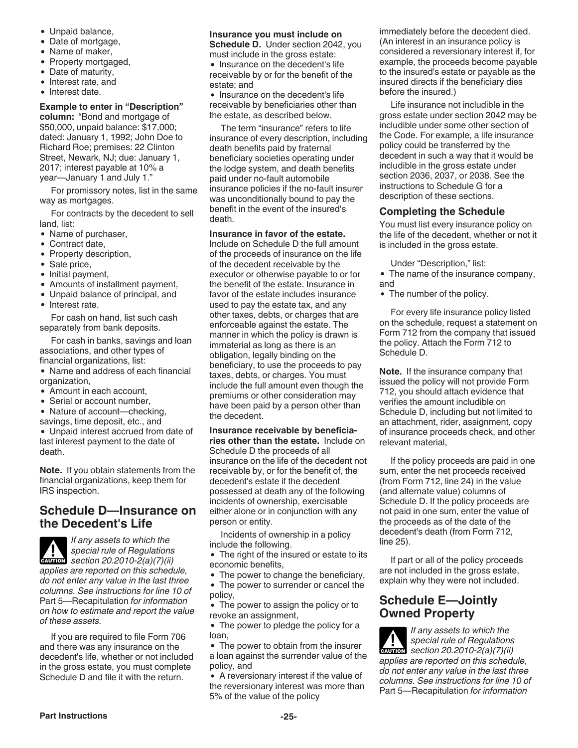- Unpaid balance,
- Date of mortgage,
- Name of maker,
- Property mortgaged,
- Date of maturity,
- Interest rate, and
- Interest date.

**Example to enter in "Description" column:** "Bond and mortgage of $50,000, unpaid balance: $17,000; dated: January 1, 1992; John Doe to Richard Roe; premises: 22 Clinton Street, Newark, NJ; due: January 1, 2017; interest payable at 10% a year—January 1 and July 1."

For promissory notes, list in the same way as mortgages.

For contracts by the decedent to sell land, list:

- Name of purchaser,
- Contract date,
- Property description,
- Sale price,
- Initial payment,
- Amounts of installment payment,
- Unpaid balance of principal, and
- Interest rate.

For cash on hand, list such cash separately from bank deposits.

For cash in banks, savings and loan associations, and other types of financial organizations, list:

- Name and address of each financial organization,
- Amount in each account,
- Serial or account number,
- Nature of account—checking, savings, time deposit, etc., and
- Unpaid interest accrued from date of last interest payment to the date of death.

**Note.** If you obtain statements from the financial organizations, keep them for IRS inspection.

## Schedule D—Insurance on the Decedent's Life

CAUTION: *If any assets to which the special rule of Regulations section 20.2010-2(a)(7)(ii) applies are reported on this schedule, do not enter any value in the last three columns. See instructions for line 10 of* Part 5—Recapitulation *for information on how to estimate and report the value of these assets.*

If you are required to file Form 706 and there was any insurance on the decedent's life, whether or not included in the gross estate, you must complete Schedule D and file it with the return.

**Insurance you must include on Schedule D.** Under section 2042, you must include in the gross estate:

- Insurance on the decedent's life receivable by or for the benefit of the estate; and
- Insurance on the decedent's life receivable by beneficiaries other than the estate, as described below.

The term "insurance" refers to life insurance of every description, including death benefits paid by fraternal beneficiary societies operating under the lodge system, and death benefits paid under no-fault automobile insurance policies if the no-fault insurer was unconditionally bound to pay the benefit in the event of the insured's death.

**Insurance in favor of the estate.** Include on Schedule D the full amount of the proceeds of insurance on the life of the decedent receivable by the executor or otherwise payable to or for the benefit of the estate. Insurance in favor of the estate includes insurance used to pay the estate tax, and any other taxes, debts, or charges that are enforceable against the estate. The manner in which the policy is drawn is immaterial as long as there is an obligation, legally binding on the beneficiary, to use the proceeds to pay taxes, debts, or charges. You must include the full amount even though the premiums or other consideration may have been paid by a person other than the decedent.

**Insurance receivable by beneficiaries other than the estate.** Include on Schedule D the proceeds of all insurance on the life of the decedent not receivable by, or for the benefit of, the decedent's estate if the decedent possessed at death any of the following incidents of ownership, exercisable either alone or in conjunction with any person or entity.

Incidents of ownership in a policy include the following.

- The right of the insured or estate to its economic benefits,
- The power to change the beneficiary,
- The power to surrender or cancel the policy,
- The power to assign the policy or to revoke an assignment,
- The power to pledge the policy for a loan,
- The power to obtain from the insurer a loan against the surrender value of the policy, and
- A reversionary interest if the value of the reversionary interest was more than 5% of the value of the policy immediately before the decedent died. (An interest in an insurance policy is considered a reversionary interest if, for example, the proceeds become payable to the insured's estate or payable as the insured directs if the beneficiary dies before the insured.)

Life insurance not includible in the gross estate under section 2042 may be includible under some other section of the Code. For example, a life insurance policy could be transferred by the decedent in such a way that it would be includible in the gross estate under section 2036, 2037, or 2038. See the instructions to Schedule G for a description of these sections.

### Completing the Schedule

You must list every insurance policy on the life of the decedent, whether or not it is included in the gross estate.

Under "Description," list:

- The name of the insurance company, and
- The number of the policy.

For every life insurance policy listed on the schedule, request a statement on Form 712 from the company that issued the policy. Attach the Form 712 to Schedule D.

**Note.** If the insurance company that issued the policy will not provide Form 712, you should attach evidence that verifies the amount includible on Schedule D, including but not limited to an attachment, rider, assignment, copy of insurance proceeds check, and other relevant material,

If the policy proceeds are paid in one sum, enter the net proceeds received (from Form 712, line 24) in the value (and alternate value) columns of Schedule D. If the policy proceeds are not paid in one sum, enter the value of the proceeds as of the date of the decedent's death (from Form 712, line 25).

If part or all of the policy proceeds are not included in the gross estate, explain why they were not included.

## Schedule E—Jointly Owned Property

CAUTION: *If any assets to which the special rule of Regulations section 20.2010-2(a)(7)(ii) applies are reported on this schedule, do not enter any value in the last three columns. See instructions for line 10 of* Part 5—Recapitulation *for information*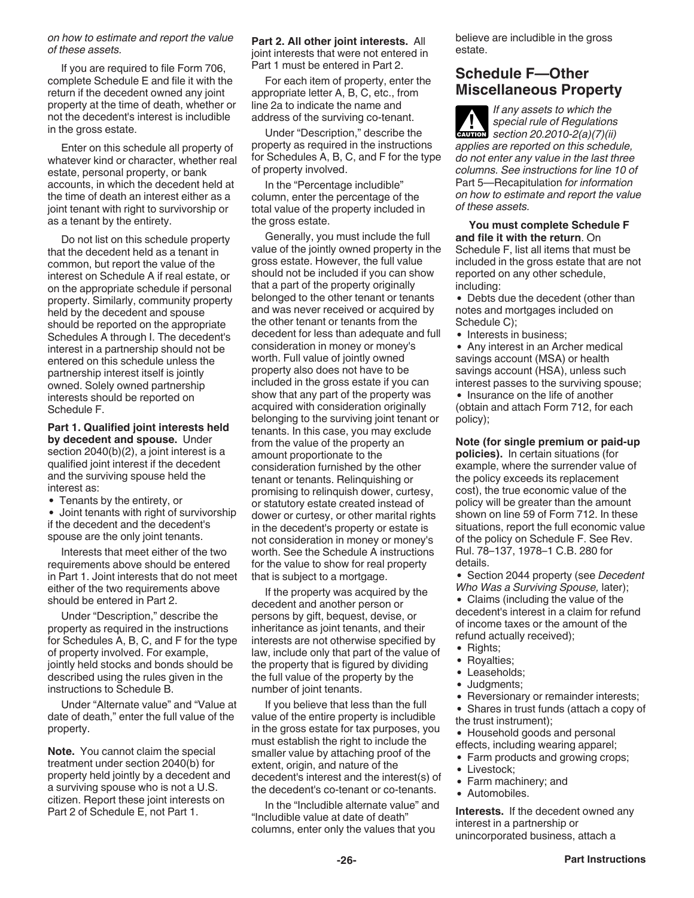*on how to estimate and report the value of these assets.*

If you are required to file Form 706, complete Schedule E and file it with the return if the decedent owned any joint property at the time of death, whether or not the decedent's interest is includible in the gross estate.

Enter on this schedule all property of whatever kind or character, whether real estate, personal property, or bank accounts, in which the decedent held at the time of death an interest either as a joint tenant with right to survivorship or as a tenant by the entirety.

Do not list on this schedule property that the decedent held as a tenant in common, but report the value of the interest on Schedule A if real estate, or on the appropriate schedule if personal property. Similarly, community property held by the decedent and spouse should be reported on the appropriate Schedules A through I. The decedent's interest in a partnership should not be entered on this schedule unless the partnership interest itself is jointly owned. Solely owned partnership interests should be reported on Schedule F.

**Part 1. Qualified joint interests held by decedent and spouse.** Under section 2040(b)(2), a joint interest is a qualified joint interest if the decedent and the surviving spouse held the interest as:

- Tenants by the entirety, or
- Joint tenants with right of survivorship if the decedent and the decedent's spouse are the only joint tenants.

Interests that meet either of the two requirements above should be entered in Part 1. Joint interests that do not meet either of the two requirements above should be entered in Part 2.

Under "Description," describe the property as required in the instructions for Schedules A, B, C, and F for the type of property involved. For example, jointly held stocks and bonds should be described using the rules given in the instructions to Schedule B.

Under "Alternate value" and "Value at date of death," enter the full value of the property.

**Note.** You cannot claim the special treatment under section 2040(b) for property held jointly by a decedent and a surviving spouse who is not a U.S. citizen. Report these joint interests on Part 2 of Schedule E, not Part 1.

**Part 2. All other joint interests.** All joint interests that were not entered in Part 1 must be entered in Part 2.

For each item of property, enter the appropriate letter A, B, C, etc., from line 2a to indicate the name and address of the surviving co-tenant.

Under "Description," describe the property as required in the instructions for Schedules A, B, C, and F for the type of property involved.

In the "Percentage includible" column, enter the percentage of the total value of the property included in the gross estate.

Generally, you must include the full value of the jointly owned property in the gross estate. However, the full value should not be included if you can show that a part of the property originally belonged to the other tenant or tenants and was never received or acquired by the other tenant or tenants from the decedent for less than adequate and full consideration in money or money's worth. Full value of jointly owned property also does not have to be included in the gross estate if you can show that any part of the property was acquired with consideration originally belonging to the surviving joint tenant or tenants. In this case, you may exclude from the value of the property an amount proportionate to the consideration furnished by the other tenant or tenants. Relinquishing or promising to relinquish dower, curtesy, or statutory estate created instead of dower or curtesy, or other marital rights in the decedent's property or estate is not consideration in money or money's worth. See the Schedule A instructions for the value to show for real property that is subject to a mortgage.

If the property was acquired by the decedent and another person or persons by gift, bequest, devise, or inheritance as joint tenants, and their interests are not otherwise specified by law, include only that part of the value of the property that is figured by dividing the full value of the property by the number of joint tenants.

If you believe that less than the full value of the entire property is includible in the gross estate for tax purposes, you must establish the right to include the smaller value by attaching proof of the extent, origin, and nature of the decedent's interest and the interest(s) of the decedent's co-tenant or co-tenants.

In the "Includible alternate value" and "Includible value at date of death" columns, enter only the values that you believe are includible in the gross estate.

## Schedule F—Other Miscellaneous Property

**CAUTION** *If any assets to which the special rule of Regulations section 20.2010-2(a)(7)(ii) applies are reported on this schedule, do not enter any value in the last three columns. See instructions for line 10 of* Part 5—Recapitulation *for information on how to estimate and report the value of these assets.*

**You must complete Schedule F and file it with the return**. On Schedule F, list all items that must be included in the gross estate that are not reported on any other schedule, including:

- Debts due the decedent (other than notes and mortgages included on Schedule C);
- Interests in business;
- Any interest in an Archer medical savings account (MSA) or health savings account (HSA), unless such interest passes to the surviving spouse;
- Insurance on the life of another (obtain and attach Form 712, for each policy);

**Note (for single premium or paid-up policies).** In certain situations (for example, where the surrender value of the policy exceeds its replacement cost), the true economic value of the policy will be greater than the amount shown on line 59 of Form 712. In these situations, report the full economic value of the policy on Schedule F. See Rev. Rul. 78–137, 1978–1 C.B. 280 for details.

- Section 2044 property (see *Decedent Who Was a Surviving Spouse,* later);
- Claims (including the value of the decedent's interest in a claim for refund of income taxes or the amount of the refund actually received);
- Rights;
- Royalties;
- Leaseholds;
- Judgments;
- Reversionary or remainder interests;
- Shares in trust funds (attach a copy of the trust instrument);
- Household goods and personal effects, including wearing apparel;
- Farm products and growing crops;
- Livestock;
- Farm machinery; and
- Automobiles.

**Interests.** If the decedent owned any interest in a partnership or unincorporated business, attach a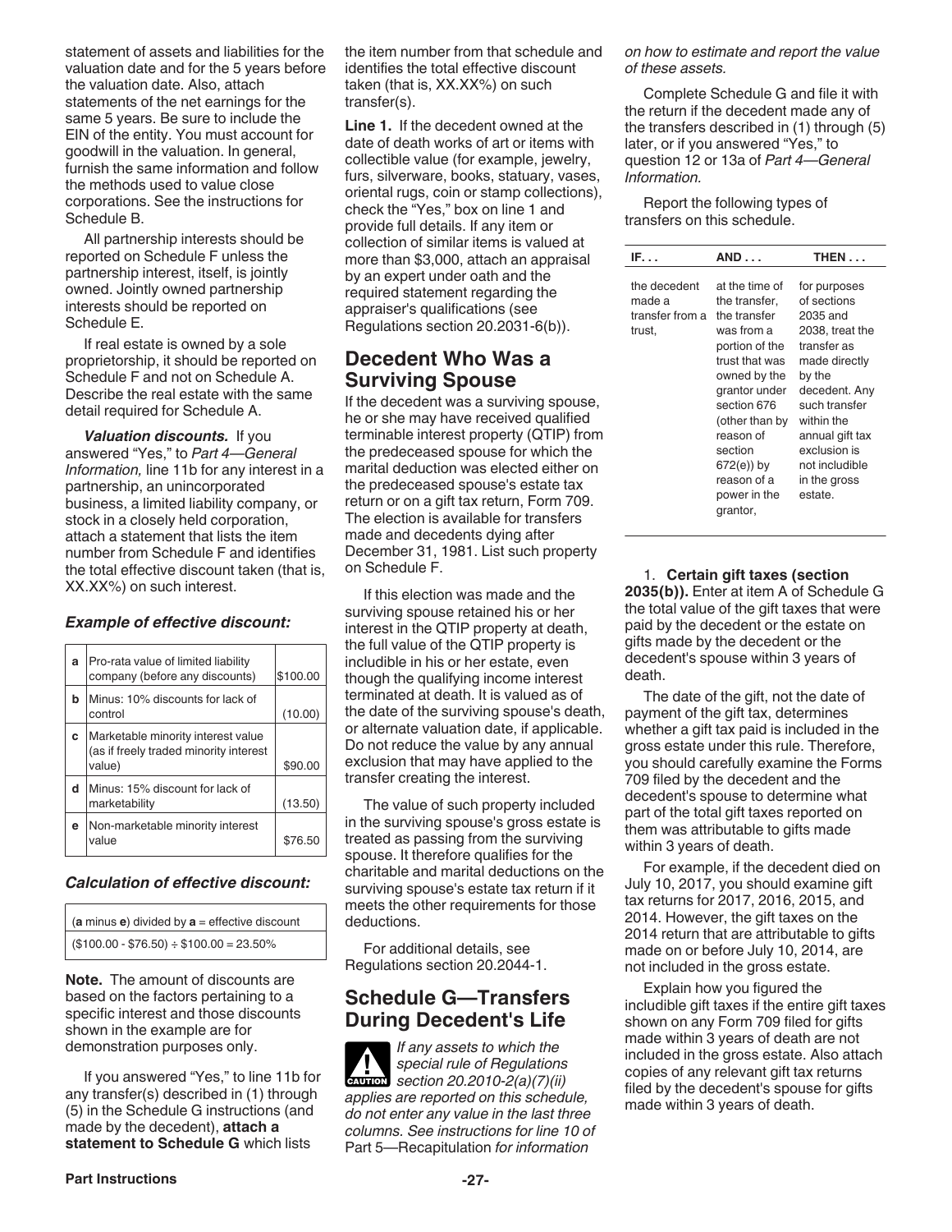statement of assets and liabilities for the valuation date and for the 5 years before the valuation date. Also, attach statements of the net earnings for the same 5 years. Be sure to include the EIN of the entity. You must account for goodwill in the valuation. In general, furnish the same information and follow the methods used to value close corporations. See the instructions for Schedule B.

All partnership interests should be reported on Schedule F unless the partnership interest, itself, is jointly owned. Jointly owned partnership interests should be reported on Schedule E.

If real estate is owned by a sole proprietorship, it should be reported on Schedule F and not on Schedule A. Describe the real estate with the same detail required for Schedule A.

***Valuation discounts.*** If you answered "Yes," to *Part 4—General Information,* line 11b for any interest in a partnership, an unincorporated business, a limited liability company, or stock in a closely held corporation, attach a statement that lists the item number from Schedule F and identifies the total effective discount taken (that is, XX.XX%) on such interest.

***Example of effective discount:***

| | | |
|---|---|---|
| **a** | Pro-rata value of limited liability company (before any discounts) | \$100.00 |
| **b** | Minus: 10% discounts for lack of control | (10.00) |
| **c** | Marketable minority interest value (as if freely traded minority interest value) | \$90.00 |
| **d** | Minus: 15% discount for lack of marketability | (13.50) |
| **e** | Non-marketable minority interest value | \$76.50 |

***Calculation of effective discount:***

| |
|---|
| (**a** minus **e**) divided by **a** = effective discount |
| (\$100.00 - \$76.50) ÷ \$100.00 = 23.50% |

**Note.** The amount of discounts are based on the factors pertaining to a specific interest and those discounts shown in the example are for demonstration purposes only.

If you answered "Yes," to line 11b for any transfer(s) described in (1) through (5) in the Schedule G instructions (and made by the decedent), **attach a statement to Schedule G** which lists the item number from that schedule and identifies the total effective discount taken (that is, XX.XX%) on such transfer(s).

**Line 1.** If the decedent owned at the date of death works of art or items with collectible value (for example, jewelry, furs, silverware, books, statuary, vases, oriental rugs, coin or stamp collections), check the "Yes," box on line 1 and provide full details. If any item or collection of similar items is valued at more than \$3,000, attach an appraisal by an expert under oath and the required statement regarding the appraiser's qualifications (see Regulations section 20.2031-6(b)).

## Decedent Who Was a Surviving Spouse

If the decedent was a surviving spouse, he or she may have received qualified terminable interest property (QTIP) from the predeceased spouse for which the marital deduction was elected either on the predeceased spouse's estate tax return or on a gift tax return, Form 709. The election is available for transfers made and decedents dying after December 31, 1981. List such property on Schedule F.

If this election was made and the surviving spouse retained his or her interest in the QTIP property at death, the full value of the QTIP property is includible in his or her estate, even though the qualifying income interest terminated at death. It is valued as of the date of the surviving spouse's death, or alternate valuation date, if applicable. Do not reduce the value by any annual exclusion that may have applied to the transfer creating the interest.

The value of such property included in the surviving spouse's gross estate is treated as passing from the surviving spouse. It therefore qualifies for the charitable and marital deductions on the surviving spouse's estate tax return if it meets the other requirements for those deductions.

For additional details, see Regulations section 20.2044-1.

## Schedule G—Transfers During Decedent's Life

**CAUTION** *If any assets to which the special rule of Regulations section 20.2010-2(a)(7)(ii) applies are reported on this schedule, do not enter any value in the last three columns. See instructions for line 10 of* Part 5—Recapitulation *for information on how to estimate and report the value of these assets.*

Complete Schedule G and file it with the return if the decedent made any of the transfers described in (1) through (5) later, or if you answered "Yes," to question 12 or 13a of *Part 4—General Information.*

Report the following types of transfers on this schedule.

| IF. . . | AND . . . | THEN . . . |
|---|---|---|
| the decedent made a transfer from a trust, | at the time of the transfer, the transfer was from a portion of the trust that was owned by the grantor under section 676 (other than by reason of section 672(e)) by reason of a power in the grantor, | for purposes of sections 2035 and 2038, treat the transfer as made directly by the decedent. Any such transfer within the annual gift tax exclusion is not includible in the gross estate. |

1. **Certain gift taxes (section 2035(b)).** Enter at item A of Schedule G the total value of the gift taxes that were paid by the decedent or the estate on gifts made by the decedent or the decedent's spouse within 3 years of death.

The date of the gift, not the date of payment of the gift tax, determines whether a gift tax paid is included in the gross estate under this rule. Therefore, you should carefully examine the Forms 709 filed by the decedent and the decedent's spouse to determine what part of the total gift taxes reported on them was attributable to gifts made within 3 years of death.

For example, if the decedent died on July 10, 2017, you should examine gift tax returns for 2017, 2016, 2015, and 2014. However, the gift taxes on the 2014 return that are attributable to gifts made on or before July 10, 2014, are not included in the gross estate.

Explain how you figured the includible gift taxes if the entire gift taxes shown on any Form 709 filed for gifts made within 3 years of death are not included in the gross estate. Also attach copies of any relevant gift tax returns filed by the decedent's spouse for gifts made within 3 years of death.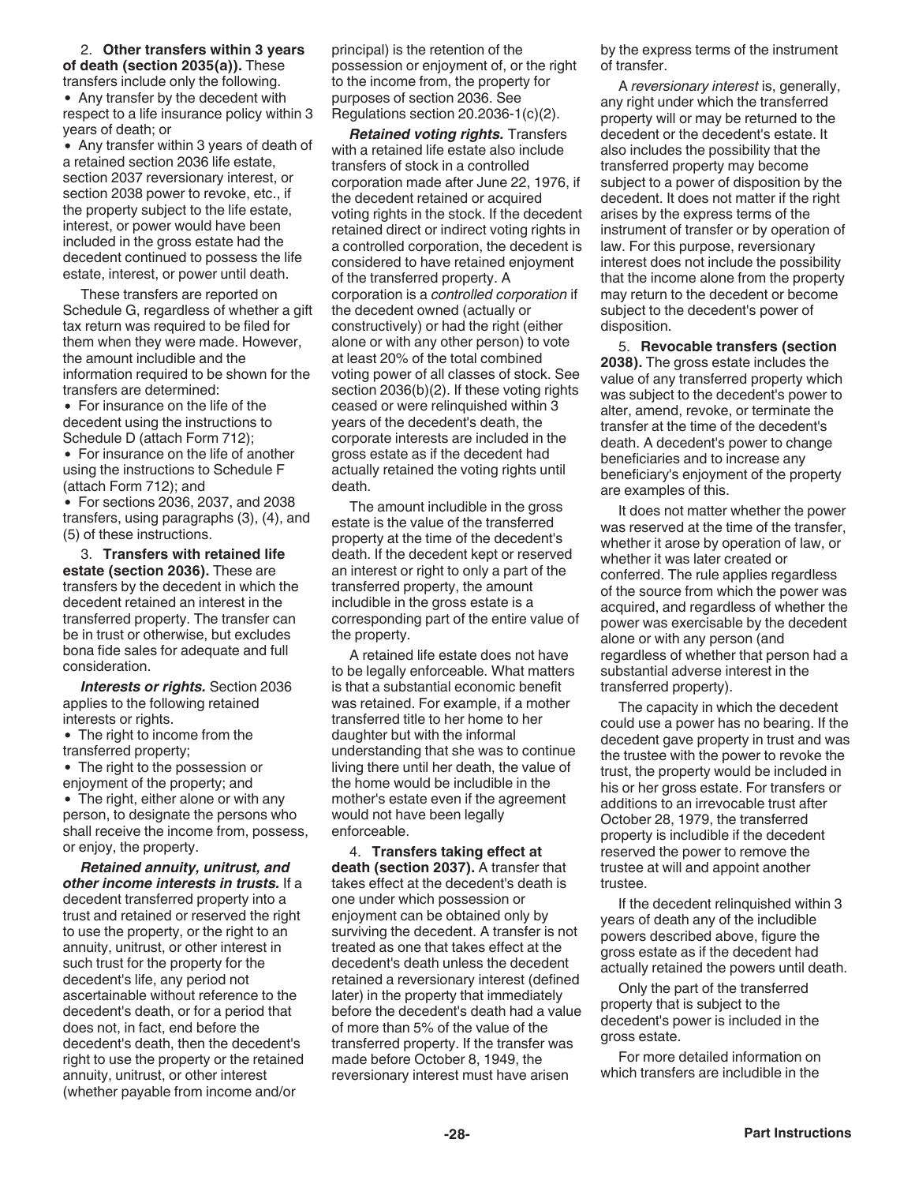2. **Other transfers within 3 years of death (section 2035(a)).** These transfers include only the following.

- Any transfer by the decedent with respect to a life insurance policy within 3 years of death; or
- Any transfer within 3 years of death of a retained section 2036 life estate, section 2037 reversionary interest, or section 2038 power to revoke, etc., if the property subject to the life estate, interest, or power would have been included in the gross estate had the decedent continued to possess the life estate, interest, or power until death.

These transfers are reported on Schedule G, regardless of whether a gift tax return was required to be filed for them when they were made. However, the amount includible and the information required to be shown for the transfers are determined:

- For insurance on the life of the decedent using the instructions to Schedule D (attach Form 712);
- For insurance on the life of another using the instructions to Schedule F (attach Form 712); and
- For sections 2036, 2037, and 2038 transfers, using paragraphs (3), (4), and (5) of these instructions.

3. **Transfers with retained life estate (section 2036).** These are transfers by the decedent in which the decedent retained an interest in the transferred property. The transfer can be in trust or otherwise, but excludes bona fide sales for adequate and full consideration.

***Interests or rights.*** Section 2036 applies to the following retained interests or rights.

- The right to income from the transferred property;
- The right to the possession or enjoyment of the property; and
- The right, either alone or with any person, to designate the persons who shall receive the income from, possess, or enjoy, the property.

***Retained annuity, unitrust, and other income interests in trusts.*** If a decedent transferred property into a trust and retained or reserved the right to use the property, or the right to an annuity, unitrust, or other interest in such trust for the property for the decedent's life, any period not ascertainable without reference to the decedent's death, or for a period that does not, in fact, end before the decedent's death, then the decedent's right to use the property or the retained annuity, unitrust, or other interest (whether payable from income and/or principal) is the retention of the possession or enjoyment of, or the right to the income from, the property for purposes of section 2036. See Regulations section 20.2036-1(c)(2).

***Retained voting rights.*** Transfers with a retained life estate also include transfers of stock in a controlled corporation made after June 22, 1976, if the decedent retained or acquired voting rights in the stock. If the decedent retained direct or indirect voting rights in a controlled corporation, the decedent is considered to have retained enjoyment of the transferred property. A corporation is a *controlled corporation* if the decedent owned (actually or constructively) or had the right (either alone or with any other person) to vote at least 20% of the total combined voting power of all classes of stock. See section 2036(b)(2). If these voting rights ceased or were relinquished within 3 years of the decedent's death, the corporate interests are included in the gross estate as if the decedent had actually retained the voting rights until death.

The amount includible in the gross estate is the value of the transferred property at the time of the decedent's death. If the decedent kept or reserved an interest or right to only a part of the transferred property, the amount includible in the gross estate is a corresponding part of the entire value of the property.

A retained life estate does not have to be legally enforceable. What matters is that a substantial economic benefit was retained. For example, if a mother transferred title to her home to her daughter but with the informal understanding that she was to continue living there until her death, the value of the home would be includible in the mother's estate even if the agreement would not have been legally enforceable.

4. **Transfers taking effect at death (section 2037).** A transfer that takes effect at the decedent's death is one under which possession or enjoyment can be obtained only by surviving the decedent. A transfer is not treated as one that takes effect at the decedent's death unless the decedent retained a reversionary interest (defined later) in the property that immediately before the decedent's death had a value of more than 5% of the value of the transferred property. If the transfer was made before October 8, 1949, the reversionary interest must have arisen by the express terms of the instrument of transfer.

A *reversionary interest* is, generally, any right under which the transferred property will or may be returned to the decedent or the decedent's estate. It also includes the possibility that the transferred property may become subject to a power of disposition by the decedent. It does not matter if the right arises by the express terms of the instrument of transfer or by operation of law. For this purpose, reversionary interest does not include the possibility that the income alone from the property may return to the decedent or become subject to the decedent's power of disposition.

5. **Revocable transfers (section 2038).** The gross estate includes the value of any transferred property which was subject to the decedent's power to alter, amend, revoke, or terminate the transfer at the time of the decedent's death. A decedent's power to change beneficiaries and to increase any beneficiary's enjoyment of the property are examples of this.

It does not matter whether the power was reserved at the time of the transfer, whether it arose by operation of law, or whether it was later created or conferred. The rule applies regardless of the source from which the power was acquired, and regardless of whether the power was exercisable by the decedent alone or with any person (and regardless of whether that person had a substantial adverse interest in the transferred property).

The capacity in which the decedent could use a power has no bearing. If the decedent gave property in trust and was the trustee with the power to revoke the trust, the property would be included in his or her gross estate. For transfers or additions to an irrevocable trust after October 28, 1979, the transferred property is includible if the decedent reserved the power to remove the trustee at will and appoint another trustee.

If the decedent relinquished within 3 years of death any of the includible powers described above, figure the gross estate as if the decedent had actually retained the powers until death.

Only the part of the transferred property that is subject to the decedent's power is included in the gross estate.

For more detailed information on which transfers are includible in the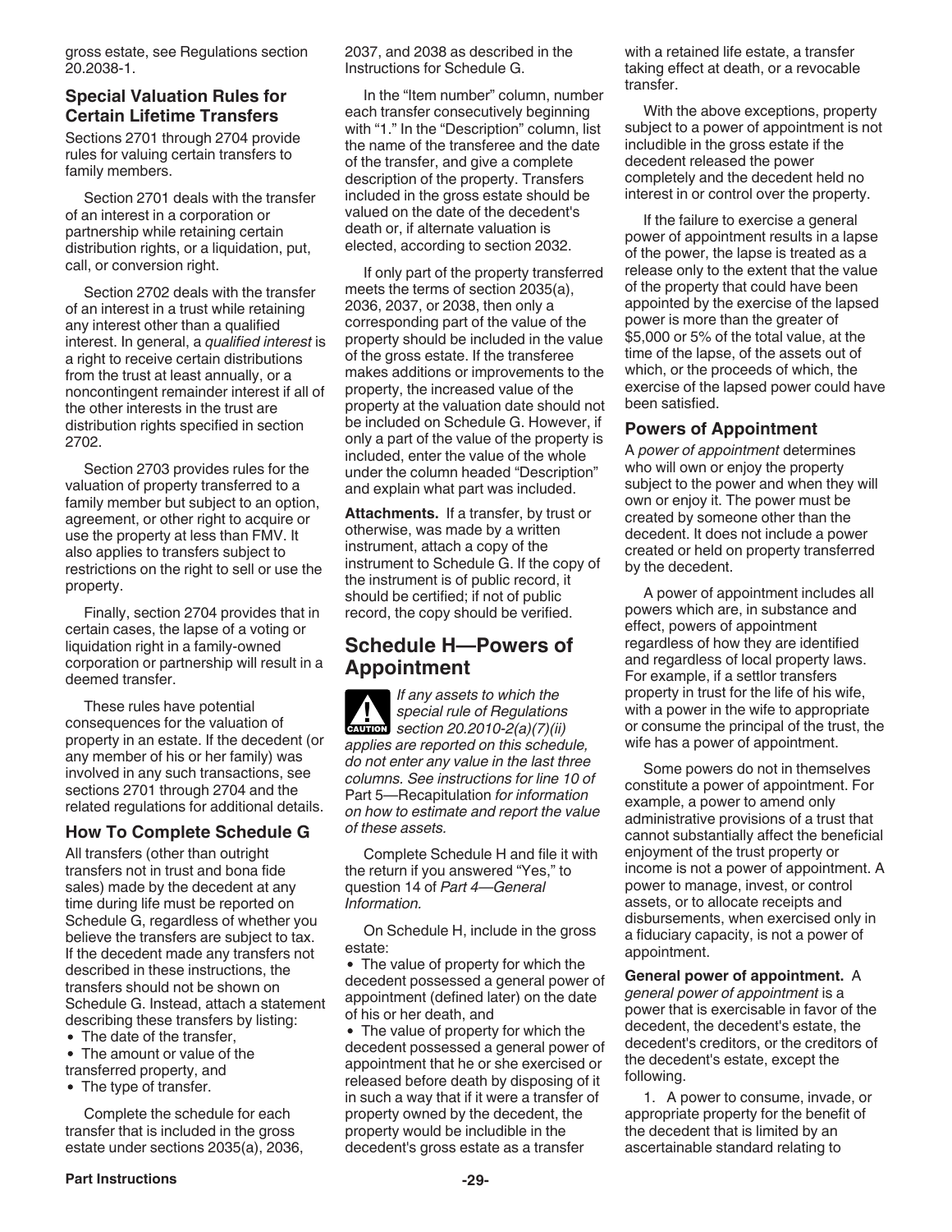gross estate, see Regulations section 20.2038-1.

### Special Valuation Rules for Certain Lifetime Transfers

Sections 2701 through 2704 provide rules for valuing certain transfers to family members.

Section 2701 deals with the transfer of an interest in a corporation or partnership while retaining certain distribution rights, or a liquidation, put, call, or conversion right.

Section 2702 deals with the transfer of an interest in a trust while retaining any interest other than a qualified interest. In general, a *qualified interest* is a right to receive certain distributions from the trust at least annually, or a noncontingent remainder interest if all of the other interests in the trust are distribution rights specified in section 2702.

Section 2703 provides rules for the valuation of property transferred to a family member but subject to an option, agreement, or other right to acquire or use the property at less than FMV. It also applies to transfers subject to restrictions on the right to sell or use the property.

Finally, section 2704 provides that in certain cases, the lapse of a voting or liquidation right in a family-owned corporation or partnership will result in a deemed transfer.

These rules have potential consequences for the valuation of property in an estate. If the decedent (or any member of his or her family) was involved in any such transactions, see sections 2701 through 2704 and the related regulations for additional details.

### How To Complete Schedule G

All transfers (other than outright transfers not in trust and bona fide sales) made by the decedent at any time during life must be reported on Schedule G, regardless of whether you believe the transfers are subject to tax. If the decedent made any transfers not described in these instructions, the transfers should not be shown on Schedule G. Instead, attach a statement describing these transfers by listing:

- The date of the transfer,
- The amount or value of the transferred property, and
- The type of transfer.

Complete the schedule for each transfer that is included in the gross estate under sections 2035(a), 2036, 2037, and 2038 as described in the Instructions for Schedule G.

In the "Item number" column, number each transfer consecutively beginning with "1." In the "Description" column, list the name of the transferee and the date of the transfer, and give a complete description of the property. Transfers included in the gross estate should be valued on the date of the decedent's death or, if alternate valuation is elected, according to section 2032.

If only part of the property transferred meets the terms of section 2035(a), 2036, 2037, or 2038, then only a corresponding part of the value of the property should be included in the value of the gross estate. If the transferee makes additions or improvements to the property, the increased value of the property at the valuation date should not be included on Schedule G. However, if only a part of the value of the property is included, enter the value of the whole under the column headed "Description" and explain what part was included.

**Attachments.** If a transfer, by trust or otherwise, was made by a written instrument, attach a copy of the instrument to Schedule G. If the copy of the instrument is of public record, it should be certified; if not of public record, the copy should be verified.

## Schedule H—Powers of Appointment

**CAUTION** *If any assets to which the special rule of Regulations section 20.2010-2(a)(7)(ii) applies are reported on this schedule, do not enter any value in the last three columns. See instructions for line 10 of* Part 5—Recapitulation *for information on how to estimate and report the value of these assets.*

Complete Schedule H and file it with the return if you answered "Yes," to question 14 of *Part 4—General Information.*

On Schedule H, include in the gross estate:

- The value of property for which the decedent possessed a general power of appointment (defined later) on the date of his or her death, and
- The value of property for which the decedent possessed a general power of appointment that he or she exercised or released before death by disposing of it in such a way that if it were a transfer of property owned by the decedent, the property would be includible in the decedent's gross estate as a transfer with a retained life estate, a transfer taking effect at death, or a revocable transfer.

With the above exceptions, property subject to a power of appointment is not includible in the gross estate if the decedent released the power completely and the decedent held no interest in or control over the property.

If the failure to exercise a general power of appointment results in a lapse of the power, the lapse is treated as a release only to the extent that the value of the property that could have been appointed by the exercise of the lapsed power is more than the greater of $5,000 or 5% of the total value, at the time of the lapse, of the assets out of which, or the proceeds of which, the exercise of the lapsed power could have been satisfied.

### Powers of Appointment

A *power of appointment* determines who will own or enjoy the property subject to the power and when they will own or enjoy it. The power must be created by someone other than the decedent. It does not include a power created or held on property transferred by the decedent.

A power of appointment includes all powers which are, in substance and effect, powers of appointment regardless of how they are identified and regardless of local property laws. For example, if a settlor transfers property in trust for the life of his wife, with a power in the wife to appropriate or consume the principal of the trust, the wife has a power of appointment.

Some powers do not in themselves constitute a power of appointment. For example, a power to amend only administrative provisions of a trust that cannot substantially affect the beneficial enjoyment of the trust property or income is not a power of appointment. A power to manage, invest, or control assets, or to allocate receipts and disbursements, when exercised only in a fiduciary capacity, is not a power of appointment.

**General power of appointment.** A *general power of appointment* is a power that is exercisable in favor of the decedent, the decedent's estate, the decedent's creditors, or the creditors of the decedent's estate, except the following.

1. A power to consume, invade, or appropriate property for the benefit of the decedent that is limited by an ascertainable standard relating to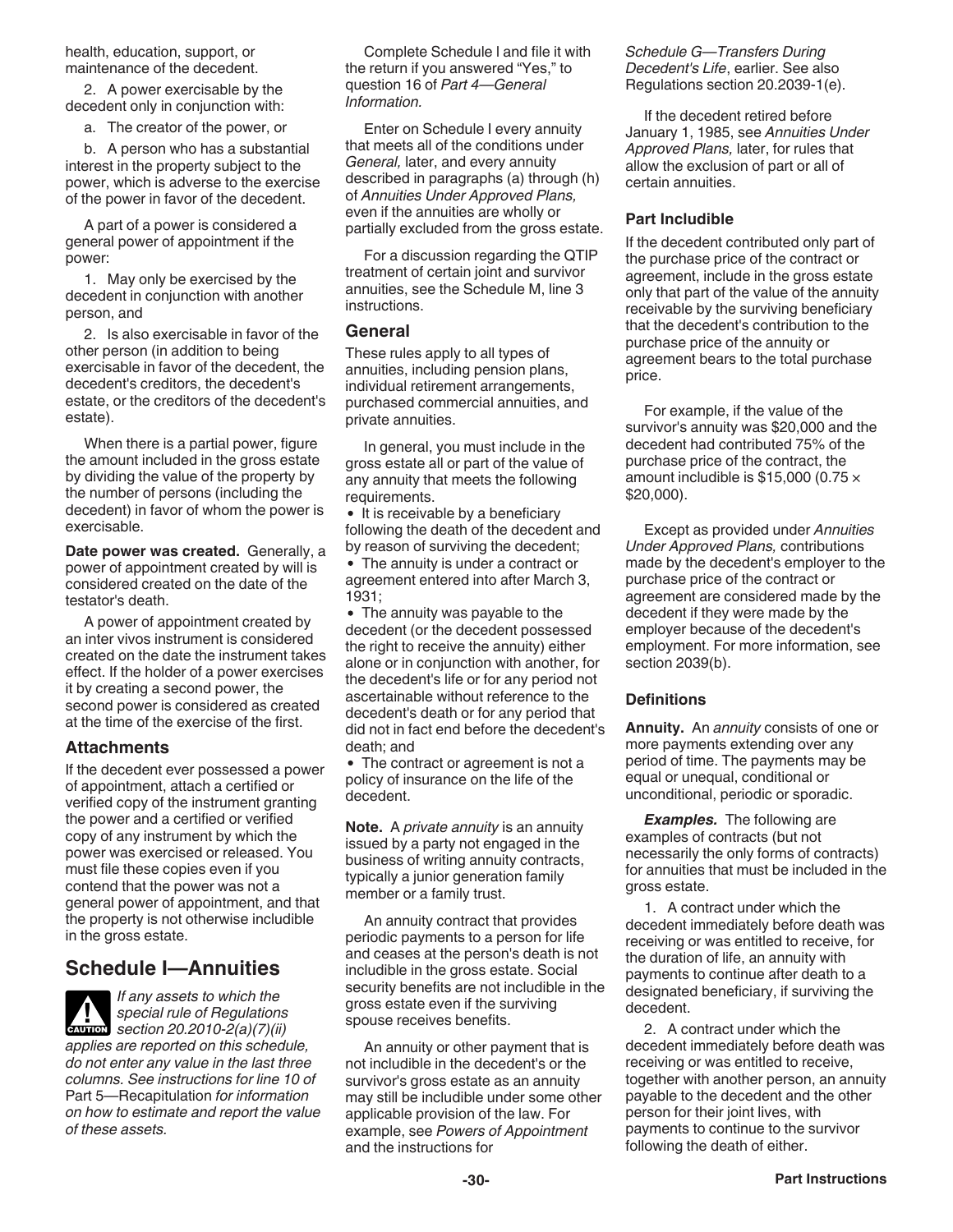health, education, support, or maintenance of the decedent.

2. A power exercisable by the decedent only in conjunction with:

a. The creator of the power, or

b. A person who has a substantial interest in the property subject to the power, which is adverse to the exercise of the power in favor of the decedent.

A part of a power is considered a general power of appointment if the power:

1. May only be exercised by the decedent in conjunction with another person, and

2. Is also exercisable in favor of the other person (in addition to being exercisable in favor of the decedent, the decedent's creditors, the decedent's estate, or the creditors of the decedent's estate).

When there is a partial power, figure the amount included in the gross estate by dividing the value of the property by the number of persons (including the decedent) in favor of whom the power is exercisable.

**Date power was created.** Generally, a power of appointment created by will is considered created on the date of the testator's death.

A power of appointment created by an inter vivos instrument is considered created on the date the instrument takes effect. If the holder of a power exercises it by creating a second power, the second power is considered as created at the time of the exercise of the first.

### Attachments

If the decedent ever possessed a power of appointment, attach a certified or verified copy of the instrument granting the power and a certified or verified copy of any instrument by which the power was exercised or released. You must file these copies even if you contend that the power was not a general power of appointment, and that the property is not otherwise includible in the gross estate.

## Schedule I—Annuities

**CAUTION** *If any assets to which the special rule of Regulations section 20.2010-2(a)(7)(ii) applies are reported on this schedule, do not enter any value in the last three columns. See instructions for line 10 of* Part 5—Recapitulation *for information on how to estimate and report the value of these assets.*

Complete Schedule I and file it with the return if you answered "Yes," to question 16 of *Part 4—General Information*.

Enter on Schedule I every annuity that meets all of the conditions under *General,* later, and every annuity described in paragraphs (a) through (h) of *Annuities Under Approved Plans,* even if the annuities are wholly or partially excluded from the gross estate.

For a discussion regarding the QTIP treatment of certain joint and survivor annuities, see the Schedule M, line 3 instructions.

### General

These rules apply to all types of annuities, including pension plans, individual retirement arrangements, purchased commercial annuities, and private annuities.

In general, you must include in the gross estate all or part of the value of any annuity that meets the following requirements.

- It is receivable by a beneficiary following the death of the decedent and by reason of surviving the decedent;
- The annuity is under a contract or agreement entered into after March 3, 1931;
- The annuity was payable to the decedent (or the decedent possessed the right to receive the annuity) either alone or in conjunction with another, for the decedent's life or for any period not ascertainable without reference to the decedent's death or for any period that did not in fact end before the decedent's death; and
- The contract or agreement is not a policy of insurance on the life of the decedent.

**Note.** A *private annuity* is an annuity issued by a party not engaged in the business of writing annuity contracts, typically a junior generation family member or a family trust.

An annuity contract that provides periodic payments to a person for life and ceases at the person's death is not includible in the gross estate. Social security benefits are not includible in the gross estate even if the surviving spouse receives benefits.

An annuity or other payment that is not includible in the decedent's or the survivor's gross estate as an annuity may still be includible under some other applicable provision of the law. For example, see *Powers of Appointment* and the instructions for *Schedule G—Transfers During Decedent's Life*, earlier. See also Regulations section 20.2039-1(e).

If the decedent retired before January 1, 1985, see *Annuities Under Approved Plans,* later, for rules that allow the exclusion of part or all of certain annuities.

### Part Includible

If the decedent contributed only part of the purchase price of the contract or agreement, include in the gross estate only that part of the value of the annuity receivable by the surviving beneficiary that the decedent's contribution to the purchase price of the annuity or agreement bears to the total purchase price.

For example, if the value of the survivor's annuity was $20,000 and the decedent had contributed 75% of the purchase price of the contract, the amount includible is $15,000 ($0.75 \times$ $20,000).

Except as provided under *Annuities Under Approved Plans,* contributions made by the decedent's employer to the purchase price of the contract or agreement are considered made by the decedent if they were made by the employer because of the decedent's employment. For more information, see section 2039(b).

### Definitions

**Annuity.** An *annuity* consists of one or more payments extending over any period of time. The payments may be equal or unequal, conditional or unconditional, periodic or sporadic.

***Examples.*** The following are examples of contracts (but not necessarily the only forms of contracts) for annuities that must be included in the gross estate.

1. A contract under which the decedent immediately before death was receiving or was entitled to receive, for the duration of life, an annuity with payments to continue after death to a designated beneficiary, if surviving the decedent.

2. A contract under which the decedent immediately before death was receiving or was entitled to receive, together with another person, an annuity payable to the decedent and the other person for their joint lives, with payments to continue to the survivor following the death of either.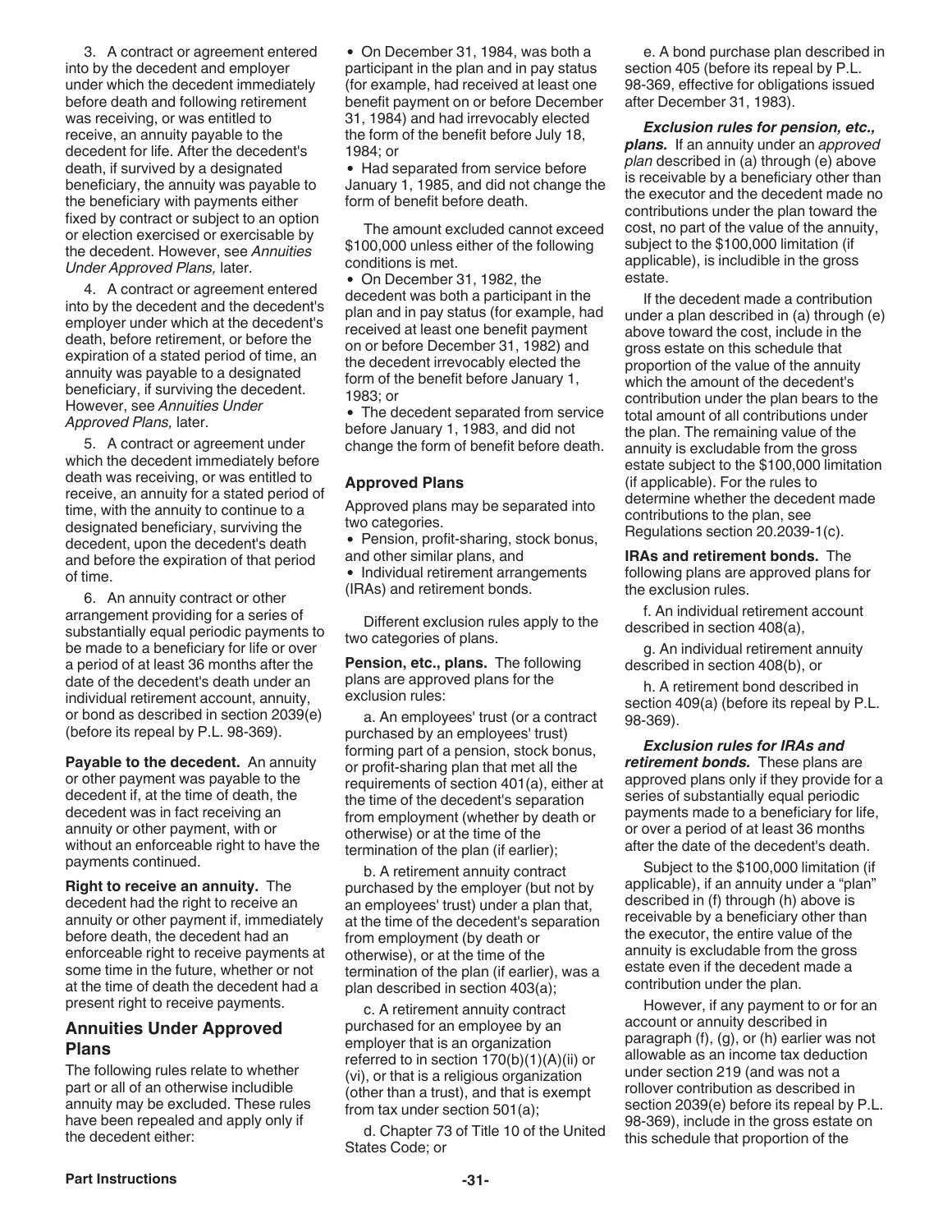3. A contract or agreement entered into by the decedent and employer under which the decedent immediately before death and following retirement was receiving, or was entitled to receive, an annuity payable to the decedent for life. After the decedent's death, if survived by a designated beneficiary, the annuity was payable to the beneficiary with payments either fixed by contract or subject to an option or election exercised or exercisable by the decedent. However, see *Annuities Under Approved Plans,* later.

4. A contract or agreement entered into by the decedent and the decedent's employer under which at the decedent's death, before retirement, or before the expiration of a stated period of time, an annuity was payable to a designated beneficiary, if surviving the decedent. However, see *Annuities Under Approved Plans,* later.

5. A contract or agreement under which the decedent immediately before death was receiving, or was entitled to receive, an annuity for a stated period of time, with the annuity to continue to a designated beneficiary, surviving the decedent, upon the decedent's death and before the expiration of that period of time.

6. An annuity contract or other arrangement providing for a series of substantially equal periodic payments to be made to a beneficiary for life or over a period of at least 36 months after the date of the decedent's death under an individual retirement account, annuity, or bond as described in section 2039(e) (before its repeal by P.L. 98-369).

**Payable to the decedent.** An annuity or other payment was payable to the decedent if, at the time of death, the decedent was in fact receiving an annuity or other payment, with or without an enforceable right to have the payments continued.

**Right to receive an annuity.** The decedent had the right to receive an annuity or other payment if, immediately before death, the decedent had an enforceable right to receive payments at some time in the future, whether or not at the time of death the decedent had a present right to receive payments.

## Annuities Under Approved Plans

The following rules relate to whether part or all of an otherwise includible annuity may be excluded. These rules have been repealed and apply only if the decedent either:

- On December 31, 1984, was both a participant in the plan and in pay status (for example, had received at least one benefit payment on or before December 31, 1984) and had irrevocably elected the form of the benefit before July 18, 1984; or
- Had separated from service before January 1, 1985, and did not change the form of benefit before death.

The amount excluded cannot exceed $100,000 unless either of the following conditions is met.

- On December 31, 1982, the decedent was both a participant in the plan and in pay status (for example, had received at least one benefit payment on or before December 31, 1982) and the decedent irrevocably elected the form of the benefit before January 1, 1983; or
- The decedent separated from service before January 1, 1983, and did not change the form of benefit before death.

### Approved Plans

Approved plans may be separated into two categories.

- Pension, profit-sharing, stock bonus, and other similar plans, and
- Individual retirement arrangements (IRAs) and retirement bonds.

Different exclusion rules apply to the two categories of plans.

**Pension, etc., plans.** The following plans are approved plans for the exclusion rules:

a. An employees' trust (or a contract purchased by an employees' trust) forming part of a pension, stock bonus, or profit-sharing plan that met all the requirements of section 401(a), either at the time of the decedent's separation from employment (whether by death or otherwise) or at the time of the termination of the plan (if earlier);

b. A retirement annuity contract purchased by the employer (but not by an employees' trust) under a plan that, at the time of the decedent's separation from employment (by death or otherwise), or at the time of the termination of the plan (if earlier), was a plan described in section 403(a);

c. A retirement annuity contract purchased for an employee by an employer that is an organization referred to in section 170(b)(1)(A)(ii) or (vi), or that is a religious organization (other than a trust), and that is exempt from tax under section 501(a);

d. Chapter 73 of Title 10 of the United States Code; or

e. A bond purchase plan described in section 405 (before its repeal by P.L. 98-369, effective for obligations issued after December 31, 1983).

***Exclusion rules for pension, etc., plans.*** If an annuity under an *approved plan* described in (a) through (e) above is receivable by a beneficiary other than the executor and the decedent made no contributions under the plan toward the cost, no part of the value of the annuity, subject to the $100,000 limitation (if applicable), is includible in the gross estate.

If the decedent made a contribution under a plan described in (a) through (e) above toward the cost, include in the gross estate on this schedule that proportion of the value of the annuity which the amount of the decedent's contribution under the plan bears to the total amount of all contributions under the plan. The remaining value of the annuity is excludable from the gross estate subject to the $100,000 limitation (if applicable). For the rules to determine whether the decedent made contributions to the plan, see Regulations section 20.2039-1(c).

**IRAs and retirement bonds.** The following plans are approved plans for the exclusion rules.

f. An individual retirement account described in section 408(a),

g. An individual retirement annuity described in section 408(b), or

h. A retirement bond described in section 409(a) (before its repeal by P.L. 98-369).

***Exclusion rules for IRAs and retirement bonds.*** These plans are approved plans only if they provide for a series of substantially equal periodic payments made to a beneficiary for life, or over a period of at least 36 months after the date of the decedent's death.

Subject to the $100,000 limitation (if applicable), if an annuity under a "plan" described in (f) through (h) above is receivable by a beneficiary other than the executor, the entire value of the annuity is excludable from the gross estate even if the decedent made a contribution under the plan.

However, if any payment to or for an account or annuity described in paragraph (f), (g), or (h) earlier was not allowable as an income tax deduction under section 219 (and was not a rollover contribution as described in section 2039(e) before its repeal by P.L. 98-369), include in the gross estate on this schedule that proportion of the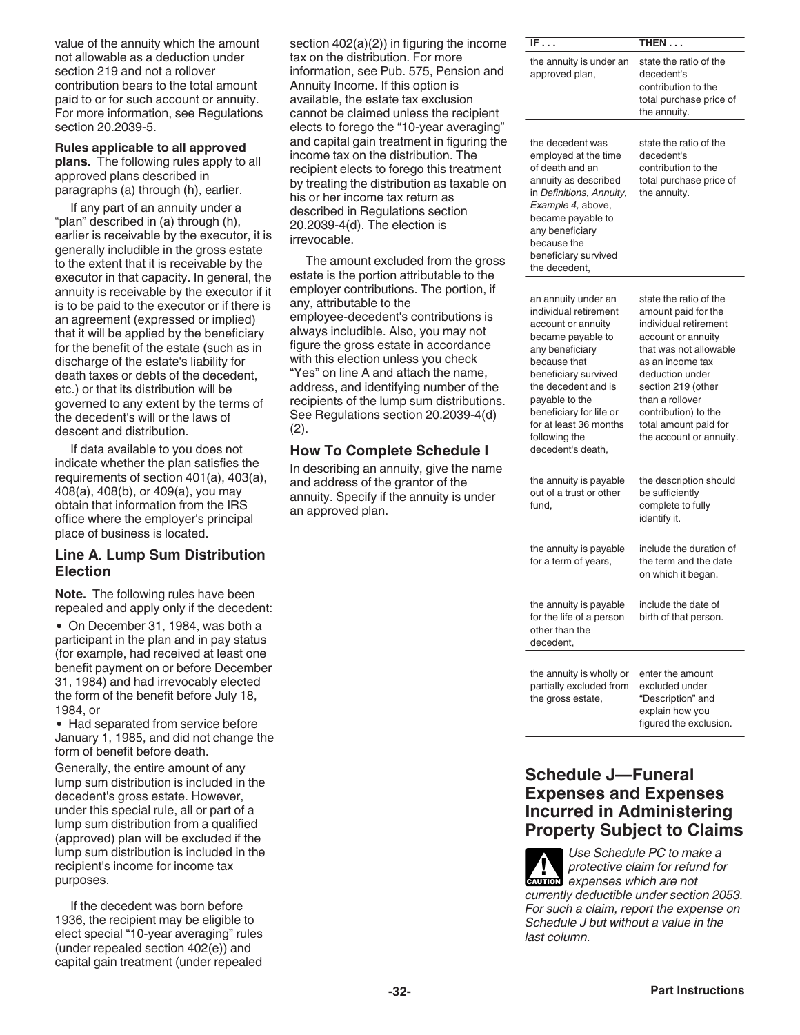value of the annuity which the amount not allowable as a deduction under section 219 and not a rollover contribution bears to the total amount paid to or for such account or annuity. For more information, see Regulations section 20.2039-5.

**Rules applicable to all approved plans.** The following rules apply to all approved plans described in paragraphs (a) through (h), earlier.

If any part of an annuity under a "plan" described in (a) through (h), earlier is receivable by the executor, it is generally includible in the gross estate to the extent that it is receivable by the executor in that capacity. In general, the annuity is receivable by the executor if it is to be paid to the executor or if there is an agreement (expressed or implied) that it will be applied by the beneficiary for the benefit of the estate (such as in discharge of the estate's liability for death taxes or debts of the decedent, etc.) or that its distribution will be governed to any extent by the terms of the decedent's will or the laws of descent and distribution.

If data available to you does not indicate whether the plan satisfies the requirements of section 401(a), 403(a), 408(a), 408(b), or 409(a), you may obtain that information from the IRS office where the employer's principal place of business is located.

### Line A. Lump Sum Distribution Election

**Note.** The following rules have been repealed and apply only if the decedent:

- On December 31, 1984, was both a participant in the plan and in pay status (for example, had received at least one benefit payment on or before December 31, 1984) and had irrevocably elected the form of the benefit before July 18, 1984, or
- Had separated from service before January 1, 1985, and did not change the form of benefit before death.

Generally, the entire amount of any lump sum distribution is included in the decedent's gross estate. However, under this special rule, all or part of a lump sum distribution from a qualified (approved) plan will be excluded if the lump sum distribution is included in the recipient's income for income tax purposes.

If the decedent was born before 1936, the recipient may be eligible to elect special "10-year averaging" rules (under repealed section 402(e)) and capital gain treatment (under repealed section 402(a)(2)) in figuring the income tax on the distribution. For more information, see Pub. 575, Pension and Annuity Income. If this option is available, the estate tax exclusion cannot be claimed unless the recipient elects to forego the "10-year averaging" and capital gain treatment in figuring the income tax on the distribution. The recipient elects to forego this treatment by treating the distribution as taxable on his or her income tax return as described in Regulations section 20.2039-4(d). The election is irrevocable.

The amount excluded from the gross estate is the portion attributable to the employer contributions. The portion, if any, attributable to the employee-decedent's contributions is always includible. Also, you may not figure the gross estate in accordance with this election unless you check "Yes" on line A and attach the name, address, and identifying number of the recipients of the lump sum distributions. See Regulations section 20.2039-4(d)(2).

### How To Complete Schedule I

In describing an annuity, give the name and address of the grantor of the annuity. Specify if the annuity is under an approved plan.

| IF . . . | THEN . . . |
|---|---|
| the annuity is under an approved plan, | state the ratio of the decedent's contribution to the total purchase price of the annuity. |
| the decedent was employed at the time of death and an annuity as described in *Definitions, Annuity, Example 4,* above, became payable to any beneficiary because the beneficiary survived the decedent, | state the ratio of the decedent's contribution to the total purchase price of the annuity. |
| an annuity under an individual retirement account or annuity became payable to any beneficiary because that beneficiary survived the decedent and is payable to the beneficiary for life or for at least 36 months following the decedent's death, | state the ratio of the amount paid for the individual retirement account or annuity that was not allowable as an income tax deduction under section 219 (other than a rollover contribution) to the total amount paid for the account or annuity. |
| the annuity is payable out of a trust or other fund, | the description should be sufficiently complete to fully identify it. |
| the annuity is payable for a term of years, | include the duration of the term and the date on which it began. |
| the annuity is payable for the life of a person other than the decedent, | include the date of birth of that person. |
| the annuity is wholly or partially excluded from the gross estate, | enter the amount excluded under "Description" and explain how you figured the exclusion. |

## Schedule J—Funeral Expenses and Expenses Incurred in Administering Property Subject to Claims

**CAUTION:** *Use Schedule PC to make a protective claim for refund for expenses which are not currently deductible under section 2053. For such a claim, report the expense on Schedule J but without a value in the last column.*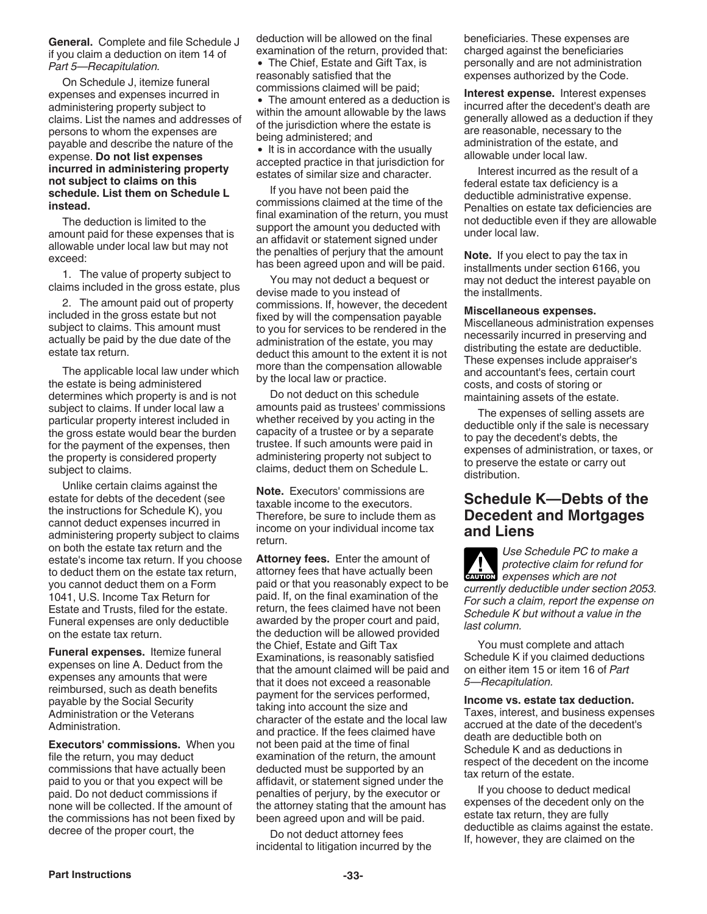**General.** Complete and file Schedule J if you claim a deduction on item 14 of *Part 5—Recapitulation.*

On Schedule J, itemize funeral expenses and expenses incurred in administering property subject to claims. List the names and addresses of persons to whom the expenses are payable and describe the nature of the expense. **Do not list expenses incurred in administering property not subject to claims on this schedule. List them on Schedule L instead.**

The deduction is limited to the amount paid for these expenses that is allowable under local law but may not exceed:

1. The value of property subject to claims included in the gross estate, plus
2. The amount paid out of property included in the gross estate but not subject to claims. This amount must actually be paid by the due date of the estate tax return.

The applicable local law under which the estate is being administered determines which property is and is not subject to claims. If under local law a particular property interest included in the gross estate would bear the burden for the payment of the expenses, then the property is considered property subject to claims.

Unlike certain claims against the estate for debts of the decedent (see the instructions for Schedule K), you cannot deduct expenses incurred in administering property subject to claims on both the estate tax return and the estate's income tax return. If you choose to deduct them on the estate tax return, you cannot deduct them on a Form 1041, U.S. Income Tax Return for Estate and Trusts, filed for the estate. Funeral expenses are only deductible on the estate tax return.

**Funeral expenses.** Itemize funeral expenses on line A. Deduct from the expenses any amounts that were reimbursed, such as death benefits payable by the Social Security Administration or the Veterans Administration.

**Executors' commissions.** When you file the return, you may deduct commissions that have actually been paid to you or that you expect will be paid. Do not deduct commissions if none will be collected. If the amount of the commissions has not been fixed by decree of the proper court, the deduction will be allowed on the final examination of the return, provided that:

- The Chief, Estate and Gift Tax, is reasonably satisfied that the commissions claimed will be paid;
- The amount entered as a deduction is within the amount allowable by the laws of the jurisdiction where the estate is being administered; and
- It is in accordance with the usually accepted practice in that jurisdiction for estates of similar size and character.

If you have not been paid the commissions claimed at the time of the final examination of the return, you must support the amount you deducted with an affidavit or statement signed under the penalties of perjury that the amount has been agreed upon and will be paid.

You may not deduct a bequest or devise made to you instead of commissions. If, however, the decedent fixed by will the compensation payable to you for services to be rendered in the administration of the estate, you may deduct this amount to the extent it is not more than the compensation allowable by the local law or practice.

Do not deduct on this schedule amounts paid as trustees' commissions whether received by you acting in the capacity of a trustee or by a separate trustee. If such amounts were paid in administering property not subject to claims, deduct them on Schedule L.

**Note.** Executors' commissions are taxable income to the executors. Therefore, be sure to include them as income on your individual income tax return.

**Attorney fees.** Enter the amount of attorney fees that have actually been paid or that you reasonably expect to be paid. If, on the final examination of the return, the fees claimed have not been awarded by the proper court and paid, the deduction will be allowed provided the Chief, Estate and Gift Tax Examinations, is reasonably satisfied that the amount claimed will be paid and that it does not exceed a reasonable payment for the services performed, taking into account the size and character of the estate and the local law and practice. If the fees claimed have not been paid at the time of final examination of the return, the amount deducted must be supported by an affidavit, or statement signed under the penalties of perjury, by the executor or the attorney stating that the amount has been agreed upon and will be paid.

Do not deduct attorney fees incidental to litigation incurred by the beneficiaries. These expenses are charged against the beneficiaries personally and are not administration expenses authorized by the Code.

**Interest expense.** Interest expenses incurred after the decedent's death are generally allowed as a deduction if they are reasonable, necessary to the administration of the estate, and allowable under local law.

Interest incurred as the result of a federal estate tax deficiency is a deductible administrative expense. Penalties on estate tax deficiencies are not deductible even if they are allowable under local law.

**Note.** If you elect to pay the tax in installments under section 6166, you may not deduct the interest payable on the installments.

**Miscellaneous expenses.**
Miscellaneous administration expenses necessarily incurred in preserving and distributing the estate are deductible. These expenses include appraiser's and accountant's fees, certain court costs, and costs of storing or maintaining assets of the estate.

The expenses of selling assets are deductible only if the sale is necessary to pay the decedent's debts, the expenses of administration, or taxes, or to preserve the estate or carry out distribution.

## Schedule K—Debts of the Decedent and Mortgages and Liens

**CAUTION** *Use Schedule PC to make a protective claim for refund for expenses which are not currently deductible under section 2053. For such a claim, report the expense on Schedule K but without a value in the last column.*

You must complete and attach Schedule K if you claimed deductions on either item 15 or item 16 of *Part 5—Recapitulation.*

**Income vs. estate tax deduction.**
Taxes, interest, and business expenses accrued at the date of the decedent's death are deductible both on Schedule K and as deductions in respect of the decedent on the income tax return of the estate.

If you choose to deduct medical expenses of the decedent only on the estate tax return, they are fully deductible as claims against the estate. If, however, they are claimed on the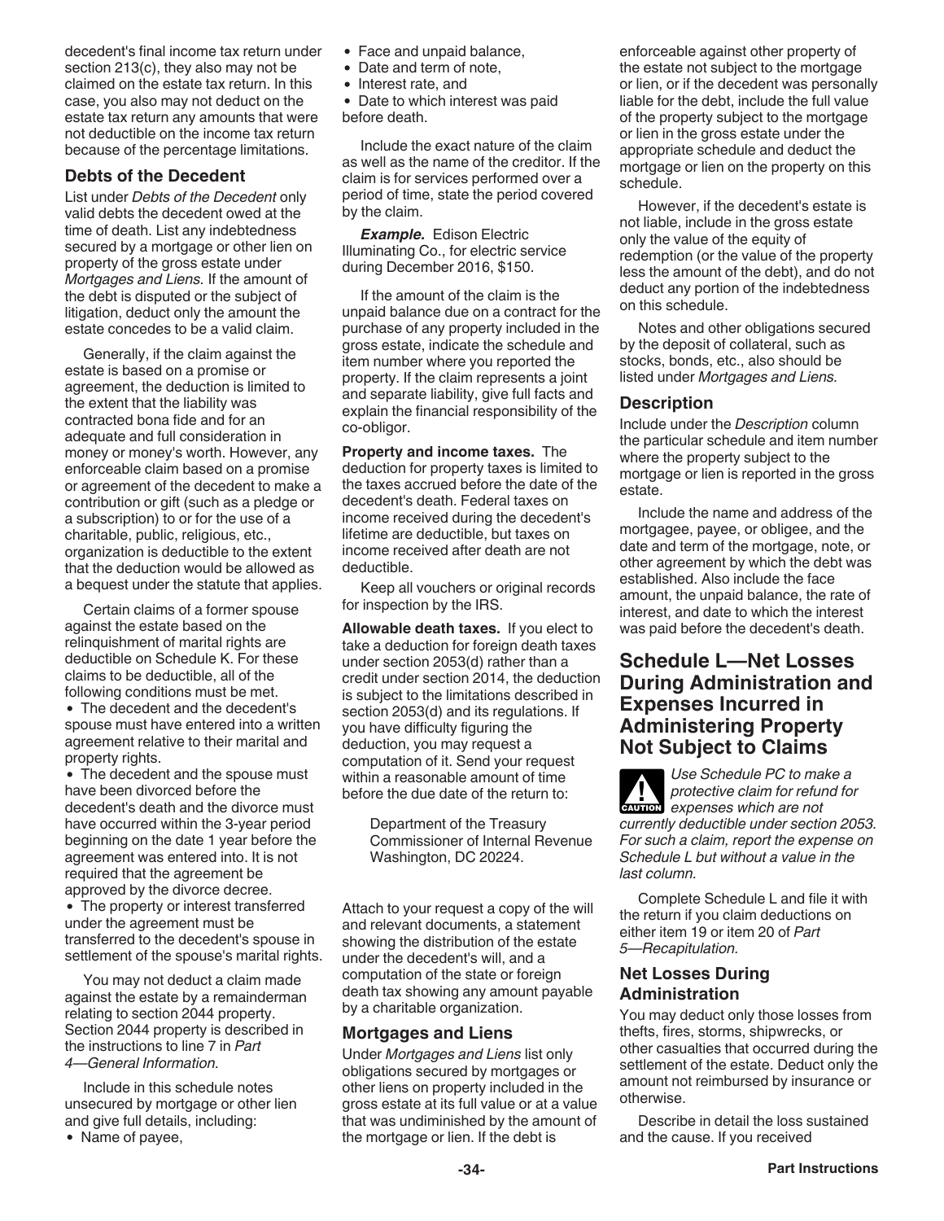decedent's final income tax return under section 213(c), they also may not be claimed on the estate tax return. In this case, you also may not deduct on the estate tax return any amounts that were not deductible on the income tax return because of the percentage limitations.

### Debts of the Decedent

List under *Debts of the Decedent* only valid debts the decedent owed at the time of death. List any indebtedness secured by a mortgage or other lien on property of the gross estate under *Mortgages and Liens.* If the amount of the debt is disputed or the subject of litigation, deduct only the amount the estate concedes to be a valid claim.

Generally, if the claim against the estate is based on a promise or agreement, the deduction is limited to the extent that the liability was contracted bona fide and for an adequate and full consideration in money or money's worth. However, any enforceable claim based on a promise or agreement of the decedent to make a contribution or gift (such as a pledge or a subscription) to or for the use of a charitable, public, religious, etc., organization is deductible to the extent that the deduction would be allowed as a bequest under the statute that applies.

Certain claims of a former spouse against the estate based on the relinquishment of marital rights are deductible on Schedule K. For these claims to be deductible, all of the following conditions must be met.

- The decedent and the decedent's spouse must have entered into a written agreement relative to their marital and property rights.
- The decedent and the spouse must have been divorced before the decedent's death and the divorce must have occurred within the 3-year period beginning on the date 1 year before the agreement was entered into. It is not required that the agreement be approved by the divorce decree.
- The property or interest transferred under the agreement must be transferred to the decedent's spouse in settlement of the spouse's marital rights.

You may not deduct a claim made against the estate by a remainderman relating to section 2044 property. Section 2044 property is described in the instructions to line 7 in *Part 4—General Information.*

Include in this schedule notes unsecured by mortgage or other lien and give full details, including:

- Name of payee,
- Face and unpaid balance,
- Date and term of note,
- Interest rate, and
- Date to which interest was paid before death.

Include the exact nature of the claim as well as the name of the creditor. If the claim is for services performed over a period of time, state the period covered by the claim.

***Example.*** Edison Electric Illuminating Co., for electric service during December 2016, $150.

If the amount of the claim is the unpaid balance due on a contract for the purchase of any property included in the gross estate, indicate the schedule and item number where you reported the property. If the claim represents a joint and separate liability, give full facts and explain the financial responsibility of the co-obligor.

**Property and income taxes.** The deduction for property taxes is limited to the taxes accrued before the date of the decedent's death. Federal taxes on income received during the decedent's lifetime are deductible, but taxes on income received after death are not deductible.

Keep all vouchers or original records for inspection by the IRS.

**Allowable death taxes.** If you elect to take a deduction for foreign death taxes under section 2053(d) rather than a credit under section 2014, the deduction is subject to the limitations described in section 2053(d) and its regulations. If you have difficulty figuring the deduction, you may request a computation of it. Send your request within a reasonable amount of time before the due date of the return to:

> Department of the Treasury
> Commissioner of Internal Revenue
> Washington, DC 20224.

Attach to your request a copy of the will and relevant documents, a statement showing the distribution of the estate under the decedent's will, and a computation of the state or foreign death tax showing any amount payable by a charitable organization.

### Mortgages and Liens

Under *Mortgages and Liens* list only obligations secured by mortgages or other liens on property included in the gross estate at its full value or at a value that was undiminished by the amount of the mortgage or lien. If the debt is enforceable against other property of the estate not subject to the mortgage or lien, or if the decedent was personally liable for the debt, include the full value of the property subject to the mortgage or lien in the gross estate under the appropriate schedule and deduct the mortgage or lien on the property on this schedule.

However, if the decedent's estate is not liable, include in the gross estate only the value of the equity of redemption (or the value of the property less the amount of the debt), and do not deduct any portion of the indebtedness on this schedule.

Notes and other obligations secured by the deposit of collateral, such as stocks, bonds, etc., also should be listed under *Mortgages and Liens*.

### Description

Include under the *Description* column the particular schedule and item number where the property subject to the mortgage or lien is reported in the gross estate.

Include the name and address of the mortgagee, payee, or obligee, and the date and term of the mortgage, note, or other agreement by which the debt was established. Also include the face amount, the unpaid balance, the rate of interest, and date to which the interest was paid before the decedent's death.

## Schedule L—Net Losses During Administration and Expenses Incurred in Administering Property Not Subject to Claims

**CAUTION** *Use Schedule PC to make a protective claim for refund for expenses which are not currently deductible under section 2053. For such a claim, report the expense on Schedule L but without a value in the last column.*

Complete Schedule L and file it with the return if you claim deductions on either item 19 or item 20 of *Part 5—Recapitulation.*

### Net Losses During Administration

You may deduct only those losses from thefts, fires, storms, shipwrecks, or other casualties that occurred during the settlement of the estate. Deduct only the amount not reimbursed by insurance or otherwise.

Describe in detail the loss sustained and the cause. If you received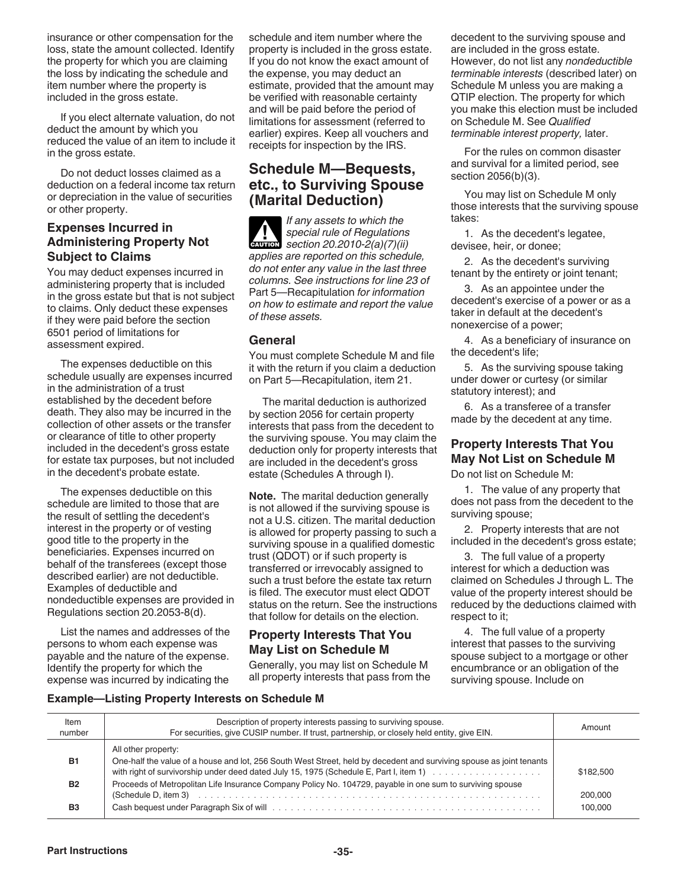insurance or other compensation for the loss, state the amount collected. Identify the property for which you are claiming the loss by indicating the schedule and item number where the property is included in the gross estate.

If you elect alternate valuation, do not deduct the amount by which you reduced the value of an item to include it in the gross estate.

Do not deduct losses claimed as a deduction on a federal income tax return or depreciation in the value of securities or other property.

### Expenses Incurred in Administering Property Not Subject to Claims

You may deduct expenses incurred in administering property that is included in the gross estate but that is not subject to claims. Only deduct these expenses if they were paid before the section 6501 period of limitations for assessment expired.

The expenses deductible on this schedule usually are expenses incurred in the administration of a trust established by the decedent before death. They also may be incurred in the collection of other assets or the transfer or clearance of title to other property included in the decedent's gross estate for estate tax purposes, but not included in the decedent's probate estate.

The expenses deductible on this schedule are limited to those that are the result of settling the decedent's interest in the property or of vesting good title to the property in the beneficiaries. Expenses incurred on behalf of the transferees (except those described earlier) are not deductible. Examples of deductible and nondeductible expenses are provided in Regulations section 20.2053-8(d).

List the names and addresses of the persons to whom each expense was payable and the nature of the expense. Identify the property for which the expense was incurred by indicating the schedule and item number where the property is included in the gross estate. If you do not know the exact amount of the expense, you may deduct an estimate, provided that the amount may be verified with reasonable certainty and will be paid before the period of limitations for assessment (referred to earlier) expires. Keep all vouchers and receipts for inspection by the IRS.

## Schedule M—Bequests, etc., to Surviving Spouse (Marital Deduction)

**CAUTION** *If any assets to which the special rule of Regulations section 20.2010-2(a)(7)(ii) applies are reported on this schedule, do not enter any value in the last three columns. See instructions for line 23 of* Part 5—Recapitulation *for information on how to estimate and report the value of these assets.*

### General

You must complete Schedule M and file it with the return if you claim a deduction on Part 5—Recapitulation, item 21.

The marital deduction is authorized by section 2056 for certain property interests that pass from the decedent to the surviving spouse. You may claim the deduction only for property interests that are included in the decedent's gross estate (Schedules A through I).

**Note.** The marital deduction generally is not allowed if the surviving spouse is not a U.S. citizen. The marital deduction is allowed for property passing to such a surviving spouse in a qualified domestic trust (QDOT) or if such property is transferred or irrevocably assigned to such a trust before the estate tax return is filed. The executor must elect QDOT status on the return. See the instructions that follow for details on the election.

### Property Interests That You May List on Schedule M

Generally, you may list on Schedule M all property interests that pass from the decedent to the surviving spouse and are included in the gross estate. However, do not list any *nondeductible terminable interests* (described later) on Schedule M unless you are making a QTIP election. The property for which you make this election must be included on Schedule M. See *Qualified terminable interest property,* later.

For the rules on common disaster and survival for a limited period, see section 2056(b)(3).

You may list on Schedule M only those interests that the surviving spouse takes:

1. As the decedent's legatee, devisee, heir, or donee;
2. As the decedent's surviving tenant by the entirety or joint tenant;
3. As an appointee under the decedent's exercise of a power or as a taker in default at the decedent's nonexercise of a power;
4. As a beneficiary of insurance on the decedent's life;
5. As the surviving spouse taking under dower or curtesy (or similar statutory interest); and
6. As a transferee of a transfer made by the decedent at any time.

### Property Interests That You May Not List on Schedule M

Do not list on Schedule M:

1. The value of any property that does not pass from the decedent to the surviving spouse;
2. Property interests that are not included in the decedent's gross estate;
3. The full value of a property interest for which a deduction was claimed on Schedules J through L. The value of the property interest should be reduced by the deductions claimed with respect to it;
4. The full value of a property interest that passes to the surviving spouse subject to a mortgage or other encumbrance or an obligation of the surviving spouse. Include on

**Example—Listing Property Interests on Schedule M**

| Item number | Description of property interests passing to surviving spouse. For securities, give CUSIP number. If trust, partnership, or closely held entity, give EIN. | Amount |
|---|---|---|
| | All other property: | |
| **B1** | One-half the value of a house and lot, 256 South West Street, held by decedent and surviving spouse as joint tenants with right of survivorship under deed dated July 15, 1975 (Schedule E, Part I, item 1) | $182,500 |
| **B2** | Proceeds of Metropolitan Life Insurance Company Policy No. 104729, payable in one sum to surviving spouse (Schedule D, item 3) | 200,000 |
| **B3** | Cash bequest under Paragraph Six of will | 100,000 |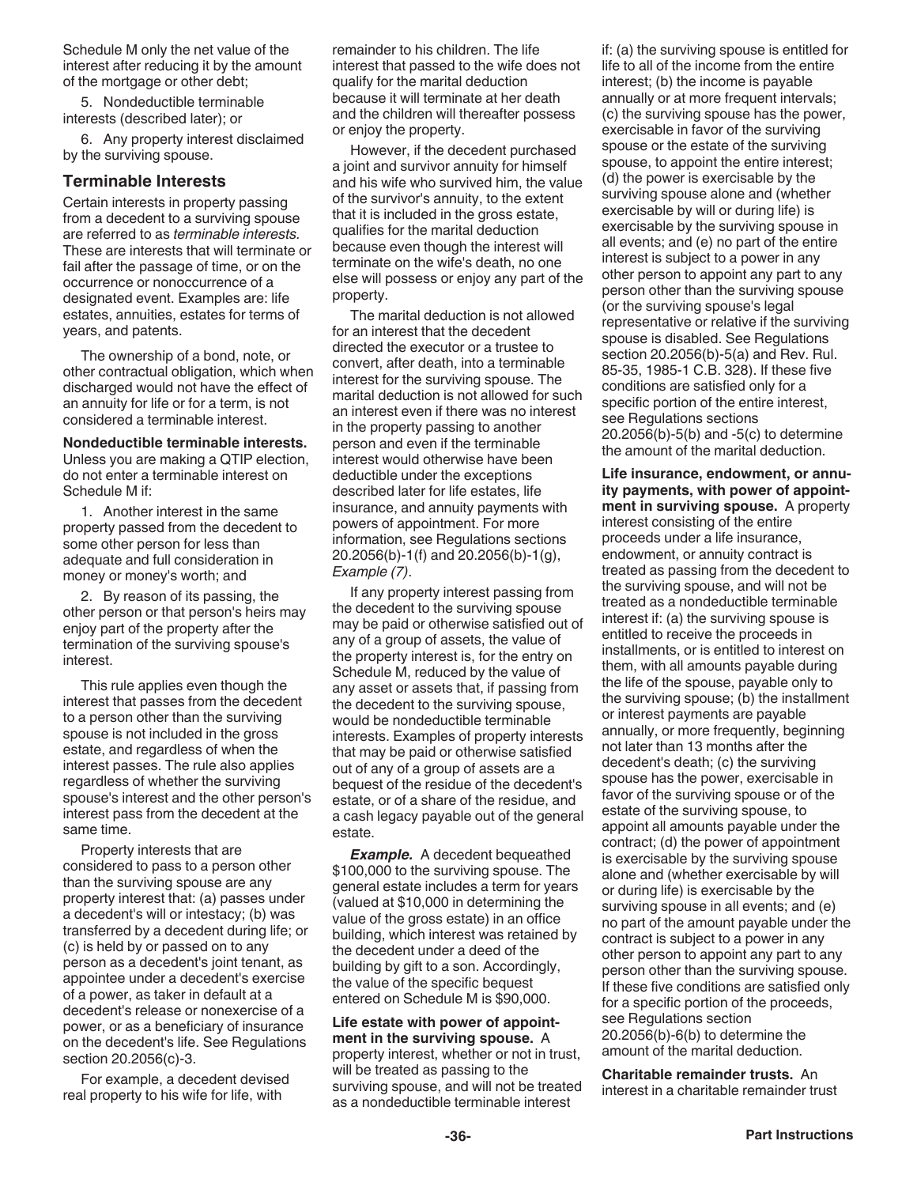Schedule M only the net value of the interest after reducing it by the amount of the mortgage or other debt;

5. Nondeductible terminable interests (described later); or

6. Any property interest disclaimed by the surviving spouse.

## Terminable Interests

Certain interests in property passing from a decedent to a surviving spouse are referred to as *terminable interests.* These are interests that will terminate or fail after the passage of time, or on the occurrence or nonoccurrence of a designated event. Examples are: life estates, annuities, estates for terms of years, and patents.

The ownership of a bond, note, or other contractual obligation, which when discharged would not have the effect of an annuity for life or for a term, is not considered a terminable interest.

**Nondeductible terminable interests.** Unless you are making a QTIP election, do not enter a terminable interest on Schedule M if:

1. Another interest in the same property passed from the decedent to some other person for less than adequate and full consideration in money or money's worth; and

2. By reason of its passing, the other person or that person's heirs may enjoy part of the property after the termination of the surviving spouse's interest.

This rule applies even though the interest that passes from the decedent to a person other than the surviving spouse is not included in the gross estate, and regardless of when the interest passes. The rule also applies regardless of whether the surviving spouse's interest and the other person's interest pass from the decedent at the same time.

Property interests that are considered to pass to a person other than the surviving spouse are any property interest that: (a) passes under a decedent's will or intestacy; (b) was transferred by a decedent during life; or (c) is held by or passed on to any person as a decedent's joint tenant, as appointee under a decedent's exercise of a power, as taker in default at a decedent's release or nonexercise of a power, or as a beneficiary of insurance on the decedent's life. See Regulations section 20.2056(c)-3.

For example, a decedent devised real property to his wife for life, with remainder to his children. The life interest that passed to the wife does not qualify for the marital deduction because it will terminate at her death and the children will thereafter possess or enjoy the property.

However, if the decedent purchased a joint and survivor annuity for himself and his wife who survived him, the value of the survivor's annuity, to the extent that it is included in the gross estate, qualifies for the marital deduction because even though the interest will terminate on the wife's death, no one else will possess or enjoy any part of the property.

The marital deduction is not allowed for an interest that the decedent directed the executor or a trustee to convert, after death, into a terminable interest for the surviving spouse. The marital deduction is not allowed for such an interest even if there was no interest in the property passing to another person and even if the terminable interest would otherwise have been deductible under the exceptions described later for life estates, life insurance, and annuity payments with powers of appointment. For more information, see Regulations sections 20.2056(b)-1(f) and 20.2056(b)-1(g), *Example (7)*.

If any property interest passing from the decedent to the surviving spouse may be paid or otherwise satisfied out of any of a group of assets, the value of the property interest is, for the entry on Schedule M, reduced by the value of any asset or assets that, if passing from the decedent to the surviving spouse, would be nondeductible terminable interests. Examples of property interests that may be paid or otherwise satisfied out of any of a group of assets are a bequest of the residue of the decedent's estate, or of a share of the residue, and a cash legacy payable out of the general estate.

***Example.*** A decedent bequeathed $100,000 to the surviving spouse. The general estate includes a term for years (valued at $10,000 in determining the value of the gross estate) in an office building, which interest was retained by the decedent under a deed of the building by gift to a son. Accordingly, the value of the specific bequest entered on Schedule M is $90,000.

**Life estate with power of appointment in the surviving spouse.** A property interest, whether or not in trust, will be treated as passing to the surviving spouse, and will not be treated as a nondeductible terminable interest if: (a) the surviving spouse is entitled for life to all of the income from the entire interest; (b) the income is payable annually or at more frequent intervals; (c) the surviving spouse has the power, exercisable in favor of the surviving spouse or the estate of the surviving spouse, to appoint the entire interest; (d) the power is exercisable by the surviving spouse alone and (whether exercisable by will or during life) is exercisable by the surviving spouse in all events; and (e) no part of the entire interest is subject to a power in any other person to appoint any part to any person other than the surviving spouse (or the surviving spouse's legal representative or relative if the surviving spouse is disabled. See Regulations section 20.2056(b)-5(a) and Rev. Rul. 85-35, 1985-1 C.B. 328). If these five conditions are satisfied only for a specific portion of the entire interest, see Regulations sections 20.2056(b)-5(b) and -5(c) to determine the amount of the marital deduction.

**Life insurance, endowment, or annuity payments, with power of appointment in surviving spouse.** A property interest consisting of the entire proceeds under a life insurance, endowment, or annuity contract is treated as passing from the decedent to the surviving spouse, and will not be treated as a nondeductible terminable interest if: (a) the surviving spouse is entitled to receive the proceeds in installments, or is entitled to interest on them, with all amounts payable during the life of the spouse, payable only to the surviving spouse; (b) the installment or interest payments are payable annually, or more frequently, beginning not later than 13 months after the decedent's death; (c) the surviving spouse has the power, exercisable in favor of the surviving spouse or of the estate of the surviving spouse, to appoint all amounts payable under the contract; (d) the power of appointment is exercisable by the surviving spouse alone and (whether exercisable by will or during life) is exercisable by the surviving spouse in all events; and (e) no part of the amount payable under the contract is subject to a power in any other person to appoint any part to any person other than the surviving spouse. If these five conditions are satisfied only for a specific portion of the proceeds, see Regulations section 20.2056(b)-6(b) to determine the amount of the marital deduction.

**Charitable remainder trusts.** An interest in a charitable remainder trust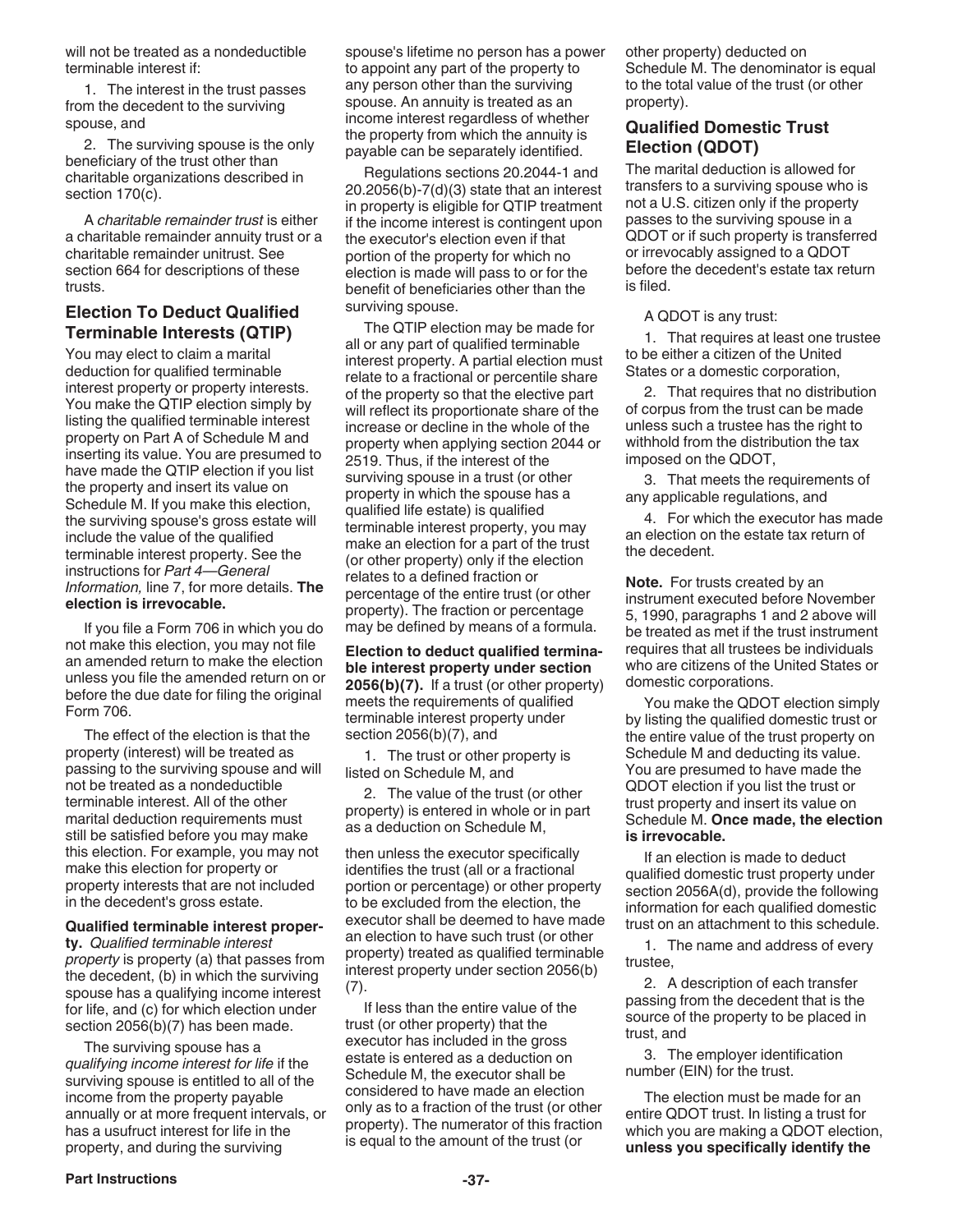will not be treated as a nondeductible terminable interest if:

1. The interest in the trust passes from the decedent to the surviving spouse, and

2. The surviving spouse is the only beneficiary of the trust other than charitable organizations described in section 170(c).

A *charitable remainder trust* is either a charitable remainder annuity trust or a charitable remainder unitrust. See section 664 for descriptions of these trusts.

## Election To Deduct Qualified Terminable Interests (QTIP)

You may elect to claim a marital deduction for qualified terminable interest property or property interests. You make the QTIP election simply by listing the qualified terminable interest property on Part A of Schedule M and inserting its value. You are presumed to have made the QTIP election if you list the property and insert its value on Schedule M. If you make this election, the surviving spouse's gross estate will include the value of the qualified terminable interest property. See the instructions for *Part 4—General Information,* line 7, for more details. **The election is irrevocable.**

If you file a Form 706 in which you do not make this election, you may not file an amended return to make the election unless you file the amended return on or before the due date for filing the original Form 706.

The effect of the election is that the property (interest) will be treated as passing to the surviving spouse and will not be treated as a nondeductible terminable interest. All of the other marital deduction requirements must still be satisfied before you may make this election. For example, you may not make this election for property or property interests that are not included in the decedent's gross estate.

**Qualified terminable interest property.** *Qualified terminable interest property* is property (a) that passes from the decedent, (b) in which the surviving spouse has a qualifying income interest for life, and (c) for which election under section 2056(b)(7) has been made.

The surviving spouse has a *qualifying income interest for life* if the surviving spouse is entitled to all of the income from the property payable annually or at more frequent intervals, or has a usufruct interest for life in the property, and during the surviving spouse's lifetime no person has a power to appoint any part of the property to any person other than the surviving spouse. An annuity is treated as an income interest regardless of whether the property from which the annuity is payable can be separately identified.

Regulations sections 20.2044-1 and 20.2056(b)-7(d)(3) state that an interest in property is eligible for QTIP treatment if the income interest is contingent upon the executor's election even if that portion of the property for which no election is made will pass to or for the benefit of beneficiaries other than the surviving spouse.

The QTIP election may be made for all or any part of qualified terminable interest property. A partial election must relate to a fractional or percentile share of the property so that the elective part will reflect its proportionate share of the increase or decline in the whole of the property when applying section 2044 or 2519. Thus, if the interest of the surviving spouse in a trust (or other property in which the spouse has a qualified life estate) is qualified terminable interest property, you may make an election for a part of the trust (or other property) only if the election relates to a defined fraction or percentage of the entire trust (or other property). The fraction or percentage may be defined by means of a formula.

**Election to deduct qualified terminable interest property under section 2056(b)(7).** If a trust (or other property) meets the requirements of qualified terminable interest property under section 2056(b)(7), and

1. The trust or other property is listed on Schedule M, and

2. The value of the trust (or other property) is entered in whole or in part as a deduction on Schedule M,

then unless the executor specifically identifies the trust (all or a fractional portion or percentage) or other property to be excluded from the election, the executor shall be deemed to have made an election to have such trust (or other property) treated as qualified terminable interest property under section 2056(b)(7).

If less than the entire value of the trust (or other property) that the executor has included in the gross estate is entered as a deduction on Schedule M, the executor shall be considered to have made an election only as to a fraction of the trust (or other property). The numerator of this fraction is equal to the amount of the trust (or other property) deducted on Schedule M. The denominator is equal to the total value of the trust (or other property).

## Qualified Domestic Trust Election (QDOT)

The marital deduction is allowed for transfers to a surviving spouse who is not a U.S. citizen only if the property passes to the surviving spouse in a QDOT or if such property is transferred or irrevocably assigned to a QDOT before the decedent's estate tax return is filed.

A QDOT is any trust:

1. That requires at least one trustee to be either a citizen of the United States or a domestic corporation,

2. That requires that no distribution of corpus from the trust can be made unless such a trustee has the right to withhold from the distribution the tax imposed on the QDOT,

3. That meets the requirements of any applicable regulations, and

4. For which the executor has made an election on the estate tax return of the decedent.

**Note.** For trusts created by an instrument executed before November 5, 1990, paragraphs 1 and 2 above will be treated as met if the trust instrument requires that all trustees be individuals who are citizens of the United States or domestic corporations.

You make the QDOT election simply by listing the qualified domestic trust or the entire value of the trust property on Schedule M and deducting its value. You are presumed to have made the QDOT election if you list the trust or trust property and insert its value on Schedule M. **Once made, the election is irrevocable.**

If an election is made to deduct qualified domestic trust property under section 2056A(d), provide the following information for each qualified domestic trust on an attachment to this schedule.

1. The name and address of every trustee,

2. A description of each transfer passing from the decedent that is the source of the property to be placed in trust, and

3. The employer identification number (EIN) for the trust.

The election must be made for an entire QDOT trust. In listing a trust for which you are making a QDOT election, **unless you specifically identify the**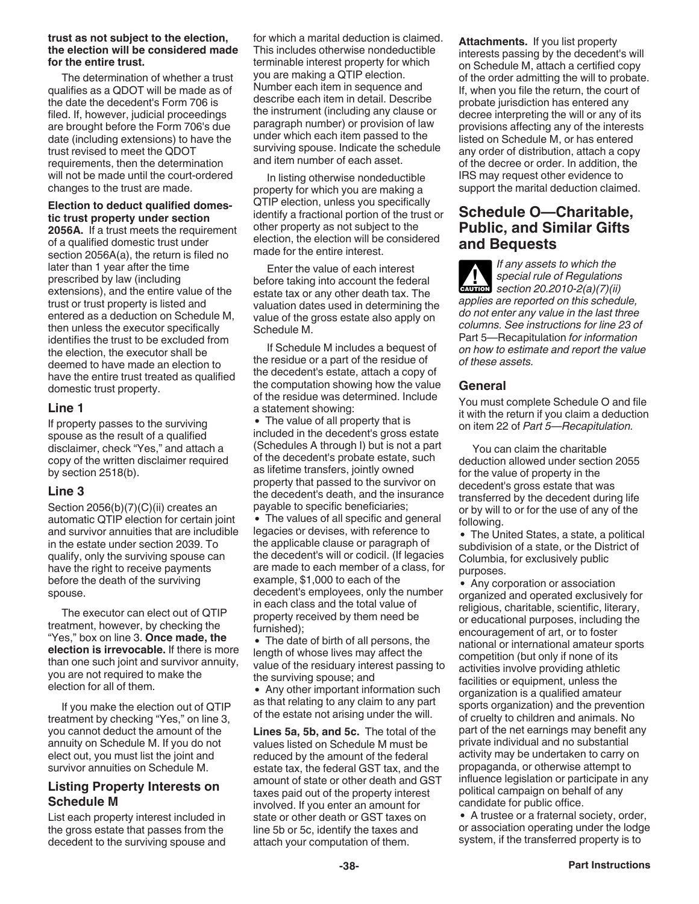**trust as not subject to the election, the election will be considered made for the entire trust.**

The determination of whether a trust qualifies as a QDOT will be made as of the date the decedent's Form 706 is filed. If, however, judicial proceedings are brought before the Form 706's due date (including extensions) to have the trust revised to meet the QDOT requirements, then the determination will not be made until the court-ordered changes to the trust are made.

**Election to deduct qualified domestic trust property under section 2056A.** If a trust meets the requirement of a qualified domestic trust under section 2056A(a), the return is filed no later than 1 year after the time prescribed by law (including extensions), and the entire value of the trust or trust property is listed and entered as a deduction on Schedule M, then unless the executor specifically identifies the trust to be excluded from the election, the executor shall be deemed to have made an election to have the entire trust treated as qualified domestic trust property.

### Line 1

If property passes to the surviving spouse as the result of a qualified disclaimer, check "Yes," and attach a copy of the written disclaimer required by section 2518(b).

### Line 3

Section 2056(b)(7)(C)(ii) creates an automatic QTIP election for certain joint and survivor annuities that are includible in the estate under section 2039. To qualify, only the surviving spouse can have the right to receive payments before the death of the surviving spouse.

The executor can elect out of QTIP treatment, however, by checking the "Yes," box on line 3. **Once made, the election is irrevocable.** If there is more than one such joint and survivor annuity, you are not required to make the election for all of them.

If you make the election out of QTIP treatment by checking "Yes," on line 3, you cannot deduct the amount of the annuity on Schedule M. If you do not elect out, you must list the joint and survivor annuities on Schedule M.

### Listing Property Interests on Schedule M

List each property interest included in the gross estate that passes from the decedent to the surviving spouse and for which a marital deduction is claimed. This includes otherwise nondeductible terminable interest property for which you are making a QTIP election. Number each item in sequence and describe each item in detail. Describe the instrument (including any clause or paragraph number) or provision of law under which each item passed to the surviving spouse. Indicate the schedule and item number of each asset.

In listing otherwise nondeductible property for which you are making a QTIP election, unless you specifically identify a fractional portion of the trust or other property as not subject to the election, the election will be considered made for the entire interest.

Enter the value of each interest before taking into account the federal estate tax or any other death tax. The valuation dates used in determining the value of the gross estate also apply on Schedule M.

If Schedule M includes a bequest of the residue or a part of the residue of the decedent's estate, attach a copy of the computation showing how the value of the residue was determined. Include a statement showing:

- The value of all property that is included in the decedent's gross estate (Schedules A through I) but is not a part of the decedent's probate estate, such as lifetime transfers, jointly owned property that passed to the survivor on the decedent's death, and the insurance payable to specific beneficiaries;
- The values of all specific and general legacies or devises, with reference to the applicable clause or paragraph of the decedent's will or codicil. (If legacies are made to each member of a class, for example, $1,000 to each of the decedent's employees, only the number in each class and the total value of property received by them need be furnished);
- The date of birth of all persons, the length of whose lives may affect the value of the residuary interest passing to the surviving spouse; and
- Any other important information such as that relating to any claim to any part of the estate not arising under the will.

**Lines 5a, 5b, and 5c.** The total of the values listed on Schedule M must be reduced by the amount of the federal estate tax, the federal GST tax, and the amount of state or other death and GST taxes paid out of the property interest involved. If you enter an amount for state or other death or GST taxes on line 5b or 5c, identify the taxes and attach your computation of them.

**Attachments.** If you list property interests passing by the decedent's will on Schedule M, attach a certified copy of the order admitting the will to probate. If, when you file the return, the court of probate jurisdiction has entered any decree interpreting the will or any of its provisions affecting any of the interests listed on Schedule M, or has entered any order of distribution, attach a copy of the decree or order. In addition, the IRS may request other evidence to support the marital deduction claimed.

## Schedule O—Charitable, Public, and Similar Gifts and Bequests

**CAUTION** *If any assets to which the special rule of Regulations section 20.2010-2(a)(7)(ii) applies are reported on this schedule, do not enter any value in the last three columns. See instructions for line 23 of* Part 5—Recapitulation *for information on how to estimate and report the value of these assets.*

### General

You must complete Schedule O and file it with the return if you claim a deduction on item 22 of *Part 5—Recapitulation.*

You can claim the charitable deduction allowed under section 2055 for the value of property in the decedent's gross estate that was transferred by the decedent during life or by will to or for the use of any of the following.

- The United States, a state, a political subdivision of a state, or the District of Columbia, for exclusively public purposes.
- Any corporation or association organized and operated exclusively for religious, charitable, scientific, literary, or educational purposes, including the encouragement of art, or to foster national or international amateur sports competition (but only if none of its activities involve providing athletic facilities or equipment, unless the organization is a qualified amateur sports organization) and the prevention of cruelty to children and animals. No part of the net earnings may benefit any private individual and no substantial activity may be undertaken to carry on propaganda, or otherwise attempt to influence legislation or participate in any political campaign on behalf of any candidate for public office.
- A trustee or a fraternal society, order, or association operating under the lodge system, if the transferred property is to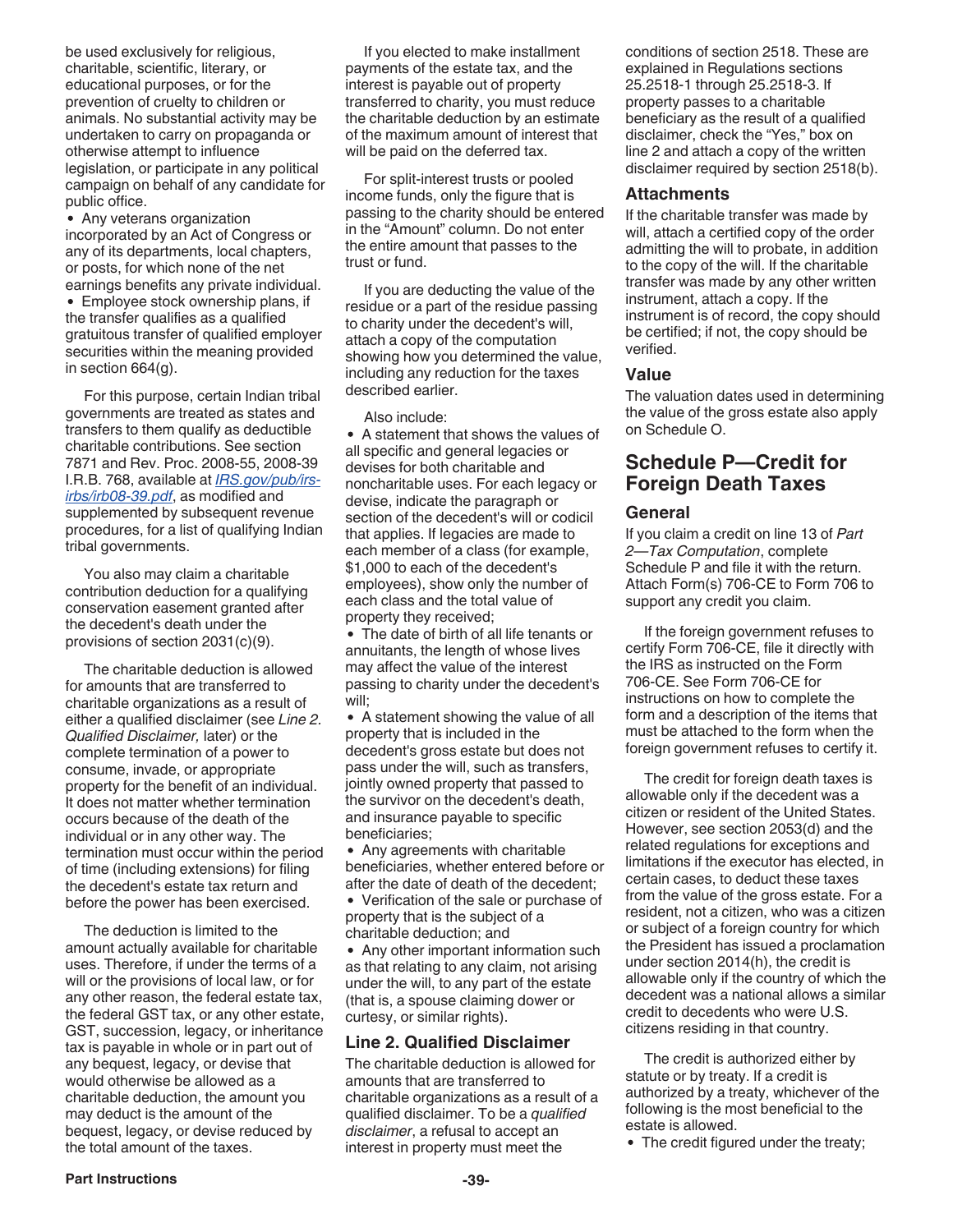be used exclusively for religious, charitable, scientific, literary, or educational purposes, or for the prevention of cruelty to children or animals. No substantial activity may be undertaken to carry on propaganda or otherwise attempt to influence legislation, or participate in any political campaign on behalf of any candidate for public office.

- Any veterans organization incorporated by an Act of Congress or any of its departments, local chapters, or posts, for which none of the net earnings benefits any private individual.
- Employee stock ownership plans, if the transfer qualifies as a qualified gratuitous transfer of qualified employer securities within the meaning provided in section 664(g).

For this purpose, certain Indian tribal governments are treated as states and transfers to them qualify as deductible charitable contributions. See section 7871 and Rev. Proc. 2008-55, 2008-39 I.R.B. 768, available at *IRS.gov/pub/irs-irbs/irb08-39.pdf*, as modified and supplemented by subsequent revenue procedures, for a list of qualifying Indian tribal governments.

You also may claim a charitable contribution deduction for a qualifying conservation easement granted after the decedent's death under the provisions of section 2031(c)(9).

The charitable deduction is allowed for amounts that are transferred to charitable organizations as a result of either a qualified disclaimer (see *Line 2. Qualified Disclaimer,* later) or the complete termination of a power to consume, invade, or appropriate property for the benefit of an individual. It does not matter whether termination occurs because of the death of the individual or in any other way. The termination must occur within the period of time (including extensions) for filing the decedent's estate tax return and before the power has been exercised.

The deduction is limited to the amount actually available for charitable uses. Therefore, if under the terms of a will or the provisions of local law, or for any other reason, the federal estate tax, the federal GST tax, or any other estate, GST, succession, legacy, or inheritance tax is payable in whole or in part out of any bequest, legacy, or devise that would otherwise be allowed as a charitable deduction, the amount you may deduct is the amount of the bequest, legacy, or devise reduced by the total amount of the taxes.

If you elected to make installment payments of the estate tax, and the interest is payable out of property transferred to charity, you must reduce the charitable deduction by an estimate of the maximum amount of interest that will be paid on the deferred tax.

For split-interest trusts or pooled income funds, only the figure that is passing to the charity should be entered in the "Amount" column. Do not enter the entire amount that passes to the trust or fund.

If you are deducting the value of the residue or a part of the residue passing to charity under the decedent's will, attach a copy of the computation showing how you determined the value, including any reduction for the taxes described earlier.

Also include:

- A statement that shows the values of all specific and general legacies or devises for both charitable and noncharitable uses. For each legacy or devise, indicate the paragraph or section of the decedent's will or codicil that applies. If legacies are made to each member of a class (for example, $1,000 to each of the decedent's employees), show only the number of each class and the total value of property they received;
- The date of birth of all life tenants or annuitants, the length of whose lives may affect the value of the interest passing to charity under the decedent's will;
- A statement showing the value of all property that is included in the decedent's gross estate but does not pass under the will, such as transfers, jointly owned property that passed to the survivor on the decedent's death, and insurance payable to specific beneficiaries;
- Any agreements with charitable beneficiaries, whether entered before or after the date of death of the decedent;
- Verification of the sale or purchase of property that is the subject of a charitable deduction; and
- Any other important information such as that relating to any claim, not arising under the will, to any part of the estate (that is, a spouse claiming dower or curtesy, or similar rights).

### Line 2. Qualified Disclaimer

The charitable deduction is allowed for amounts that are transferred to charitable organizations as a result of a qualified disclaimer. To be a *qualified disclaimer*, a refusal to accept an interest in property must meet the conditions of section 2518. These are explained in Regulations sections 25.2518-1 through 25.2518-3. If property passes to a charitable beneficiary as the result of a qualified disclaimer, check the "Yes," box on line 2 and attach a copy of the written disclaimer required by section 2518(b).

### Attachments

If the charitable transfer was made by will, attach a certified copy of the order admitting the will to probate, in addition to the copy of the will. If the charitable transfer was made by any other written instrument, attach a copy. If the instrument is of record, the copy should be certified; if not, the copy should be verified.

### Value

The valuation dates used in determining the value of the gross estate also apply on Schedule O.

## Schedule P—Credit for Foreign Death Taxes

### General

If you claim a credit on line 13 of *Part 2—Tax Computation*, complete Schedule P and file it with the return. Attach Form(s) 706-CE to Form 706 to support any credit you claim.

If the foreign government refuses to certify Form 706-CE, file it directly with the IRS as instructed on the Form 706-CE. See Form 706-CE for instructions on how to complete the form and a description of the items that must be attached to the form when the foreign government refuses to certify it.

The credit for foreign death taxes is allowable only if the decedent was a citizen or resident of the United States. However, see section 2053(d) and the related regulations for exceptions and limitations if the executor has elected, in certain cases, to deduct these taxes from the value of the gross estate. For a resident, not a citizen, who was a citizen or subject of a foreign country for which the President has issued a proclamation under section 2014(h), the credit is allowable only if the country of which the decedent was a national allows a similar credit to decedents who were U.S. citizens residing in that country.

The credit is authorized either by statute or by treaty. If a credit is authorized by a treaty, whichever of the following is the most beneficial to the estate is allowed.

- The credit figured under the treaty;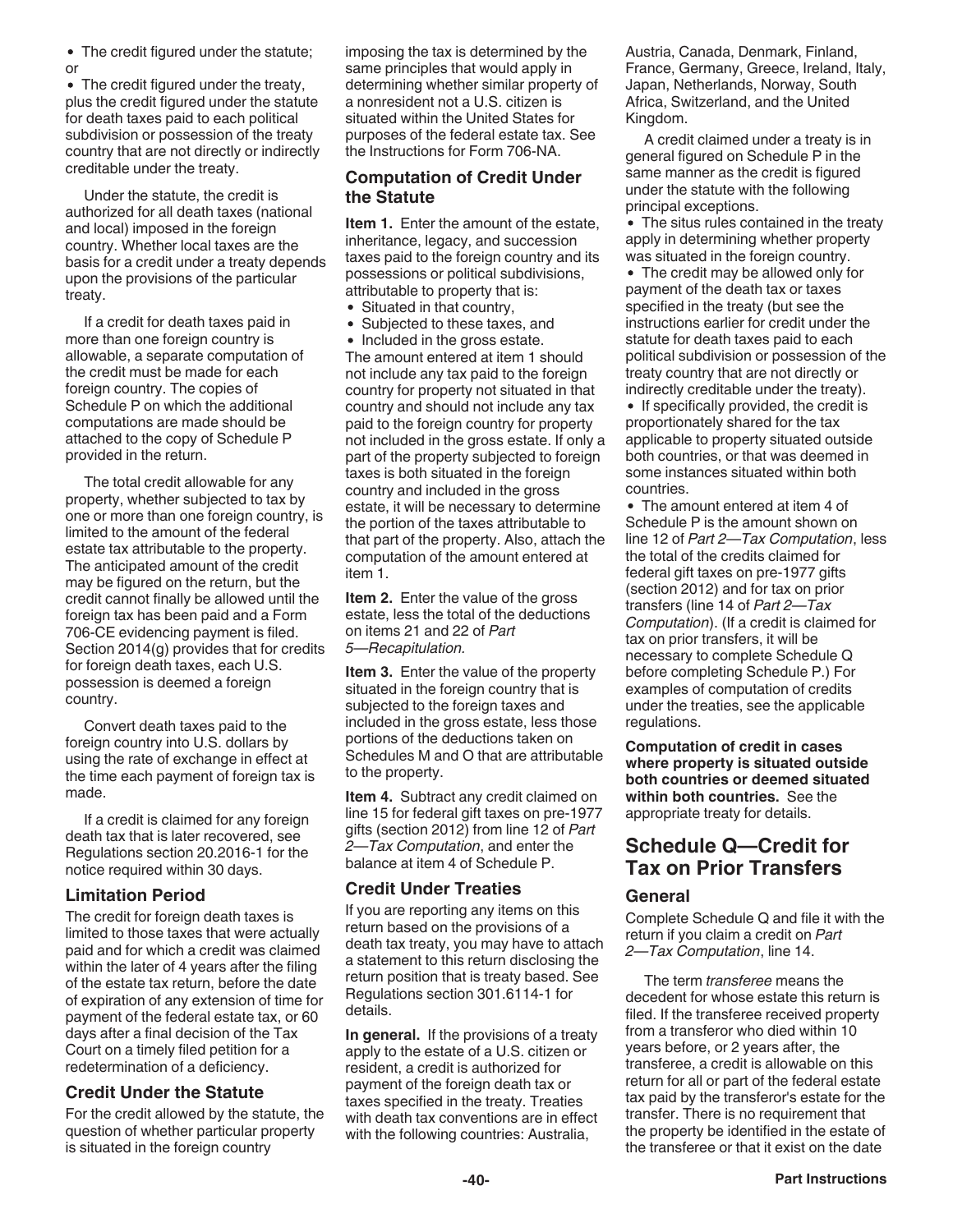- The credit figured under the statute; or
- The credit figured under the treaty, plus the credit figured under the statute for death taxes paid to each political subdivision or possession of the treaty country that are not directly or indirectly creditable under the treaty.

Under the statute, the credit is authorized for all death taxes (national and local) imposed in the foreign country. Whether local taxes are the basis for a credit under a treaty depends upon the provisions of the particular treaty.

If a credit for death taxes paid in more than one foreign country is allowable, a separate computation of the credit must be made for each foreign country. The copies of Schedule P on which the additional computations are made should be attached to the copy of Schedule P provided in the return.

The total credit allowable for any property, whether subjected to tax by one or more than one foreign country, is limited to the amount of the federal estate tax attributable to the property. The anticipated amount of the credit may be figured on the return, but the credit cannot finally be allowed until the foreign tax has been paid and a Form 706-CE evidencing payment is filed. Section 2014(g) provides that for credits for foreign death taxes, each U.S. possession is deemed a foreign country.

Convert death taxes paid to the foreign country into U.S. dollars by using the rate of exchange in effect at the time each payment of foreign tax is made.

If a credit is claimed for any foreign death tax that is later recovered, see Regulations section 20.2016-1 for the notice required within 30 days.

### Limitation Period

The credit for foreign death taxes is limited to those taxes that were actually paid and for which a credit was claimed within the later of 4 years after the filing of the estate tax return, before the date of expiration of any extension of time for payment of the federal estate tax, or 60 days after a final decision of the Tax Court on a timely filed petition for a redetermination of a deficiency.

### Credit Under the Statute

For the credit allowed by the statute, the question of whether particular property is situated in the foreign country imposing the tax is determined by the same principles that would apply in determining whether similar property of a nonresident not a U.S. citizen is situated within the United States for purposes of the federal estate tax. See the Instructions for Form 706-NA.

### Computation of Credit Under the Statute

**Item 1.** Enter the amount of the estate, inheritance, legacy, and succession taxes paid to the foreign country and its possessions or political subdivisions, attributable to property that is:

- Situated in that country,
- Subjected to these taxes, and
- Included in the gross estate.

The amount entered at item 1 should not include any tax paid to the foreign country for property not situated in that country and should not include any tax paid to the foreign country for property not included in the gross estate. If only a part of the property subjected to foreign taxes is both situated in the foreign country and included in the gross estate, it will be necessary to determine the portion of the taxes attributable to that part of the property. Also, attach the computation of the amount entered at item 1.

**Item 2.** Enter the value of the gross estate, less the total of the deductions on items 21 and 22 of *Part 5—Recapitulation*.

**Item 3.** Enter the value of the property situated in the foreign country that is subjected to the foreign taxes and included in the gross estate, less those portions of the deductions taken on Schedules M and O that are attributable to the property.

**Item 4.** Subtract any credit claimed on line 15 for federal gift taxes on pre-1977 gifts (section 2012) from line 12 of *Part 2—Tax Computation*, and enter the balance at item 4 of Schedule P.

### Credit Under Treaties

If you are reporting any items on this return based on the provisions of a death tax treaty, you may have to attach a statement to this return disclosing the return position that is treaty based. See Regulations section 301.6114-1 for details.

**In general.** If the provisions of a treaty apply to the estate of a U.S. citizen or resident, a credit is authorized for payment of the foreign death tax or taxes specified in the treaty. Treaties with death tax conventions are in effect with the following countries: Australia, Austria, Canada, Denmark, Finland, France, Germany, Greece, Ireland, Italy, Japan, Netherlands, Norway, South Africa, Switzerland, and the United Kingdom.

A credit claimed under a treaty is in general figured on Schedule P in the same manner as the credit is figured under the statute with the following principal exceptions.

- The situs rules contained in the treaty apply in determining whether property was situated in the foreign country.
- The credit may be allowed only for payment of the death tax or taxes specified in the treaty (but see the instructions earlier for credit under the statute for death taxes paid to each political subdivision or possession of the treaty country that are not directly or indirectly creditable under the treaty).
- If specifically provided, the credit is proportionately shared for the tax applicable to property situated outside both countries, or that was deemed in some instances situated within both countries.
- The amount entered at item 4 of Schedule P is the amount shown on line 12 of *Part 2—Tax Computation*, less the total of the credits claimed for federal gift taxes on pre-1977 gifts (section 2012) and for tax on prior transfers (line 14 of *Part 2—Tax Computation*). (If a credit is claimed for tax on prior transfers, it will be necessary to complete Schedule Q before completing Schedule P.) For examples of computation of credits under the treaties, see the applicable regulations.

**Computation of credit in cases where property is situated outside both countries or deemed situated within both countries.** See the appropriate treaty for details.

## Schedule Q—Credit for Tax on Prior Transfers

### General

Complete Schedule Q and file it with the return if you claim a credit on *Part 2—Tax Computation*, line 14.

The term *transferee* means the decedent for whose estate this return is filed. If the transferee received property from a transferor who died within 10 years before, or 2 years after, the transferee, a credit is allowable on this return for all or part of the federal estate tax paid by the transferor's estate for the transfer. There is no requirement that the property be identified in the estate of the transferee or that it exist on the date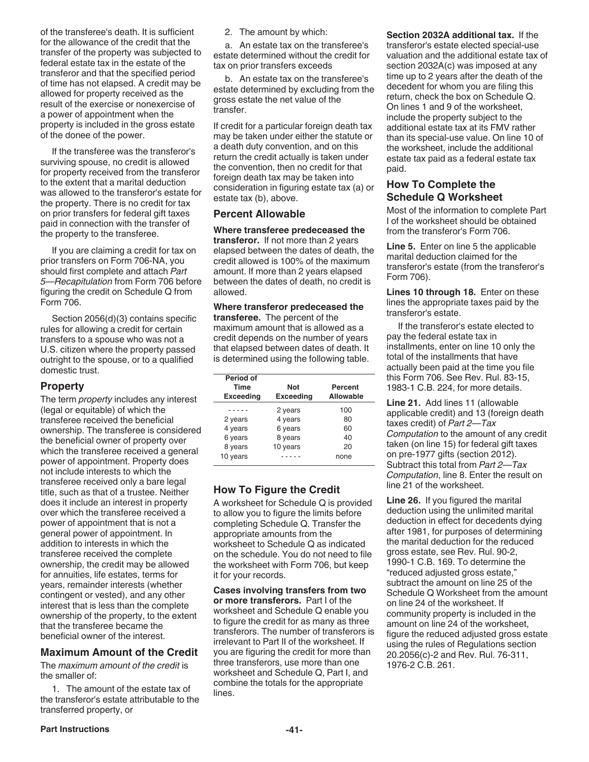of the transferee's death. It is sufficient for the allowance of the credit that the transfer of the property was subjected to federal estate tax in the estate of the transferor and that the specified period of time has not elapsed. A credit may be allowed for property received as the result of the exercise or nonexercise of a power of appointment when the property is included in the gross estate of the donee of the power.

If the transferee was the transferor's surviving spouse, no credit is allowed for property received from the transferor to the extent that a marital deduction was allowed to the transferor's estate for the property. There is no credit for tax on prior transfers for federal gift taxes paid in connection with the transfer of the property to the transferee.

If you are claiming a credit for tax on prior transfers on Form 706-NA, you should first complete and attach *Part 5—Recapitulation* from Form 706 before figuring the credit on Schedule Q from Form 706.

Section 2056(d)(3) contains specific rules for allowing a credit for certain transfers to a spouse who was not a U.S. citizen where the property passed outright to the spouse, or to a qualified domestic trust.

## Property

The term *property* includes any interest (legal or equitable) of which the transferee received the beneficial ownership. The transferee is considered the beneficial owner of property over which the transferee received a general power of appointment. Property does not include interests to which the transferee received only a bare legal title, such as that of a trustee. Neither does it include an interest in property over which the transferee received a power of appointment that is not a general power of appointment. In addition to interests in which the transferee received the complete ownership, the credit may be allowed for annuities, life estates, terms for years, remainder interests (whether contingent or vested), and any other interest that is less than the complete ownership of the property, to the extent that the transferee became the beneficial owner of the interest.

## Maximum Amount of the Credit

The *maximum amount of the credit* is the smaller of:

1. The amount of the estate tax of the transferor's estate attributable to the transferred property, or

2. The amount by which:

a. An estate tax on the transferee's estate determined without the credit for tax on prior transfers exceeds

b. An estate tax on the transferee's estate determined by excluding from the gross estate the net value of the transfer.

If credit for a particular foreign death tax may be taken under either the statute or a death duty convention, and on this return the credit actually is taken under the convention, then no credit for that foreign death tax may be taken into consideration in figuring estate tax (a) or estate tax (b), above.

## Percent Allowable

**Where transferee predeceased the transferor.** If not more than 2 years elapsed between the dates of death, the credit allowed is 100% of the maximum amount. If more than 2 years elapsed between the dates of death, no credit is allowed.

**Where transferor predeceased the transferee.** The percent of the maximum amount that is allowed as a credit depends on the number of years that elapsed between dates of death. It is determined using the following table.

| Period of Time Exceeding | Not Exceeding | Percent Allowable |
|---|---|---|
| ----- | 2 years | 100 |
| 2 years | 4 years | 80 |
| 4 years | 6 years | 60 |
| 6 years | 8 years | 40 |
| 8 years | 10 years | 20 |
| 10 years | ----- | none |

## How To Figure the Credit

A worksheet for Schedule Q is provided to allow you to figure the limits before completing Schedule Q. Transfer the appropriate amounts from the worksheet to Schedule Q as indicated on the schedule. You do not need to file the worksheet with Form 706, but keep it for your records.

**Cases involving transfers from two or more transferors.** Part I of the worksheet and Schedule Q enable you to figure the credit for as many as three transferors. The number of transferors is irrelevant to Part II of the worksheet. If you are figuring the credit for more than three transferors, use more than one worksheet and Schedule Q, Part I, and combine the totals for the appropriate lines.

**Section 2032A additional tax.** If the transferor's estate elected special-use valuation and the additional estate tax of section 2032A(c) was imposed at any time up to 2 years after the death of the decedent for whom you are filing this return, check the box on Schedule Q. On lines 1 and 9 of the worksheet, include the property subject to the additional estate tax at its FMV rather than its special-use value. On line 10 of the worksheet, include the additional estate tax paid as a federal estate tax paid.

## How To Complete the Schedule Q Worksheet

Most of the information to complete Part I of the worksheet should be obtained from the transferor's Form 706.

**Line 5.** Enter on line 5 the applicable marital deduction claimed for the transferor's estate (from the transferor's Form 706).

**Lines 10 through 18.** Enter on these lines the appropriate taxes paid by the transferor's estate.

If the transferor's estate elected to pay the federal estate tax in installments, enter on line 10 only the total of the installments that have actually been paid at the time you file this Form 706. See Rev. Rul. 83-15, 1983-1 C.B. 224, for more details.

**Line 21.** Add lines 11 (allowable applicable credit) and 13 (foreign death taxes credit) of *Part 2—Tax Computation* to the amount of any credit taken (on line 15) for federal gift taxes on pre-1977 gifts (section 2012). Subtract this total from *Part 2—Tax Computation*, line 8. Enter the result on line 21 of the worksheet.

**Line 26.** If you figured the marital deduction using the unlimited marital deduction in effect for decedents dying after 1981, for purposes of determining the marital deduction for the reduced gross estate, see Rev. Rul. 90-2, 1990-1 C.B. 169. To determine the "reduced adjusted gross estate," subtract the amount on line 25 of the Schedule Q Worksheet from the amount on line 24 of the worksheet. If community property is included in the amount on line 24 of the worksheet, figure the reduced adjusted gross estate using the rules of Regulations section 20.2056(c)-2 and Rev. Rul. 76-311, 1976-2 C.B. 261.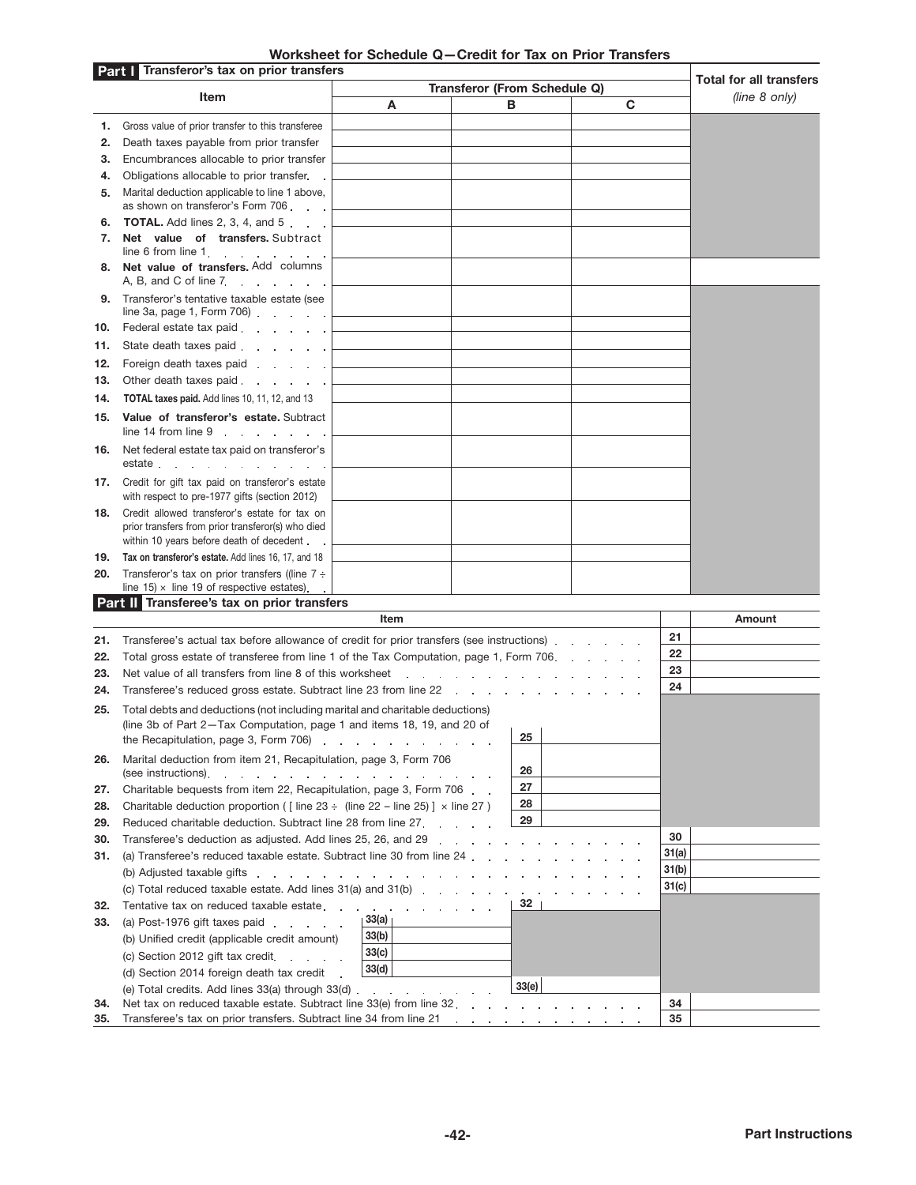## Worksheet for Schedule Q—Credit for Tax on Prior Transfers

**Part I** Transferor's tax on prior transfers

| | Item | Transferor (From Schedule Q) A | B | C | Total for all transfers (line 8 only) |
|---|---|---|---|---|---|
| **1.** | Gross value of prior transfer to this transferee | | | | |
| **2.** | Death taxes payable from prior transfer | | | | |
| **3.** | Encumbrances allocable to prior transfer | | | | |
| **4.** | Obligations allocable to prior transfer | | | | |
| **5.** | Marital deduction applicable to line 1 above, as shown on transferor's Form 706 | | | | |
| **6.** | **TOTAL.** Add lines 2, 3, 4, and 5 | | | | |
| **7.** | **Net value of transfers.** Subtract line 6 from line 1 | | | | |
| **8.** | **Net value of transfers.** Add columns A, B, and C of line 7 | | | | |
| **9.** | Transferor's tentative taxable estate (see line 3a, page 1, Form 706) | | | | |
| **10.** | Federal estate tax paid | | | | |
| **11.** | State death taxes paid | | | | |
| **12.** | Foreign death taxes paid | | | | |
| **13.** | Other death taxes paid | | | | |
| **14.** | **TOTAL taxes paid.** Add lines 10, 11, 12, and 13 | | | | |
| **15.** | **Value of transferor's estate.** Subtract line 14 from line 9 | | | | |
| **16.** | Net federal estate tax paid on transferor's estate | | | | |
| **17.** | Credit for gift tax paid on transferor's estate with respect to pre-1977 gifts (section 2012) | | | | |
| **18.** | Credit allowed transferor's estate for tax on prior transfers from prior transferor(s) who died within 10 years before death of decedent | | | | |
| **19.** | **Tax on transferor's estate.** Add lines 16, 17, and 18 | | | | |
| **20.** | Transferor's tax on prior transfers ((line 7 ÷ line 15) × line 19 of respective estates) | | | | |

**Part II** Transferee's tax on prior transfers

| | Item | | | | Amount |
|---|---|---|---|---|---|
| **21.** | Transferee's actual tax before allowance of credit for prior transfers (see instructions) | | | 21 | |
| **22.** | Total gross estate of transferee from line 1 of the Tax Computation, page 1, Form 706 | | | 22 | |
| **23.** | Net value of all transfers from line 8 of this worksheet | | | 23 | |
| **24.** | Transferee's reduced gross estate. Subtract line 23 from line 22 | | | 24 | |
| **25.** | Total debts and deductions (not including marital and charitable deductions) (line 3b of Part 2—Tax Computation, page 1 and items 18, 19, and 20 of the Recapitulation, page 3, Form 706) | 25 | | | |
| **26.** | Marital deduction from item 21, Recapitulation, page 3, Form 706 (see instructions) | 26 | | | |
| **27.** | Charitable bequests from item 22, Recapitulation, page 3, Form 706 | 27 | | | |
| **28.** | Charitable deduction proportion ( [ line 23 ÷ (line 22 − line 25) ] × line 27 ) | 28 | | | |
| **29.** | Reduced charitable deduction. Subtract line 28 from line 27 | 29 | | | |
| **30.** | Transferee's deduction as adjusted. Add lines 25, 26, and 29 | | | 30 | |
| **31.** | (a) Transferee's reduced taxable estate. Subtract line 30 from line 24 | | | 31(a) | |
| | (b) Adjusted taxable gifts | | | 31(b) | |
| | (c) Total reduced taxable estate. Add lines 31(a) and 31(b) | | | 31(c) | |
| **32.** | Tentative tax on reduced taxable estate | 32 | | | |
| **33.** | (a) Post-1976 gift taxes paid | 33(a) | | | |
| | (b) Unified credit (applicable credit amount) | 33(b) | | | |
| | (c) Section 2012 gift tax credit | 33(c) | | | |
| | (d) Section 2014 foreign death tax credit | 33(d) | | | |
| | (e) Total credits. Add lines 33(a) through 33(d) | 33(e) | | | |
| **34.** | Net tax on reduced taxable estate. Subtract line 33(e) from line 32 | | | 34 | |
| **35.** | Transferee's tax on prior transfers. Subtract line 34 from line 21 | | | 35 | |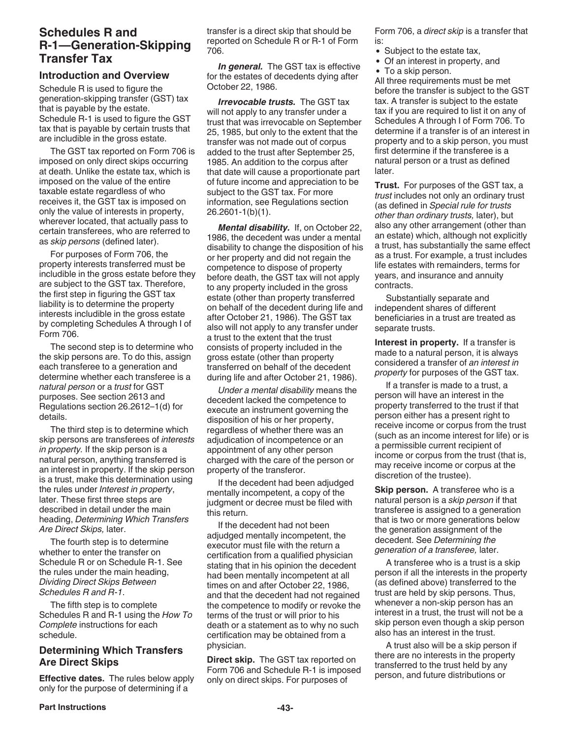## Schedules R and R-1—Generation-Skipping Transfer Tax

### Introduction and Overview

Schedule R is used to figure the generation-skipping transfer (GST) tax that is payable by the estate. Schedule R-1 is used to figure the GST tax that is payable by certain trusts that are includible in the gross estate.

The GST tax reported on Form 706 is imposed on only direct skips occurring at death. Unlike the estate tax, which is imposed on the value of the entire taxable estate regardless of who receives it, the GST tax is imposed on only the value of interests in property, wherever located, that actually pass to certain transferees, who are referred to as *skip persons* (defined later).

For purposes of Form 706, the property interests transferred must be includible in the gross estate before they are subject to the GST tax. Therefore, the first step in figuring the GST tax liability is to determine the property interests includible in the gross estate by completing Schedules A through I of Form 706.

The second step is to determine who the skip persons are. To do this, assign each transferee to a generation and determine whether each transferee is a *natural person* or a *trust* for GST purposes. See section 2613 and Regulations section 26.2612–1(d) for details.

The third step is to determine which skip persons are transferees of *interests in property*. If the skip person is a natural person, anything transferred is an interest in property. If the skip person is a trust, make this determination using the rules under *Interest in property*, later. These first three steps are described in detail under the main heading, *Determining Which Transfers Are Direct Skips,* later.

The fourth step is to determine whether to enter the transfer on Schedule R or on Schedule R-1. See the rules under the main heading, *Dividing Direct Skips Between Schedules R and R-1*.

The fifth step is to complete Schedules R and R-1 using the *How To Complete* instructions for each schedule.

### Determining Which Transfers Are Direct Skips

**Effective dates.** The rules below apply only for the purpose of determining if a transfer is a direct skip that should be reported on Schedule R or R-1 of Form 706.

***In general.*** The GST tax is effective for the estates of decedents dying after October 22, 1986.

***Irrevocable trusts.*** The GST tax will not apply to any transfer under a trust that was irrevocable on September 25, 1985, but only to the extent that the transfer was not made out of corpus added to the trust after September 25, 1985. An addition to the corpus after that date will cause a proportionate part of future income and appreciation to be subject to the GST tax. For more information, see Regulations section 26.2601-1(b)(1).

***Mental disability.*** If, on October 22, 1986, the decedent was under a mental disability to change the disposition of his or her property and did not regain the competence to dispose of property before death, the GST tax will not apply to any property included in the gross estate (other than property transferred on behalf of the decedent during life and after October 21, 1986). The GST tax also will not apply to any transfer under a trust to the extent that the trust consists of property included in the gross estate (other than property transferred on behalf of the decedent during life and after October 21, 1986).

*Under a mental disability* means the decedent lacked the competence to execute an instrument governing the disposition of his or her property, regardless of whether there was an adjudication of incompetence or an appointment of any other person charged with the care of the person or property of the transferor.

If the decedent had been adjudged mentally incompetent, a copy of the judgment or decree must be filed with this return.

If the decedent had not been adjudged mentally incompetent, the executor must file with the return a certification from a qualified physician stating that in his opinion the decedent had been mentally incompetent at all times on and after October 22, 1986, and that the decedent had not regained the competence to modify or revoke the terms of the trust or will prior to his death or a statement as to why no such certification may be obtained from a physician.

**Direct skip.** The GST tax reported on Form 706 and Schedule R-1 is imposed only on direct skips. For purposes of Form 706, a *direct skip* is a transfer that is:

- Subject to the estate tax,
- Of an interest in property, and
- To a skip person.

All three requirements must be met before the transfer is subject to the GST tax. A transfer is subject to the estate tax if you are required to list it on any of Schedules A through I of Form 706. To determine if a transfer is of an interest in property and to a skip person, you must first determine if the transferee is a natural person or a trust as defined later.

**Trust.** For purposes of the GST tax, a *trust* includes not only an ordinary trust (as defined in *Special rule for trusts other than ordinary trusts,* later), but also any other arrangement (other than an estate) which, although not explicitly a trust, has substantially the same effect as a trust. For example, a trust includes life estates with remainders, terms for years, and insurance and annuity contracts.

Substantially separate and independent shares of different beneficiaries in a trust are treated as separate trusts.

**Interest in property.** If a transfer is made to a natural person, it is always considered a transfer of *an interest in property* for purposes of the GST tax.

If a transfer is made to a trust, a person will have an interest in the property transferred to the trust if that person either has a present right to receive income or corpus from the trust (such as an income interest for life) or is a permissible current recipient of income or corpus from the trust (that is, may receive income or corpus at the discretion of the trustee).

**Skip person.** A transferee who is a natural person is a *skip person* if that transferee is assigned to a generation that is two or more generations below the generation assignment of the decedent. See *Determining the generation of a transferee,* later.

A transferee who is a trust is a skip person if all the interests in the property (as defined above) transferred to the trust are held by skip persons. Thus, whenever a non-skip person has an interest in a trust, the trust will not be a skip person even though a skip person also has an interest in the trust.

A trust also will be a skip person if there are no interests in the property transferred to the trust held by any person, and future distributions or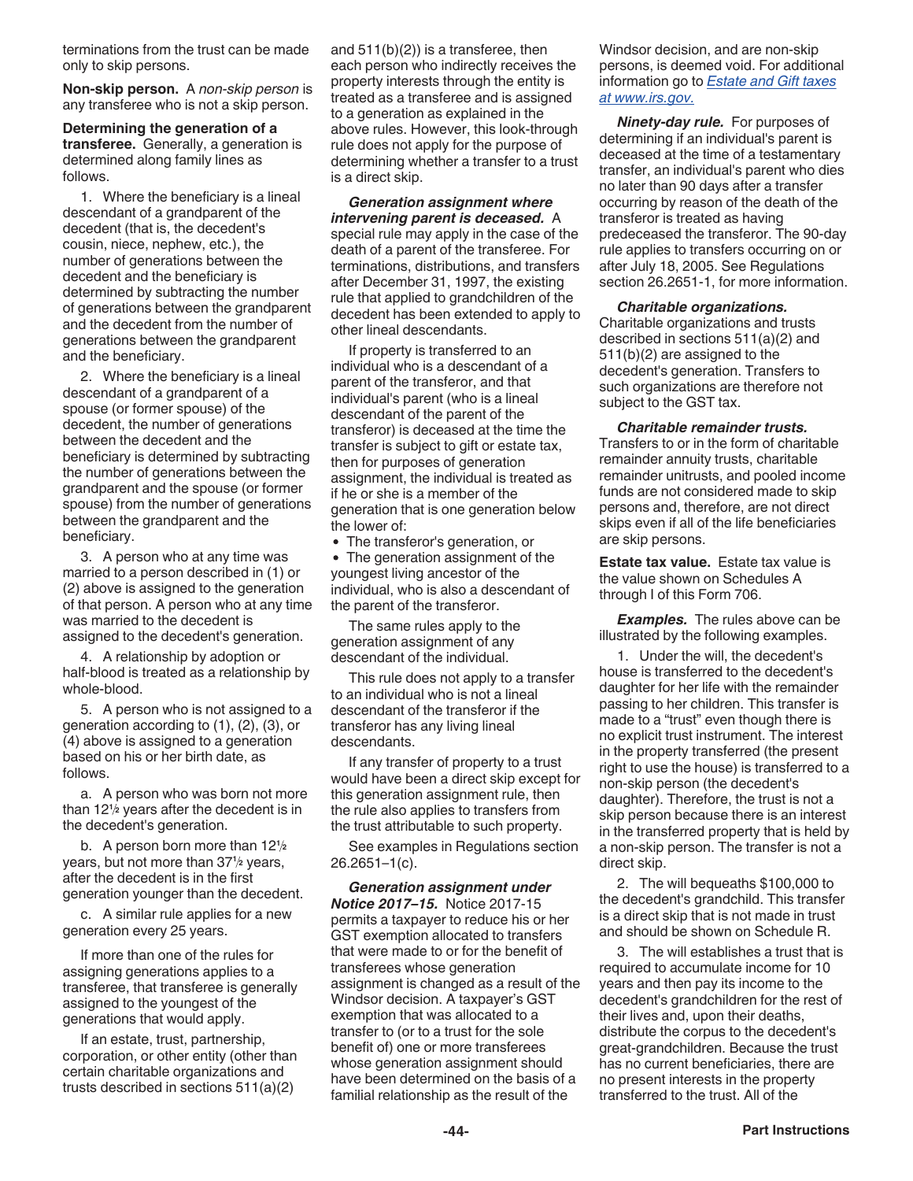terminations from the trust can be made only to skip persons.

**Non-skip person.** A *non-skip person* is any transferee who is not a skip person.

**Determining the generation of a transferee.** Generally, a generation is determined along family lines as follows.

1. Where the beneficiary is a lineal descendant of a grandparent of the decedent (that is, the decedent's cousin, niece, nephew, etc.), the number of generations between the decedent and the beneficiary is determined by subtracting the number of generations between the grandparent and the decedent from the number of generations between the grandparent and the beneficiary.

2. Where the beneficiary is a lineal descendant of a grandparent of a spouse (or former spouse) of the decedent, the number of generations between the decedent and the beneficiary is determined by subtracting the number of generations between the grandparent and the spouse (or former spouse) from the number of generations between the grandparent and the beneficiary.

3. A person who at any time was married to a person described in (1) or (2) above is assigned to the generation of that person. A person who at any time was married to the decedent is assigned to the decedent's generation.

4. A relationship by adoption or half-blood is treated as a relationship by whole-blood.

5. A person who is not assigned to a generation according to (1), (2), (3), or (4) above is assigned to a generation based on his or her birth date, as follows.

a. A person who was born not more than 12½ years after the decedent is in the decedent's generation.

b. A person born more than 12½ years, but not more than 37½ years, after the decedent is in the first generation younger than the decedent.

c. A similar rule applies for a new generation every 25 years.

If more than one of the rules for assigning generations applies to a transferee, that transferee is generally assigned to the youngest of the generations that would apply.

If an estate, trust, partnership, corporation, or other entity (other than certain charitable organizations and trusts described in sections 511(a)(2) and 511(b)(2)) is a transferee, then each person who indirectly receives the property interests through the entity is treated as a transferee and is assigned to a generation as explained in the above rules. However, this look-through rule does not apply for the purpose of determining whether a transfer to a trust is a direct skip.

***Generation assignment where intervening parent is deceased.*** A special rule may apply in the case of the death of a parent of the transferee. For terminations, distributions, and transfers after December 31, 1997, the existing rule that applied to grandchildren of the decedent has been extended to apply to other lineal descendants.

If property is transferred to an individual who is a descendant of a parent of the transferor, and that individual's parent (who is a lineal descendant of the parent of the transferor) is deceased at the time the transfer is subject to gift or estate tax, then for purposes of generation assignment, the individual is treated as if he or she is a member of the generation that is one generation below the lower of:

- The transferor's generation, or
- The generation assignment of the youngest living ancestor of the individual, who is also a descendant of the parent of the transferor.

The same rules apply to the generation assignment of any descendant of the individual.

This rule does not apply to a transfer to an individual who is not a lineal descendant of the transferor if the transferor has any living lineal descendants.

If any transfer of property to a trust would have been a direct skip except for this generation assignment rule, then the rule also applies to transfers from the trust attributable to such property.

See examples in Regulations section 26.2651–1(c).

***Generation assignment under Notice 2017–15.*** Notice 2017-15 permits a taxpayer to reduce his or her GST exemption allocated to transfers that were made to or for the benefit of transferees whose generation assignment is changed as a result of the Windsor decision. A taxpayer's GST exemption that was allocated to a transfer to (or to a trust for the sole benefit of) one or more transferees whose generation assignment should have been determined on the basis of a familial relationship as the result of the Windsor decision, and are non-skip persons, is deemed void. For additional information go to *Estate and Gift taxes at www.irs.gov.*

***Ninety-day rule.*** For purposes of determining if an individual's parent is deceased at the time of a testamentary transfer, an individual's parent who dies no later than 90 days after a transfer occurring by reason of the death of the transferor is treated as having predeceased the transferor. The 90-day rule applies to transfers occurring on or after July 18, 2005. See Regulations section 26.2651-1, for more information.

***Charitable organizations.*** Charitable organizations and trusts described in sections 511(a)(2) and 511(b)(2) are assigned to the decedent's generation. Transfers to such organizations are therefore not subject to the GST tax.

***Charitable remainder trusts.*** Transfers to or in the form of charitable remainder annuity trusts, charitable remainder unitrusts, and pooled income funds are not considered made to skip persons and, therefore, are not direct skips even if all of the life beneficiaries are skip persons.

**Estate tax value.** Estate tax value is the value shown on Schedules A through I of this Form 706.

***Examples.*** The rules above can be illustrated by the following examples.

1. Under the will, the decedent's house is transferred to the decedent's daughter for her life with the remainder passing to her children. This transfer is made to a "trust" even though there is no explicit trust instrument. The interest in the property transferred (the present right to use the house) is transferred to a non-skip person (the decedent's daughter). Therefore, the trust is not a skip person because there is an interest in the transferred property that is held by a non-skip person. The transfer is not a direct skip.

2. The will bequeaths $100,000 to the decedent's grandchild. This transfer is a direct skip that is not made in trust and should be shown on Schedule R.

3. The will establishes a trust that is required to accumulate income for 10 years and then pay its income to the decedent's grandchildren for the rest of their lives and, upon their deaths, distribute the corpus to the decedent's great-grandchildren. Because the trust has no current beneficiaries, there are no present interests in the property transferred to the trust. All of the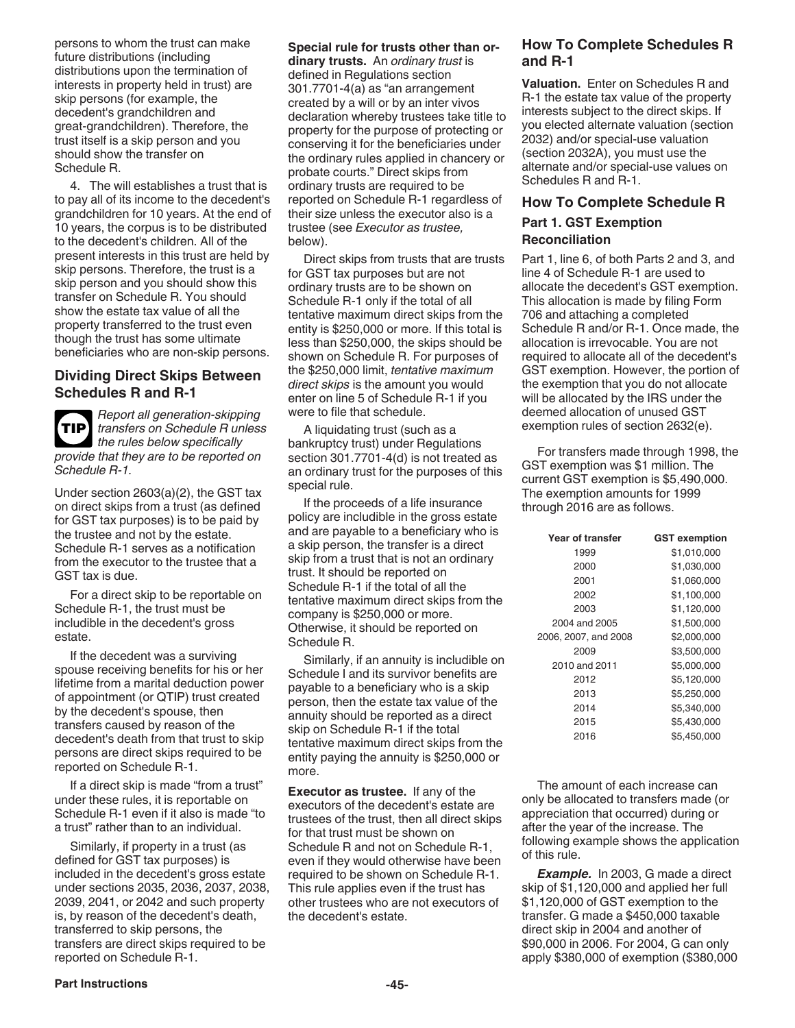persons to whom the trust can make future distributions (including distributions upon the termination of interests in property held in trust) are skip persons (for example, the decedent's grandchildren and great-grandchildren). Therefore, the trust itself is a skip person and you should show the transfer on Schedule R.

4. The will establishes a trust that is to pay all of its income to the decedent's grandchildren for 10 years. At the end of 10 years, the corpus is to be distributed to the decedent's children. All of the present interests in this trust are held by skip persons. Therefore, the trust is a skip person and you should show this transfer on Schedule R. You should show the estate tax value of all the property transferred to the trust even though the trust has some ultimate beneficiaries who are non-skip persons.

## Dividing Direct Skips Between Schedules R and R-1

**TIP** *Report all generation-skipping transfers on Schedule R unless the rules below specifically provide that they are to be reported on Schedule R-1.*

Under section 2603(a)(2), the GST tax on direct skips from a trust (as defined for GST tax purposes) is to be paid by the trustee and not by the estate. Schedule R-1 serves as a notification from the executor to the trustee that a GST tax is due.

For a direct skip to be reportable on Schedule R-1, the trust must be includible in the decedent's gross estate.

If the decedent was a surviving spouse receiving benefits for his or her lifetime from a marital deduction power of appointment (or QTIP) trust created by the decedent's spouse, then transfers caused by reason of the decedent's death from that trust to skip persons are direct skips required to be reported on Schedule R-1.

If a direct skip is made "from a trust" under these rules, it is reportable on Schedule R-1 even if it also is made "to a trust" rather than to an individual.

Similarly, if property in a trust (as defined for GST tax purposes) is included in the decedent's gross estate under sections 2035, 2036, 2037, 2038, 2039, 2041, or 2042 and such property is, by reason of the decedent's death, transferred to skip persons, the transfers are direct skips required to be reported on Schedule R-1.

**Special rule for trusts other than ordinary trusts.** An *ordinary trust* is defined in Regulations section 301.7701-4(a) as "an arrangement created by a will or by an inter vivos declaration whereby trustees take title to property for the purpose of protecting or conserving it for the beneficiaries under the ordinary rules applied in chancery or probate courts." Direct skips from ordinary trusts are required to be reported on Schedule R-1 regardless of their size unless the executor also is a trustee (see *Executor as trustee,* below).

Direct skips from trusts that are trusts for GST tax purposes but are not ordinary trusts are to be shown on Schedule R-1 only if the total of all tentative maximum direct skips from the entity is $250,000 or more. If this total is less than $250,000, the skips should be shown on Schedule R. For purposes of the $250,000 limit, *tentative maximum direct skips* is the amount you would enter on line 5 of Schedule R-1 if you were to file that schedule.

A liquidating trust (such as a bankruptcy trust) under Regulations section 301.7701-4(d) is not treated as an ordinary trust for the purposes of this special rule.

If the proceeds of a life insurance policy are includible in the gross estate and are payable to a beneficiary who is a skip person, the transfer is a direct skip from a trust that is not an ordinary trust. It should be reported on Schedule R-1 if the total of all the tentative maximum direct skips from the company is $250,000 or more. Otherwise, it should be reported on Schedule R.

Similarly, if an annuity is includible on Schedule I and its survivor benefits are payable to a beneficiary who is a skip person, then the estate tax value of the annuity should be reported as a direct skip on Schedule R-1 if the total tentative maximum direct skips from the entity paying the annuity is $250,000 or more.

**Executor as trustee.** If any of the executors of the decedent's estate are trustees of the trust, then all direct skips for that trust must be shown on Schedule R and not on Schedule R-1, even if they would otherwise have been required to be shown on Schedule R-1. This rule applies even if the trust has other trustees who are not executors of the decedent's estate.

## How To Complete Schedules R and R-1

**Valuation.** Enter on Schedules R and R-1 the estate tax value of the property interests subject to the direct skips. If you elected alternate valuation (section 2032) and/or special-use valuation (section 2032A), you must use the alternate and/or special-use values on Schedules R and R-1.

## How To Complete Schedule R

### Part 1. GST Exemption Reconciliation

Part 1, line 6, of both Parts 2 and 3, and line 4 of Schedule R-1 are used to allocate the decedent's GST exemption. This allocation is made by filing Form 706 and attaching a completed Schedule R and/or R-1. Once made, the allocation is irrevocable. You are not required to allocate all of the decedent's GST exemption. However, the portion of the exemption that you do not allocate will be allocated by the IRS under the deemed allocation of unused GST exemption rules of section 2632(e).

For transfers made through 1998, the GST exemption was $1 million. The current GST exemption is $5,490,000. The exemption amounts for 1999 through 2016 are as follows.

| Year of transfer | GST exemption |
|---|---|
| 1999 | $1,010,000 |
| 2000 | $1,030,000 |
| 2001 | $1,060,000 |
| 2002 | $1,100,000 |
| 2003 | $1,120,000 |
| 2004 and 2005 | $1,500,000 |
| 2006, 2007, and 2008 | $2,000,000 |
| 2009 | $3,500,000 |
| 2010 and 2011 | $5,000,000 |
| 2012 | $5,120,000 |
| 2013 | $5,250,000 |
| 2014 | $5,340,000 |
| 2015 | $5,430,000 |
| 2016 | $5,450,000 |

The amount of each increase can only be allocated to transfers made (or appreciation that occurred) during or after the year of the increase. The following example shows the application of this rule.

***Example.*** In 2003, G made a direct skip of $1,120,000 and applied her full $1,120,000 of GST exemption to the transfer. G made a $450,000 taxable direct skip in 2004 and another of $90,000 in 2006. For 2004, G can only apply $380,000 of exemption ($380,000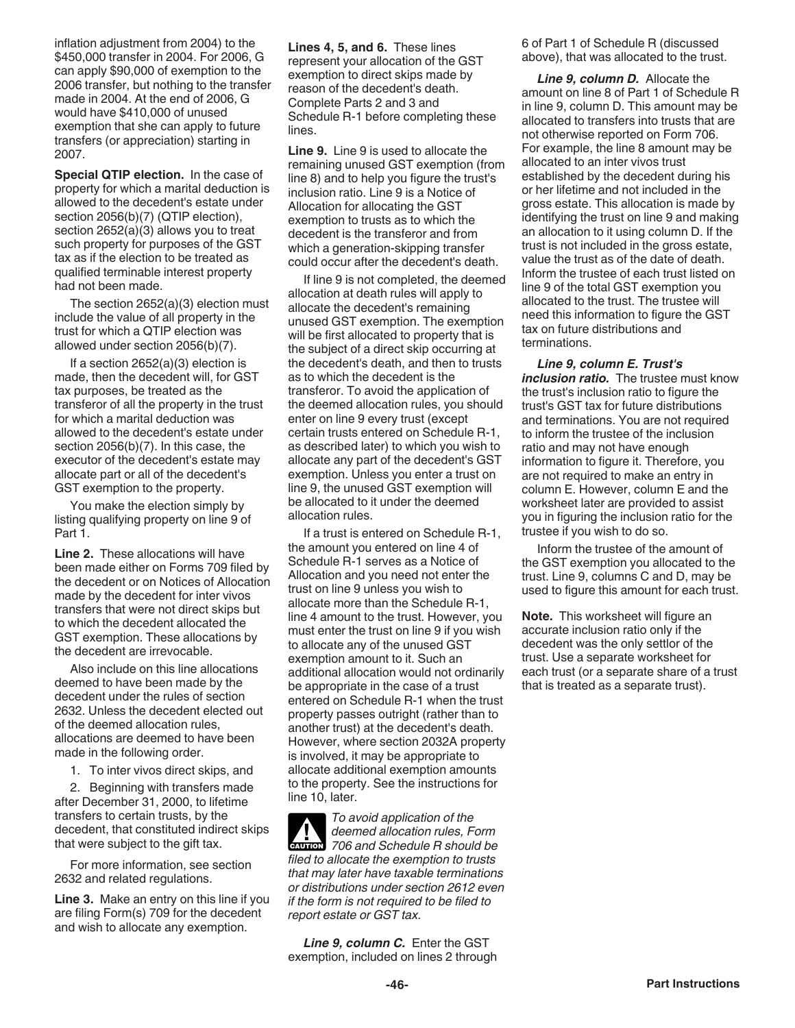inflation adjustment from 2004) to the $450,000 transfer in 2004. For 2006, G can apply $90,000 of exemption to the 2006 transfer, but nothing to the transfer made in 2004. At the end of 2006, G would have $410,000 of unused exemption that she can apply to future transfers (or appreciation) starting in 2007.

**Special QTIP election.** In the case of property for which a marital deduction is allowed to the decedent's estate under section 2056(b)(7) (QTIP election), section 2652(a)(3) allows you to treat such property for purposes of the GST tax as if the election to be treated as qualified terminable interest property had not been made.

The section 2652(a)(3) election must include the value of all property in the trust for which a QTIP election was allowed under section 2056(b)(7).

If a section 2652(a)(3) election is made, then the decedent will, for GST tax purposes, be treated as the transferor of all the property in the trust for which a marital deduction was allowed to the decedent's estate under section 2056(b)(7). In this case, the executor of the decedent's estate may allocate part or all of the decedent's GST exemption to the property.

You make the election simply by listing qualifying property on line 9 of Part 1.

**Line 2.** These allocations will have been made either on Forms 709 filed by the decedent or on Notices of Allocation made by the decedent for inter vivos transfers that were not direct skips but to which the decedent allocated the GST exemption. These allocations by the decedent are irrevocable.

Also include on this line allocations deemed to have been made by the decedent under the rules of section 2632. Unless the decedent elected out of the deemed allocation rules, allocations are deemed to have been made in the following order.

1. To inter vivos direct skips, and
2. Beginning with transfers made after December 31, 2000, to lifetime transfers to certain trusts, by the decedent, that constituted indirect skips that were subject to the gift tax.

For more information, see section 2632 and related regulations.

**Line 3.** Make an entry on this line if you are filing Form(s) 709 for the decedent and wish to allocate any exemption.

**Lines 4, 5, and 6.** These lines represent your allocation of the GST exemption to direct skips made by reason of the decedent's death. Complete Parts 2 and 3 and Schedule R-1 before completing these lines.

**Line 9.** Line 9 is used to allocate the remaining unused GST exemption (from line 8) and to help you figure the trust's inclusion ratio. Line 9 is a Notice of Allocation for allocating the GST exemption to trusts as to which the decedent is the transferor and from which a generation-skipping transfer could occur after the decedent's death.

If line 9 is not completed, the deemed allocation at death rules will apply to allocate the decedent's remaining unused GST exemption. The exemption will be first allocated to property that is the subject of a direct skip occurring at the decedent's death, and then to trusts as to which the decedent is the transferor. To avoid the application of the deemed allocation rules, you should enter on line 9 every trust (except certain trusts entered on Schedule R-1, as described later) to which you wish to allocate any part of the decedent's GST exemption. Unless you enter a trust on line 9, the unused GST exemption will be allocated to it under the deemed allocation rules.

If a trust is entered on Schedule R-1, the amount you entered on line 4 of Schedule R-1 serves as a Notice of Allocation and you need not enter the trust on line 9 unless you wish to allocate more than the Schedule R-1, line 4 amount to the trust. However, you must enter the trust on line 9 if you wish to allocate any of the unused GST exemption amount to it. Such an additional allocation would not ordinarily be appropriate in the case of a trust entered on Schedule R-1 when the trust property passes outright (rather than to another trust) at the decedent's death. However, where section 2032A property is involved, it may be appropriate to allocate additional exemption amounts to the property. See the instructions for line 10, later.

**CAUTION:** *To avoid application of the deemed allocation rules, Form 706 and Schedule R should be filed to allocate the exemption to trusts that may later have taxable terminations or distributions under section 2612 even if the form is not required to be filed to report estate or GST tax.*

***Line 9, column C.*** Enter the GST exemption, included on lines 2 through 6 of Part 1 of Schedule R (discussed above), that was allocated to the trust.

***Line 9, column D.*** Allocate the amount on line 8 of Part 1 of Schedule R in line 9, column D. This amount may be allocated to transfers into trusts that are not otherwise reported on Form 706. For example, the line 8 amount may be allocated to an inter vivos trust established by the decedent during his or her lifetime and not included in the gross estate. This allocation is made by identifying the trust on line 9 and making an allocation to it using column D. If the trust is not included in the gross estate, value the trust as of the date of death. Inform the trustee of each trust listed on line 9 of the total GST exemption you allocated to the trust. The trustee will need this information to figure the GST tax on future distributions and terminations.

***Line 9, column E. Trust's inclusion ratio.*** The trustee must know the trust's inclusion ratio to figure the trust's GST tax for future distributions and terminations. You are not required to inform the trustee of the inclusion ratio and may not have enough information to figure it. Therefore, you are not required to make an entry in column E. However, column E and the worksheet later are provided to assist you in figuring the inclusion ratio for the trustee if you wish to do so.

Inform the trustee of the amount of the GST exemption you allocated to the trust. Line 9, columns C and D, may be used to figure this amount for each trust.

**Note.** This worksheet will figure an accurate inclusion ratio only if the decedent was the only settlor of the trust. Use a separate worksheet for each trust (or a separate share of a trust that is treated as a separate trust).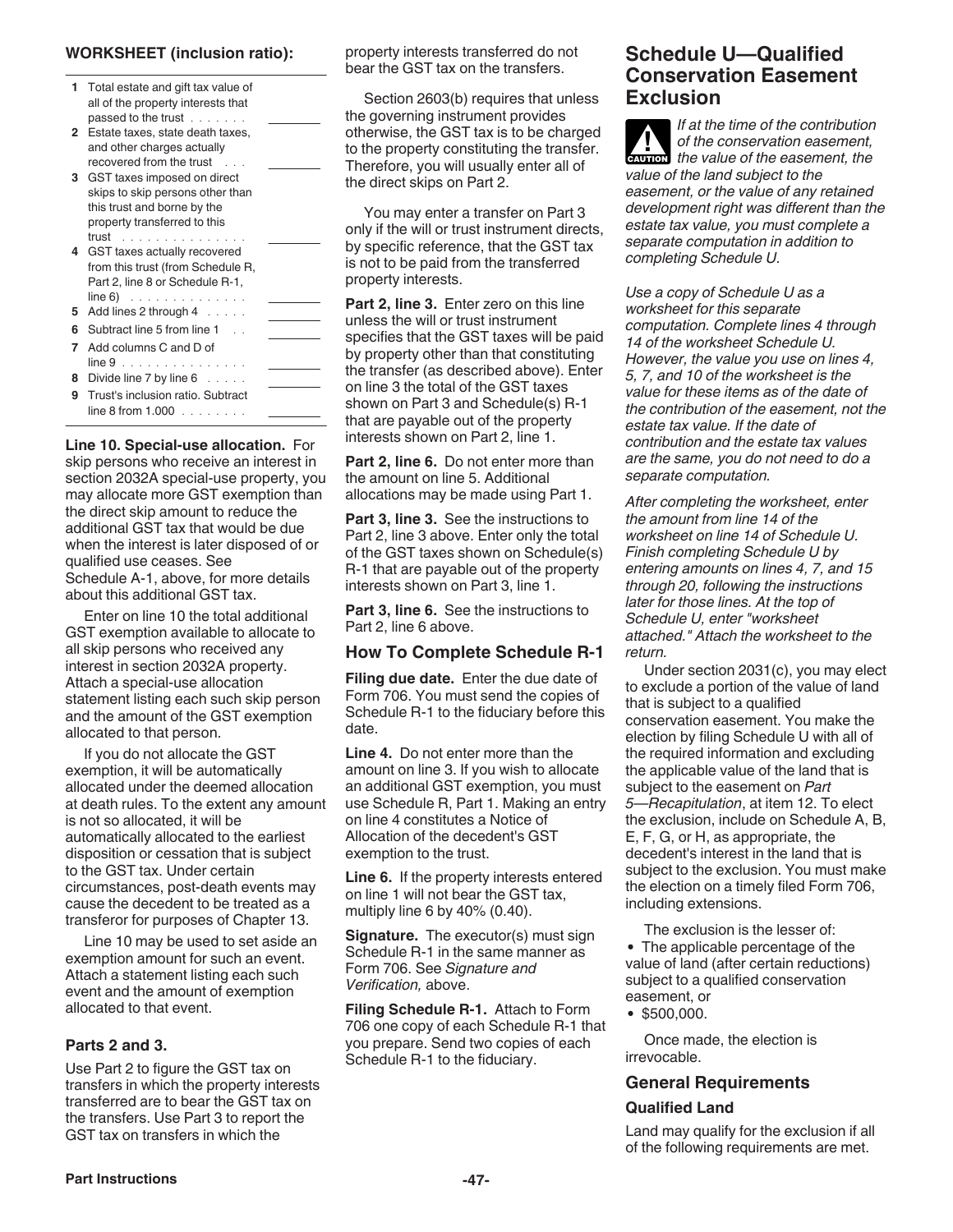**WORKSHEET (inclusion ratio):**

| | | |
|---|---|---|
| **1** | Total estate and gift tax value of all of the property interests that passed to the trust . . . . . . . | |
| **2** | Estate taxes, state death taxes, and other charges actually recovered from the trust . . . | |
| **3** | GST taxes imposed on direct skips to skip persons other than this trust and borne by the property transferred to this trust . . . . . . . . . . . . . . . | |
| **4** | GST taxes actually recovered from this trust (from Schedule R, Part 2, line 8 or Schedule R-1, line 6) . . . . . . . . . . . . . | |
| **5** | Add lines 2 through 4 . . . . . | |
| **6** | Subtract line 5 from line 1 . . | |
| **7** | Add columns C and D of line 9 . . . . . . . . . . . . . . . | |
| **8** | Divide line 7 by line 6 . . . . . | |
| **9** | Trust's inclusion ratio. Subtract line 8 from 1.000 . . . . . . . . | |

**Line 10. Special-use allocation.** For skip persons who receive an interest in section 2032A special-use property, you may allocate more GST exemption than the direct skip amount to reduce the additional GST tax that would be due when the interest is later disposed of or qualified use ceases. See Schedule A-1, above, for more details about this additional GST tax.

Enter on line 10 the total additional GST exemption available to allocate to all skip persons who received any interest in section 2032A property. Attach a special-use allocation statement listing each such skip person and the amount of the GST exemption allocated to that person.

If you do not allocate the GST exemption, it will be automatically allocated under the deemed allocation at death rules. To the extent any amount is not so allocated, it will be automatically allocated to the earliest disposition or cessation that is subject to the GST tax. Under certain circumstances, post-death events may cause the decedent to be treated as a transferor for purposes of Chapter 13.

Line 10 may be used to set aside an exemption amount for such an event. Attach a statement listing each such event and the amount of exemption allocated to that event.

### Parts 2 and 3.

Use Part 2 to figure the GST tax on transfers in which the property interests transferred are to bear the GST tax on the transfers. Use Part 3 to report the GST tax on transfers in which the property interests transferred do not bear the GST tax on the transfers.

Section 2603(b) requires that unless the governing instrument provides otherwise, the GST tax is to be charged to the property constituting the transfer. Therefore, you will usually enter all of the direct skips on Part 2.

You may enter a transfer on Part 3 only if the will or trust instrument directs, by specific reference, that the GST tax is not to be paid from the transferred property interests.

**Part 2, line 3.** Enter zero on this line unless the will or trust instrument specifies that the GST taxes will be paid by property other than that constituting the transfer (as described above). Enter on line 3 the total of the GST taxes shown on Part 3 and Schedule(s) R-1 that are payable out of the property interests shown on Part 2, line 1.

**Part 2, line 6.** Do not enter more than the amount on line 5. Additional allocations may be made using Part 1.

**Part 3, line 3.** See the instructions to Part 2, line 3 above. Enter only the total of the GST taxes shown on Schedule(s) R-1 that are payable out of the property interests shown on Part 3, line 1.

**Part 3, line 6.** See the instructions to Part 2, line 6 above.

### How To Complete Schedule R-1

**Filing due date.** Enter the due date of Form 706. You must send the copies of Schedule R-1 to the fiduciary before this date.

**Line 4.** Do not enter more than the amount on line 3. If you wish to allocate an additional GST exemption, you must use Schedule R, Part 1. Making an entry on line 4 constitutes a Notice of Allocation of the decedent's GST exemption to the trust.

**Line 6.** If the property interests entered on line 1 will not bear the GST tax, multiply line 6 by 40% (0.40).

**Signature.** The executor(s) must sign Schedule R-1 in the same manner as Form 706. See *Signature and Verification,* above.

**Filing Schedule R-1.** Attach to Form 706 one copy of each Schedule R-1 that you prepare. Send two copies of each Schedule R-1 to the fiduciary.

## Schedule U—Qualified Conservation Easement Exclusion

**CAUTION** *If at the time of the contribution of the conservation easement, the value of the easement, the value of the land subject to the easement, or the value of any retained development right was different than the estate tax value, you must complete a separate computation in addition to completing Schedule U.*

*Use a copy of Schedule U as a worksheet for this separate computation. Complete lines 4 through 14 of the worksheet Schedule U. However, the value you use on lines 4, 5, 7, and 10 of the worksheet is the value for these items as of the date of the contribution of the easement, not the estate tax value. If the date of contribution and the estate tax values are the same, you do not need to do a separate computation.*

*After completing the worksheet, enter the amount from line 14 of the worksheet on line 14 of Schedule U. Finish completing Schedule U by entering amounts on lines 4, 7, and 15 through 20, following the instructions later for those lines. At the top of Schedule U, enter "worksheet attached." Attach the worksheet to the return.*

Under section 2031(c), you may elect to exclude a portion of the value of land that is subject to a qualified conservation easement. You make the election by filing Schedule U with all of the required information and excluding the applicable value of the land that is subject to the easement on *Part 5—Recapitulation*, at item 12. To elect the exclusion, include on Schedule A, B, E, F, G, or H, as appropriate, the decedent's interest in the land that is subject to the exclusion. You must make the election on a timely filed Form 706, including extensions.

The exclusion is the lesser of:

- The applicable percentage of the value of land (after certain reductions) subject to a qualified conservation easement, or
- $500,000.

Once made, the election is irrevocable.

### General Requirements

#### Qualified Land

Land may qualify for the exclusion if all of the following requirements are met.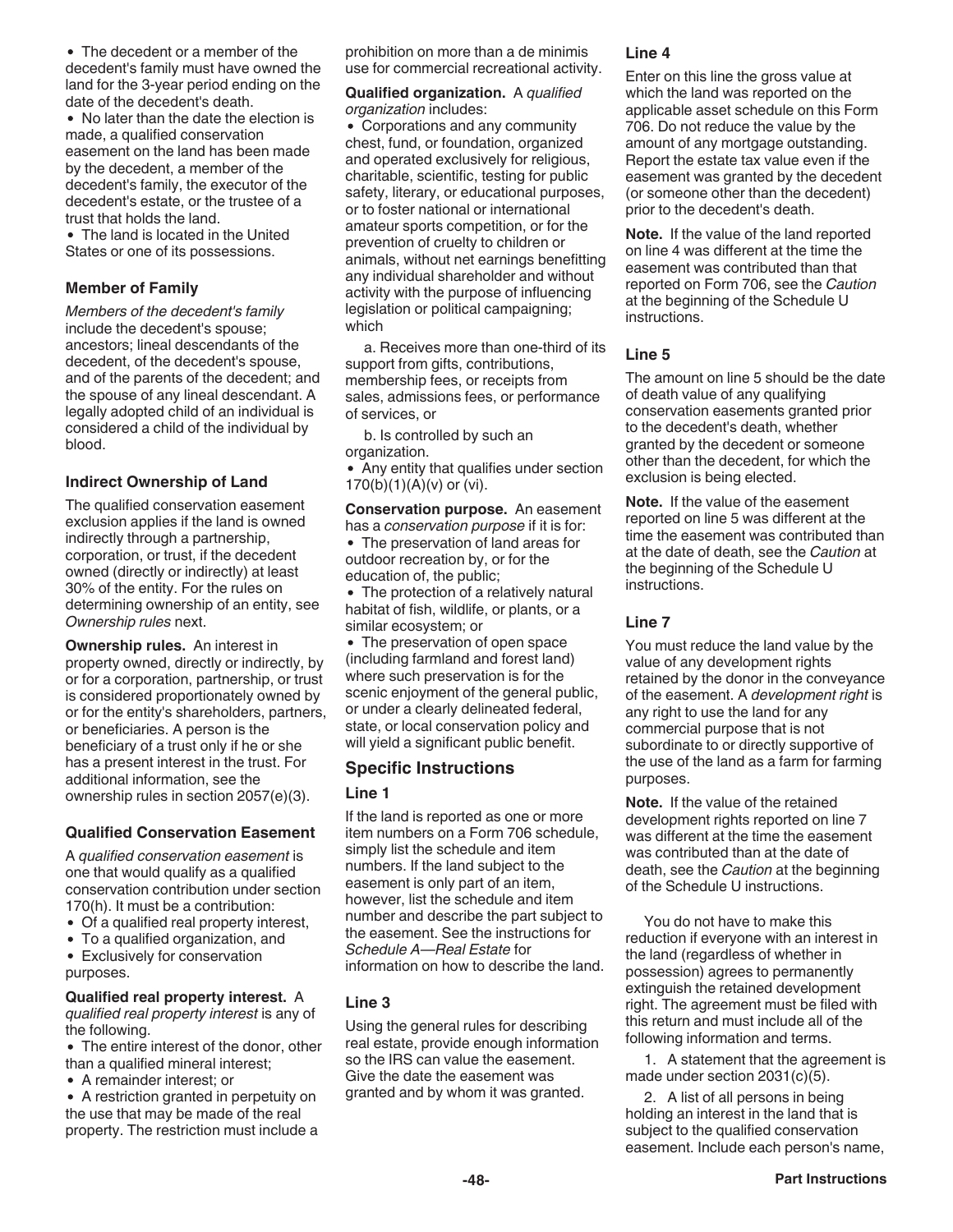- The decedent or a member of the decedent's family must have owned the land for the 3-year period ending on the date of the decedent's death.
- No later than the date the election is made, a qualified conservation easement on the land has been made by the decedent, a member of the decedent's family, the executor of the decedent's estate, or the trustee of a trust that holds the land.
- The land is located in the United States or one of its possessions.

### Member of Family

*Members of the decedent's family* include the decedent's spouse; ancestors; lineal descendants of the decedent, of the decedent's spouse, and of the parents of the decedent; and the spouse of any lineal descendant. A legally adopted child of an individual is considered a child of the individual by blood.

### Indirect Ownership of Land

The qualified conservation easement exclusion applies if the land is owned indirectly through a partnership, corporation, or trust, if the decedent owned (directly or indirectly) at least 30% of the entity. For the rules on determining ownership of an entity, see *Ownership rules* next.

**Ownership rules.** An interest in property owned, directly or indirectly, by or for a corporation, partnership, or trust is considered proportionately owned by or for the entity's shareholders, partners, or beneficiaries. A person is the beneficiary of a trust only if he or she has a present interest in the trust. For additional information, see the ownership rules in section 2057(e)(3).

### Qualified Conservation Easement

A *qualified conservation easement* is one that would qualify as a qualified conservation contribution under section 170(h). It must be a contribution:

- Of a qualified real property interest,
- To a qualified organization, and
- Exclusively for conservation purposes.

**Qualified real property interest.** A *qualified real property interest* is any of the following.

- The entire interest of the donor, other than a qualified mineral interest;
- A remainder interest; or
- A restriction granted in perpetuity on the use that may be made of the real property. The restriction must include a prohibition on more than a de minimis use for commercial recreational activity.

**Qualified organization.** A *qualified organization* includes:

- Corporations and any community chest, fund, or foundation, organized and operated exclusively for religious, charitable, scientific, testing for public safety, literary, or educational purposes, or to foster national or international amateur sports competition, or for the prevention of cruelty to children or animals, without net earnings benefitting any individual shareholder and without activity with the purpose of influencing legislation or political campaigning; which

  a. Receives more than one-third of its support from gifts, contributions, membership fees, or receipts from sales, admissions fees, or performance of services, or

  b. Is controlled by such an organization.
- Any entity that qualifies under section 170(b)(1)(A)(v) or (vi).

**Conservation purpose.** An easement has a *conservation purpose* if it is for:

- The preservation of land areas for outdoor recreation by, or for the education of, the public;
- The protection of a relatively natural habitat of fish, wildlife, or plants, or a similar ecosystem; or
- The preservation of open space (including farmland and forest land) where such preservation is for the scenic enjoyment of the general public, or under a clearly delineated federal, state, or local conservation policy and will yield a significant public benefit.

## Specific Instructions

### Line 1

If the land is reported as one or more item numbers on a Form 706 schedule, simply list the schedule and item numbers. If the land subject to the easement is only part of an item, however, list the schedule and item number and describe the part subject to the easement. See the instructions for *Schedule A—Real Estate* for information on how to describe the land.

### Line 3

Using the general rules for describing real estate, provide enough information so the IRS can value the easement. Give the date the easement was granted and by whom it was granted.

### Line 4

Enter on this line the gross value at which the land was reported on the applicable asset schedule on this Form 706. Do not reduce the value by the amount of any mortgage outstanding. Report the estate tax value even if the easement was granted by the decedent (or someone other than the decedent) prior to the decedent's death.

**Note.** If the value of the land reported on line 4 was different at the time the easement was contributed than that reported on Form 706, see the *Caution* at the beginning of the Schedule U instructions.

### Line 5

The amount on line 5 should be the date of death value of any qualifying conservation easements granted prior to the decedent's death, whether granted by the decedent or someone other than the decedent, for which the exclusion is being elected.

**Note.** If the value of the easement reported on line 5 was different at the time the easement was contributed than at the date of death, see the *Caution* at the beginning of the Schedule U instructions.

### Line 7

You must reduce the land value by the value of any development rights retained by the donor in the conveyance of the easement. A *development right* is any right to use the land for any commercial purpose that is not subordinate to or directly supportive of the use of the land as a farm for farming purposes.

**Note.** If the value of the retained development rights reported on line 7 was different at the time the easement was contributed than at the date of death, see the *Caution* at the beginning of the Schedule U instructions.

You do not have to make this reduction if everyone with an interest in the land (regardless of whether in possession) agrees to permanently extinguish the retained development right. The agreement must be filed with this return and must include all of the following information and terms.

1. A statement that the agreement is made under section 2031(c)(5).

2. A list of all persons in being holding an interest in the land that is subject to the qualified conservation easement. Include each person's name,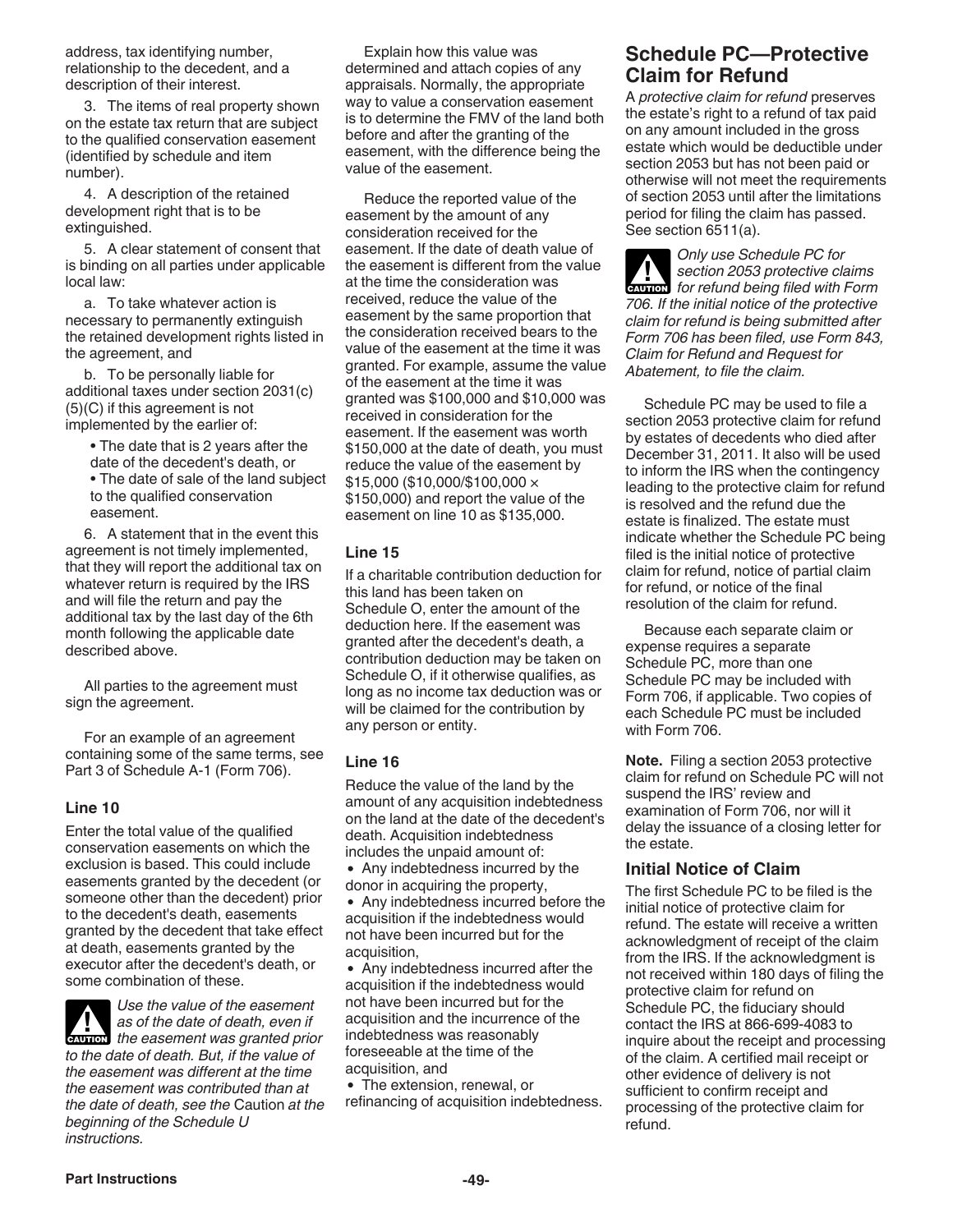address, tax identifying number, relationship to the decedent, and a description of their interest.

3. The items of real property shown on the estate tax return that are subject to the qualified conservation easement (identified by schedule and item number).

4. A description of the retained development right that is to be extinguished.

5. A clear statement of consent that is binding on all parties under applicable local law:

a. To take whatever action is necessary to permanently extinguish the retained development rights listed in the agreement, and

b. To be personally liable for additional taxes under section 2031(c)(5)(C) if this agreement is not implemented by the earlier of:

- The date that is 2 years after the date of the decedent's death, or
- The date of sale of the land subject to the qualified conservation easement.

6. A statement that in the event this agreement is not timely implemented, that they will report the additional tax on whatever return is required by the IRS and will file the return and pay the additional tax by the last day of the 6th month following the applicable date described above.

All parties to the agreement must sign the agreement.

For an example of an agreement containing some of the same terms, see Part 3 of Schedule A-1 (Form 706).

### Line 10

Enter the total value of the qualified conservation easements on which the exclusion is based. This could include easements granted by the decedent (or someone other than the decedent) prior to the decedent's death, easements granted by the decedent that take effect at death, easements granted by the executor after the decedent's death, or some combination of these.

**CAUTION:** *Use the value of the easement as of the date of death, even if the easement was granted prior to the date of death. But, if the value of the easement was different at the time the easement was contributed than at the date of death, see the* Caution *at the beginning of the Schedule U instructions.*

Explain how this value was determined and attach copies of any appraisals. Normally, the appropriate way to value a conservation easement is to determine the FMV of the land both before and after the granting of the easement, with the difference being the value of the easement.

Reduce the reported value of the easement by the amount of any consideration received for the easement. If the date of death value of the easement is different from the value at the time the consideration was received, reduce the value of the easement by the same proportion that the consideration received bears to the value of the easement at the time it was granted. For example, assume the value of the easement at the time it was granted was $100,000 and $10,000 was received in consideration for the easement. If the easement was worth $150,000 at the date of death, you must reduce the value of the easement by $15,000 ($10,000/$100,000 × $150,000) and report the value of the easement on line 10 as $135,000.

### Line 15

If a charitable contribution deduction for this land has been taken on Schedule O, enter the amount of the deduction here. If the easement was granted after the decedent's death, a contribution deduction may be taken on Schedule O, if it otherwise qualifies, as long as no income tax deduction was or will be claimed for the contribution by any person or entity.

### Line 16

Reduce the value of the land by the amount of any acquisition indebtedness on the land at the date of the decedent's death. Acquisition indebtedness includes the unpaid amount of:

- Any indebtedness incurred by the donor in acquiring the property,
- Any indebtedness incurred before the acquisition if the indebtedness would not have been incurred but for the acquisition,
- Any indebtedness incurred after the acquisition if the indebtedness would not have been incurred but for the acquisition and the incurrence of the indebtedness was reasonably foreseeable at the time of the acquisition, and
- The extension, renewal, or refinancing of acquisition indebtedness.

## Schedule PC—Protective Claim for Refund

A *protective claim for refund* preserves the estate's right to a refund of tax paid on any amount included in the gross estate which would be deductible under section 2053 but has not been paid or otherwise will not meet the requirements of section 2053 until after the limitations period for filing the claim has passed. See section 6511(a).

**CAUTION:** *Only use Schedule PC for section 2053 protective claims for refund being filed with Form 706. If the initial notice of the protective claim for refund is being submitted after Form 706 has been filed, use Form 843, Claim for Refund and Request for Abatement, to file the claim.*

Schedule PC may be used to file a section 2053 protective claim for refund by estates of decedents who died after December 31, 2011. It also will be used to inform the IRS when the contingency leading to the protective claim for refund is resolved and the refund due the estate is finalized. The estate must indicate whether the Schedule PC being filed is the initial notice of protective claim for refund, notice of partial claim for refund, or notice of the final resolution of the claim for refund.

Because each separate claim or expense requires a separate Schedule PC, more than one Schedule PC may be included with Form 706, if applicable. Two copies of each Schedule PC must be included with Form 706.

**Note.** Filing a section 2053 protective claim for refund on Schedule PC will not suspend the IRS' review and examination of Form 706, nor will it delay the issuance of a closing letter for the estate.

### Initial Notice of Claim

The first Schedule PC to be filed is the initial notice of protective claim for refund. The estate will receive a written acknowledgment of receipt of the claim from the IRS. If the acknowledgment is not received within 180 days of filing the protective claim for refund on Schedule PC, the fiduciary should contact the IRS at 866-699-4083 to inquire about the receipt and processing of the claim. A certified mail receipt or other evidence of delivery is not sufficient to confirm receipt and processing of the protective claim for refund.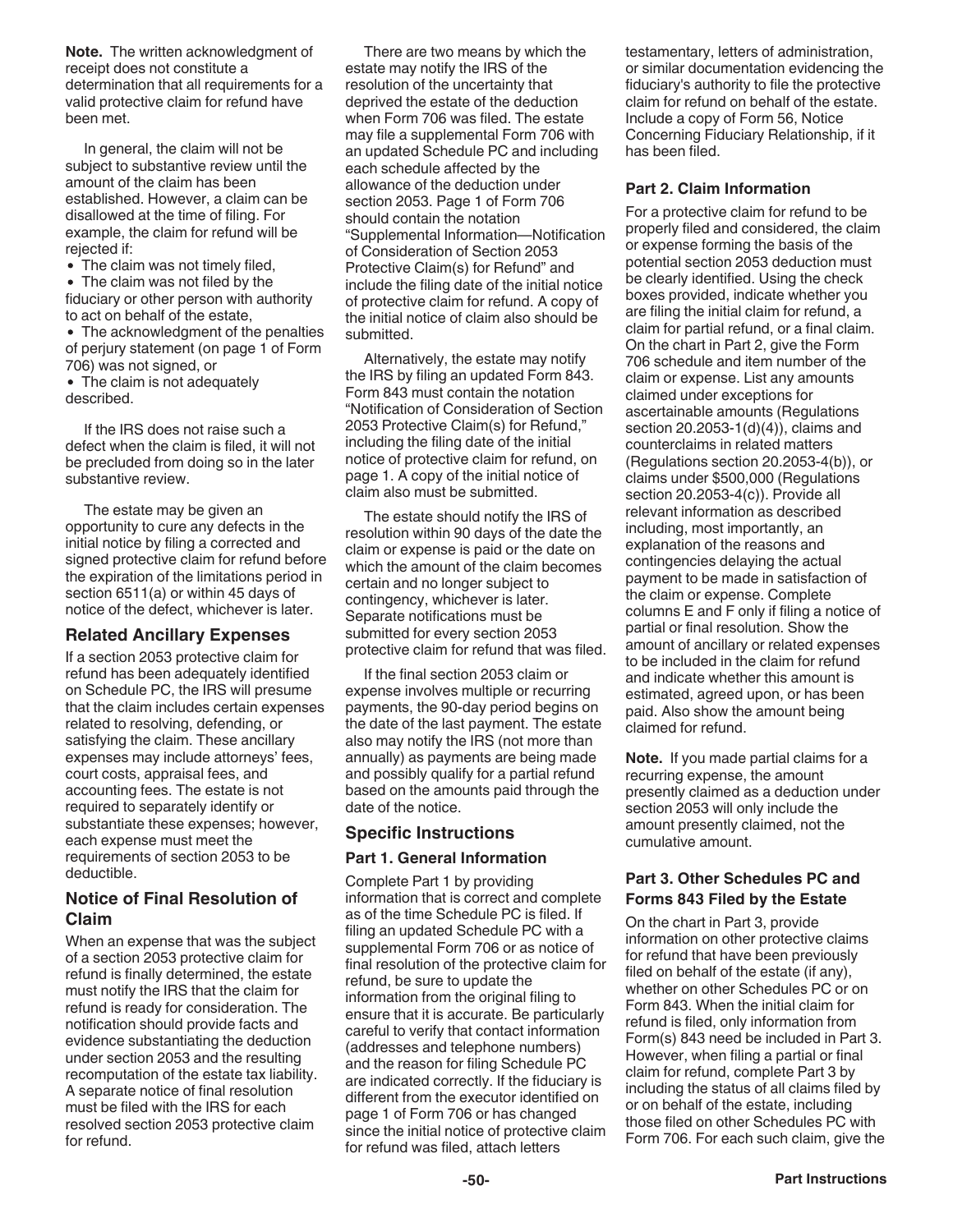**Note.** The written acknowledgment of receipt does not constitute a determination that all requirements for a valid protective claim for refund have been met.

In general, the claim will not be subject to substantive review until the amount of the claim has been established. However, a claim can be disallowed at the time of filing. For example, the claim for refund will be rejected if:

- The claim was not timely filed,
- The claim was not filed by the fiduciary or other person with authority to act on behalf of the estate,
- The acknowledgment of the penalties of perjury statement (on page 1 of Form 706) was not signed, or
- The claim is not adequately described.

If the IRS does not raise such a defect when the claim is filed, it will not be precluded from doing so in the later substantive review.

The estate may be given an opportunity to cure any defects in the initial notice by filing a corrected and signed protective claim for refund before the expiration of the limitations period in section 6511(a) or within 45 days of notice of the defect, whichever is later.

## Related Ancillary Expenses

If a section 2053 protective claim for refund has been adequately identified on Schedule PC, the IRS will presume that the claim includes certain expenses related to resolving, defending, or satisfying the claim. These ancillary expenses may include attorneys' fees, court costs, appraisal fees, and accounting fees. The estate is not required to separately identify or substantiate these expenses; however, each expense must meet the requirements of section 2053 to be deductible.

## Notice of Final Resolution of Claim

When an expense that was the subject of a section 2053 protective claim for refund is finally determined, the estate must notify the IRS that the claim for refund is ready for consideration. The notification should provide facts and evidence substantiating the deduction under section 2053 and the resulting recomputation of the estate tax liability. A separate notice of final resolution must be filed with the IRS for each resolved section 2053 protective claim for refund.

There are two means by which the estate may notify the IRS of the resolution of the uncertainty that deprived the estate of the deduction when Form 706 was filed. The estate may file a supplemental Form 706 with an updated Schedule PC and including each schedule affected by the allowance of the deduction under section 2053. Page 1 of Form 706 should contain the notation "Supplemental Information—Notification of Consideration of Section 2053 Protective Claim(s) for Refund" and include the filing date of the initial notice of protective claim for refund. A copy of the initial notice of claim also should be submitted.

Alternatively, the estate may notify the IRS by filing an updated Form 843. Form 843 must contain the notation "Notification of Consideration of Section 2053 Protective Claim(s) for Refund," including the filing date of the initial notice of protective claim for refund, on page 1. A copy of the initial notice of claim also must be submitted.

The estate should notify the IRS of resolution within 90 days of the date the claim or expense is paid or the date on which the amount of the claim becomes certain and no longer subject to contingency, whichever is later. Separate notifications must be submitted for every section 2053 protective claim for refund that was filed.

If the final section 2053 claim or expense involves multiple or recurring payments, the 90-day period begins on the date of the last payment. The estate also may notify the IRS (not more than annually) as payments are being made and possibly qualify for a partial refund based on the amounts paid through the date of the notice.

## Specific Instructions

### Part 1. General Information

Complete Part 1 by providing information that is correct and complete as of the time Schedule PC is filed. If filing an updated Schedule PC with a supplemental Form 706 or as notice of final resolution of the protective claim for refund, be sure to update the information from the original filing to ensure that it is accurate. Be particularly careful to verify that contact information (addresses and telephone numbers) and the reason for filing Schedule PC are indicated correctly. If the fiduciary is different from the executor identified on page 1 of Form 706 or has changed since the initial notice of protective claim for refund was filed, attach letters testamentary, letters of administration, or similar documentation evidencing the fiduciary's authority to file the protective claim for refund on behalf of the estate. Include a copy of Form 56, Notice Concerning Fiduciary Relationship, if it has been filed.

### Part 2. Claim Information

For a protective claim for refund to be properly filed and considered, the claim or expense forming the basis of the potential section 2053 deduction must be clearly identified. Using the check boxes provided, indicate whether you are filing the initial claim for refund, a claim for partial refund, or a final claim. On the chart in Part 2, give the Form 706 schedule and item number of the claim or expense. List any amounts claimed under exceptions for ascertainable amounts (Regulations section 20.2053-1(d)(4)), claims and counterclaims in related matters (Regulations section 20.2053-4(b)), or claims under $500,000 (Regulations section 20.2053-4(c)). Provide all relevant information as described including, most importantly, an explanation of the reasons and contingencies delaying the actual payment to be made in satisfaction of the claim or expense. Complete columns E and F only if filing a notice of partial or final resolution. Show the amount of ancillary or related expenses to be included in the claim for refund and indicate whether this amount is estimated, agreed upon, or has been paid. Also show the amount being claimed for refund.

**Note.** If you made partial claims for a recurring expense, the amount presently claimed as a deduction under section 2053 will only include the amount presently claimed, not the cumulative amount.

### Part 3. Other Schedules PC and Forms 843 Filed by the Estate

On the chart in Part 3, provide information on other protective claims for refund that have been previously filed on behalf of the estate (if any), whether on other Schedules PC or on Form 843. When the initial claim for refund is filed, only information from Form(s) 843 need be included in Part 3. However, when filing a partial or final claim for refund, complete Part 3 by including the status of all claims filed by or on behalf of the estate, including those filed on other Schedules PC with Form 706. For each such claim, give the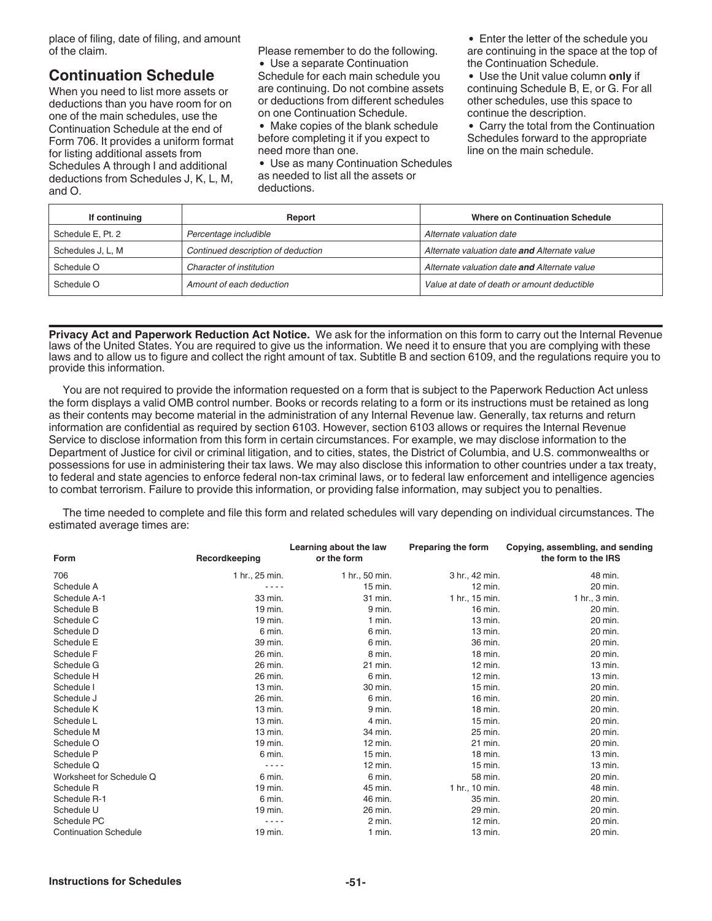place of filing, date of filing, and amount of the claim.

## Continuation Schedule

When you need to list more assets or deductions than you have room for on one of the main schedules, use the Continuation Schedule at the end of Form 706. It provides a uniform format for listing additional assets from Schedules A through I and additional deductions from Schedules J, K, L, M, and O.

Please remember to do the following.

- Use a separate Continuation Schedule for each main schedule you are continuing. Do not combine assets or deductions from different schedules on one Continuation Schedule.
- Make copies of the blank schedule before completing it if you expect to need more than one.
- Use as many Continuation Schedules as needed to list all the assets or deductions.
- Enter the letter of the schedule you are continuing in the space at the top of the Continuation Schedule.
- Use the Unit value column **only** if continuing Schedule B, E, or G. For all other schedules, use this space to continue the description.
- Carry the total from the Continuation Schedules forward to the appropriate line on the main schedule.

| If continuing | Report | Where on Continuation Schedule |
|---|---|---|
| Schedule E, Pt. 2 | *Percentage includible* | *Alternate valuation date* |
| Schedules J, L, M | *Continued description of deduction* | *Alternate valuation date **and** Alternate value* |
| Schedule O | *Character of institution* | *Alternate valuation date **and** Alternate value* |
| Schedule O | *Amount of each deduction* | *Value at date of death or amount deductible* |

**Privacy Act and Paperwork Reduction Act Notice.** We ask for the information on this form to carry out the Internal Revenue laws of the United States. You are required to give us the information. We need it to ensure that you are complying with these laws and to allow us to figure and collect the right amount of tax. Subtitle B and section 6109, and the regulations require you to provide this information.

You are not required to provide the information requested on a form that is subject to the Paperwork Reduction Act unless the form displays a valid OMB control number. Books or records relating to a form or its instructions must be retained as long as their contents may become material in the administration of any Internal Revenue law. Generally, tax returns and return information are confidential as required by section 6103. However, section 6103 allows or requires the Internal Revenue Service to disclose information from this form in certain circumstances. For example, we may disclose information to the Department of Justice for civil or criminal litigation, and to cities, states, the District of Columbia, and U.S. commonwealths or possessions for use in administering their tax laws. We may also disclose this information to other countries under a tax treaty, to federal and state agencies to enforce federal non-tax criminal laws, or to federal law enforcement and intelligence agencies to combat terrorism. Failure to provide this information, or providing false information, may subject you to penalties.

The time needed to complete and file this form and related schedules will vary depending on individual circumstances. The estimated average times are:

| Form | Recordkeeping | Learning about the law or the form | Preparing the form | Copying, assembling, and sending the form to the IRS |
|---|---|---|---|---|
| 706 | 1 hr., 25 min. | 1 hr., 50 min. | 3 hr., 42 min. | 48 min. |
| Schedule A | - - - - | 15 min. | 12 min. | 20 min. |
| Schedule A-1 | 33 min. | 31 min. | 1 hr., 15 min. | 1 hr., 3 min. |
| Schedule B | 19 min. | 9 min. | 16 min. | 20 min. |
| Schedule C | 19 min. | 1 min. | 13 min. | 20 min. |
| Schedule D | 6 min. | 6 min. | 13 min. | 20 min. |
| Schedule E | 39 min. | 6 min. | 36 min. | 20 min. |
| Schedule F | 26 min. | 8 min. | 18 min. | 20 min. |
| Schedule G | 26 min. | 21 min. | 12 min. | 13 min. |
| Schedule H | 26 min. | 6 min. | 12 min. | 13 min. |
| Schedule I | 13 min. | 30 min. | 15 min. | 20 min. |
| Schedule J | 26 min. | 6 min. | 16 min. | 20 min. |
| Schedule K | 13 min. | 9 min. | 18 min. | 20 min. |
| Schedule L | 13 min. | 4 min. | 15 min. | 20 min. |
| Schedule M | 13 min. | 34 min. | 25 min. | 20 min. |
| Schedule O | 19 min. | 12 min. | 21 min. | 20 min. |
| Schedule P | 6 min. | 15 min. | 18 min. | 13 min. |
| Schedule Q | - - - - | 12 min. | 15 min. | 13 min. |
| Worksheet for Schedule Q | 6 min. | 6 min. | 58 min. | 20 min. |
| Schedule R | 19 min. | 45 min. | 1 hr., 10 min. | 48 min. |
| Schedule R-1 | 6 min. | 46 min. | 35 min. | 20 min. |
| Schedule U | 19 min. | 26 min. | 29 min. | 20 min. |
| Schedule PC | - - - - | 2 min. | 12 min. | 20 min. |
| Continuation Schedule | 19 min. | 1 min. | 13 min. | 20 min. |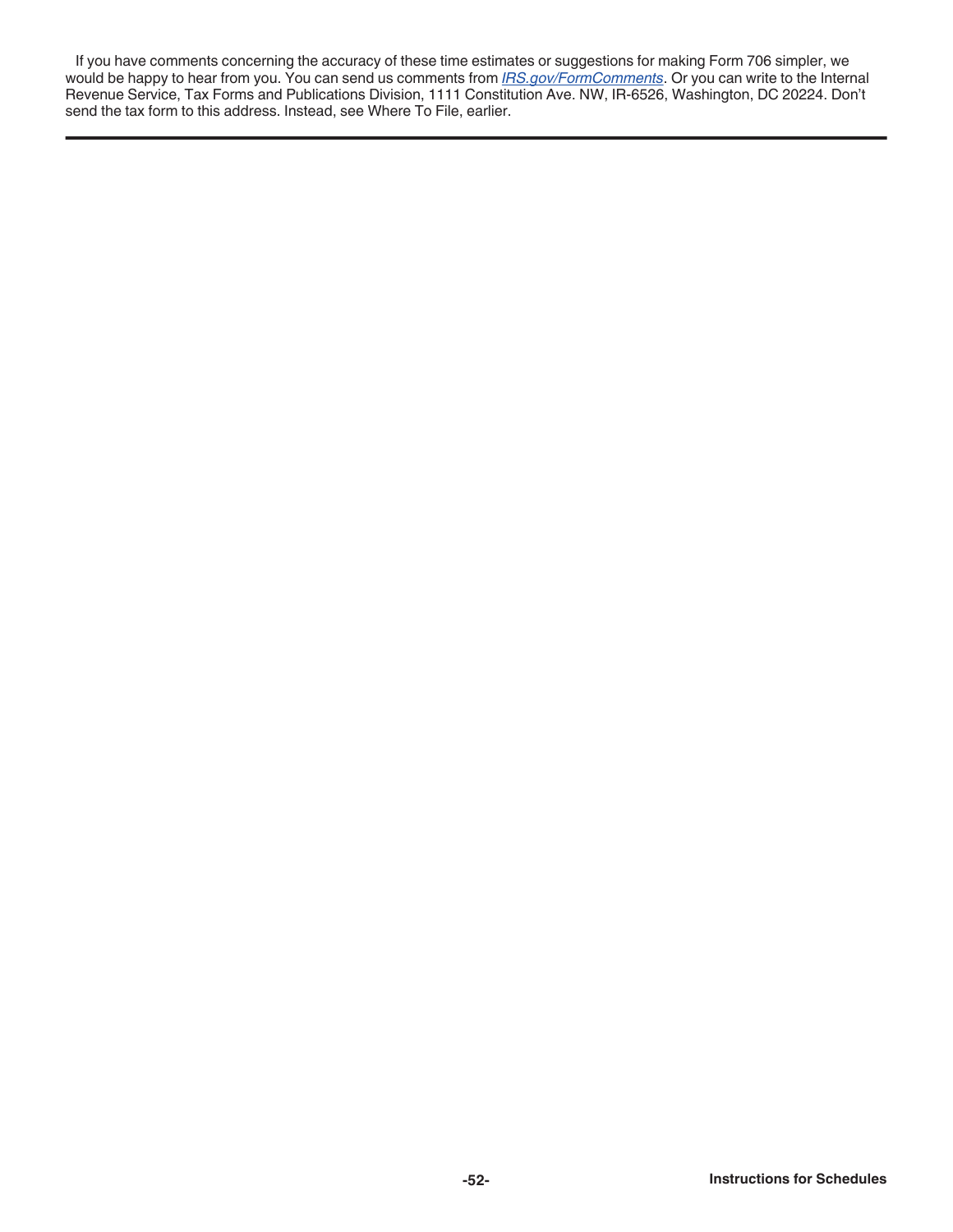If you have comments concerning the accuracy of these time estimates or suggestions for making Form 706 simpler, we would be happy to hear from you. You can send us comments from *IRS.gov/FormComments*. Or you can write to the Internal Revenue Service, Tax Forms and Publications Division, 1111 Constitution Ave. NW, IR-6526, Washington, DC 20224. Don't send the tax form to this address. Instead, see Where To File, earlier.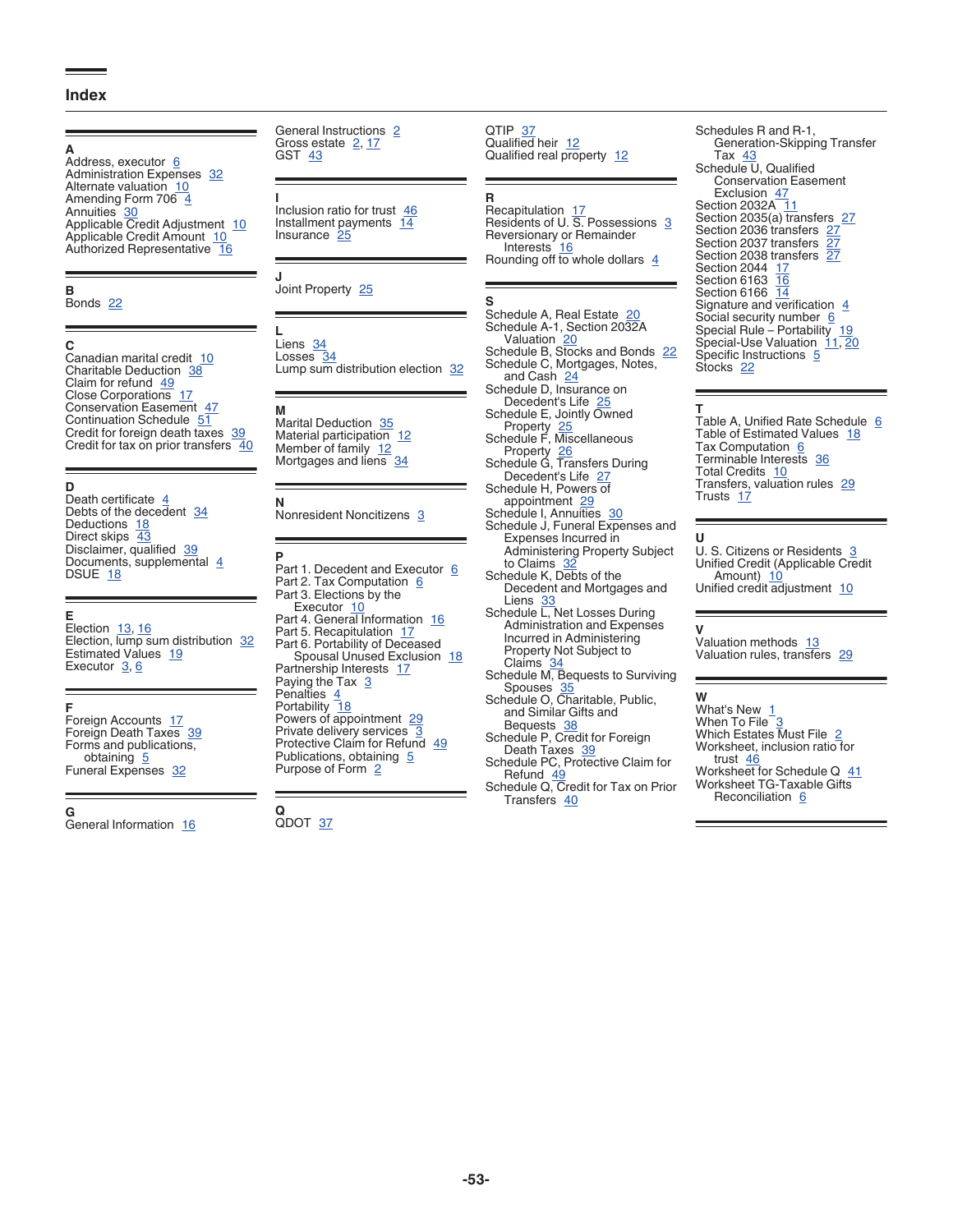## Index

**A**
Address, executor 6
Administration Expenses 32
Alternate valuation 10
Amending Form 706 4
Annuities 30
Applicable Credit Adjustment 10
Applicable Credit Amount 10
Authorized Representative 16

**B**
Bonds 22

**C**
Canadian marital credit 10
Charitable Deduction 38
Claim for refund 49
Close Corporations 17
Conservation Easement 47
Continuation Schedule 51
Credit for foreign death taxes 39
Credit for tax on prior transfers 40

**D**
Death certificate 4
Debts of the decedent 34
Deductions 18
Direct skips 43
Disclaimer, qualified 39
Documents, supplemental 4
DSUE 18

**E**
Election 13, 16
Election, lump sum distribution 32
Estimated Values 19
Executor 3, 6

**F**
Foreign Accounts 17
Foreign Death Taxes 39
Forms and publications, obtaining 5
Funeral Expenses 32

**G**
General Information 16
General Instructions 2
Gross estate 2, 17
GST 43

**I**
Inclusion ratio for trust 46
Installment payments 14
Insurance 25

**J**
Joint Property 25

**L**
Liens 34
Losses 34
Lump sum distribution election 32

**M**
Marital Deduction 35
Material participation 12
Member of family 12
Mortgages and liens 34

**N**
Nonresident Noncitizens 3

**P**
Part 1. Decedent and Executor 6
Part 2. Tax Computation 6
Part 3. Elections by the Executor 10
Part 4. General Information 16
Part 5. Recapitulation 17
Part 6. Portability of Deceased Spousal Unused Exclusion 18
Partnership Interests 17
Paying the Tax 3
Penalties 4
Portability 18
Powers of appointment 29
Private delivery services 3
Protective Claim for Refund 49
Publications, obtaining 5
Purpose of Form 2

**Q**
QDOT 37
QTIP 37
Qualified heir 12
Qualified real property 12

**R**
Recapitulation 17
Residents of U. S. Possessions 3
Reversionary or Remainder Interests 16
Rounding off to whole dollars 4

**S**
Schedule A, Real Estate 20
Schedule A-1, Section 2032A Valuation 20
Schedule B, Stocks and Bonds 22
Schedule C, Mortgages, Notes, and Cash 24
Schedule D, Insurance on Decedent's Life 25
Schedule E, Jointly Owned Property 25
Schedule F, Miscellaneous Property 26
Schedule G, Transfers During Decedent's Life 27
Schedule H, Powers of appointment 29
Schedule I, Annuities 30
Schedule J, Funeral Expenses and Expenses Incurred in Administering Property Subject to Claims 32
Schedule K, Debts of the Decedent and Mortgages and Liens 33
Schedule L, Net Losses During Administration and Expenses Incurred in Administering Property Not Subject to Claims 34
Schedule M, Bequests to Surviving Spouses 35
Schedule O, Charitable, Public, and Similar Gifts and Bequests 38
Schedule P, Credit for Foreign Death Taxes 39
Schedule PC, Protective Claim for Refund 49
Schedule Q, Credit for Tax on Prior Transfers 40
Schedules R and R-1, Generation-Skipping Transfer Tax 43
Schedule U, Qualified Conservation Easement Exclusion 47
Section 2032A 11
Section 2035(a) transfers 27
Section 2036 transfers 27
Section 2037 transfers 27
Section 2038 transfers 27
Section 2044 17
Section 6163 16
Section 6166 14
Signature and verification 4
Social security number 6
Special Rule – Portability 19
Special-Use Valuation 11, 20
Specific Instructions 5
Stocks 22

**T**
Table A, Unified Rate Schedule 6
Table of Estimated Values 18
Tax Computation 6
Terminable Interests 36
Total Credits 10
Transfers, valuation rules 29
Trusts 17

**U**
U. S. Citizens or Residents 3
Unified Credit (Applicable Credit Amount) 10
Unified credit adjustment 10

**V**
Valuation methods 13
Valuation rules, transfers 29

**W**
What's New 1
When To File 3
Which Estates Must File 2
Worksheet, inclusion ratio for trust 46
Worksheet for Schedule Q 41
Worksheet TG-Taxable Gifts Reconciliation 6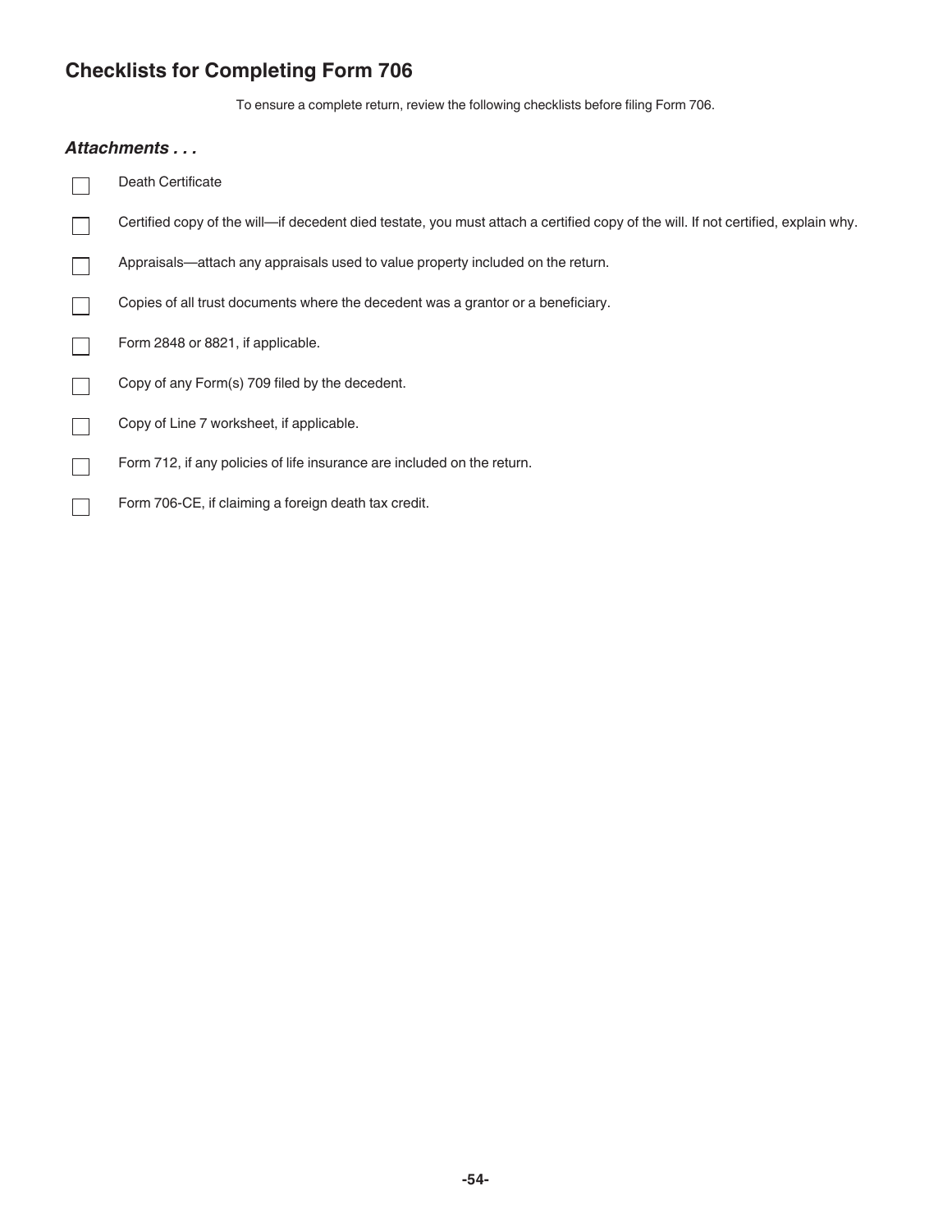# Checklists for Completing Form 706

To ensure a complete return, review the following checklists before filing Form 706.

### *Attachments . . .*

- [ ] Death Certificate
- [ ] Certified copy of the will—if decedent died testate, you must attach a certified copy of the will. If not certified, explain why.
- [ ] Appraisals—attach any appraisals used to value property included on the return.
- [ ] Copies of all trust documents where the decedent was a grantor or a beneficiary.
- [ ] Form 2848 or 8821, if applicable.
- [ ] Copy of any Form(s) 709 filed by the decedent.
- [ ] Copy of Line 7 worksheet, if applicable.
- [ ] Form 712, if any policies of life insurance are included on the return.
- [ ] Form 706-CE, if claiming a foreign death tax credit.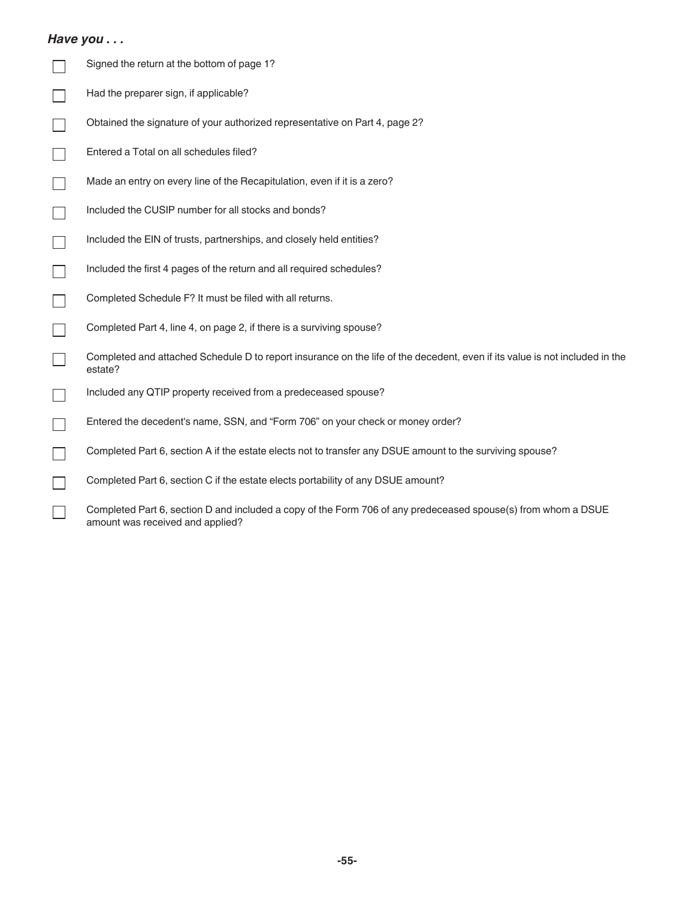***Have you . . .***

- [ ] Signed the return at the bottom of page 1?
- [ ] Had the preparer sign, if applicable?
- [ ] Obtained the signature of your authorized representative on Part 4, page 2?
- [ ] Entered a Total on all schedules filed?
- [ ] Made an entry on every line of the Recapitulation, even if it is a zero?
- [ ] Included the CUSIP number for all stocks and bonds?
- [ ] Included the EIN of trusts, partnerships, and closely held entities?
- [ ] Included the first 4 pages of the return and all required schedules?
- [ ] Completed Schedule F? It must be filed with all returns.
- [ ] Completed Part 4, line 4, on page 2, if there is a surviving spouse?
- [ ] Completed and attached Schedule D to report insurance on the life of the decedent, even if its value is not included in the estate?
- [ ] Included any QTIP property received from a predeceased spouse?
- [ ] Entered the decedent's name, SSN, and "Form 706" on your check or money order?
- [ ] Completed Part 6, section A if the estate elects not to transfer any DSUE amount to the surviving spouse?
- [ ] Completed Part 6, section C if the estate elects portability of any DSUE amount?
- [ ] Completed Part 6, section D and included a copy of the Form 706 of any predeceased spouse(s) from whom a DSUE amount was received and applied?